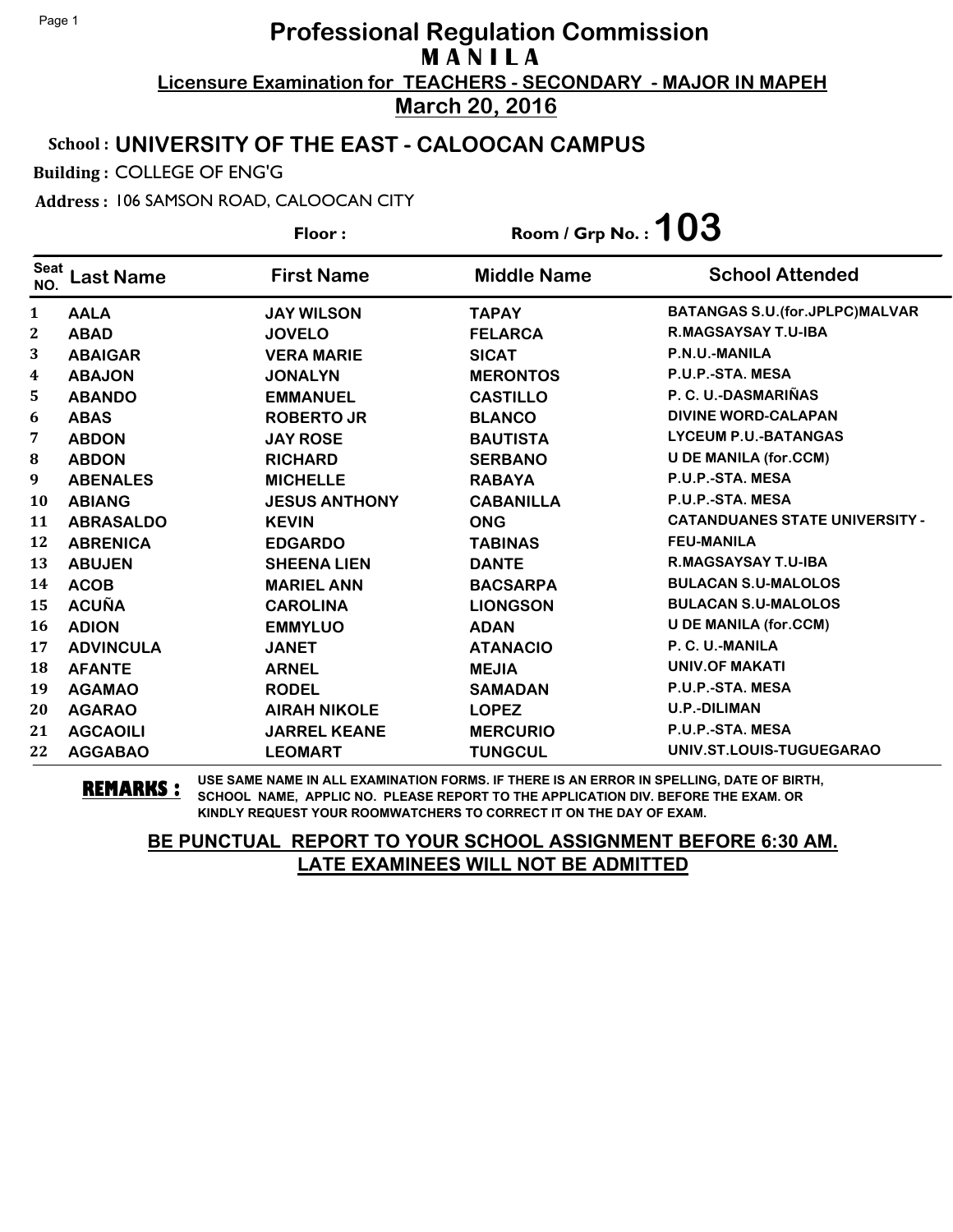# Professional Regulation Commission

## M A N I L A

**Licensure Examination for TEACHERS - SECONDARY - MAJOR IN MAPEH**

**March 20, 2016**

**School : UNIVERSITY OF THE EAST - CALOOCAN CAMPUS**

**Building :** COLLEGE OF ENG'G

**Address :** 106 SAMSON ROAD, CALOOCAN CITY

**Floor :**

**Room / Grp No. : 103**

| Seat NO. | Last Name | First Name | Middle Name | School Attended |
|---|---|---|---|---|
| 1 | AALA | JAY WILSON | TAPAY | BATANGAS S.U.(for.JPLPC)MALVAR |
| 2 | ABAD | JOVELO | FELARCA | R.MAGSAYSAY T.U-IBA |
| 3 | ABAIGAR | VERA MARIE | SICAT | P.N.U.-MANILA |
| 4 | ABAJON | JONALYN | MERONTOS | P.U.P.-STA. MESA |
| 5 | ABANDO | EMMANUEL | CASTILLO | P. C. U.-DASMARIÑAS |
| 6 | ABAS | ROBERTO JR | BLANCO | DIVINE WORD-CALAPAN |
| 7 | ABDON | JAY ROSE | BAUTISTA | LYCEUM P.U.-BATANGAS |
| 8 | ABDON | RICHARD | SERBANO | U DE MANILA (for.CCM) |
| 9 | ABENALES | MICHELLE | RABAYA | P.U.P.-STA. MESA |
| 10 | ABIANG | JESUS ANTHONY | CABANILLA | P.U.P.-STA. MESA |
| 11 | ABRASALDO | KEVIN | ONG | CATANDUANES STATE UNIVERSITY - |
| 12 | ABRENICA | EDGARDO | TABINAS | FEU-MANILA |
| 13 | ABUJEN | SHEENA LIEN | DANTE | R.MAGSAYSAY T.U-IBA |
| 14 | ACOB | MARIEL ANN | BACSARPA | BULACAN S.U-MALOLOS |
| 15 | ACUÑA | CAROLINA | LIONGSON | BULACAN S.U-MALOLOS |
| 16 | ADION | EMMYLUO | ADAN | U DE MANILA (for.CCM) |
| 17 | ADVINCULA | JANET | ATANACIO | P. C. U.-MANILA |
| 18 | AFANTE | ARNEL | MEJIA | UNIV.OF MAKATI |
| 19 | AGAMAO | RODEL | SAMADAN | P.U.P.-STA. MESA |
| 20 | AGARAO | AIRAH NIKOLE | LOPEZ | U.P.-DILIMAN |
| 21 | AGCAOILI | JARREL KEANE | MERCURIO | P.U.P.-STA. MESA |
| 22 | AGGABAO | LEOMART | TUNGCUL | UNIV.ST.LOUIS-TUGUEGARAO |

**REMARKS :** USE SAME NAME IN ALL EXAMINATION FORMS. IF THERE IS AN ERROR IN SPELLING, DATE OF BIRTH, SCHOOL NAME, APPLIC NO. PLEASE REPORT TO THE APPLICATION DIV. BEFORE THE EXAM. OR KINDLY REQUEST YOUR ROOMWATCHERS TO CORRECT IT ON THE DAY OF EXAM.

**BE PUNCTUAL REPORT TO YOUR SCHOOL ASSIGNMENT BEFORE 6:30 AM.**
**LATE EXAMINEES WILL NOT BE ADMITTED**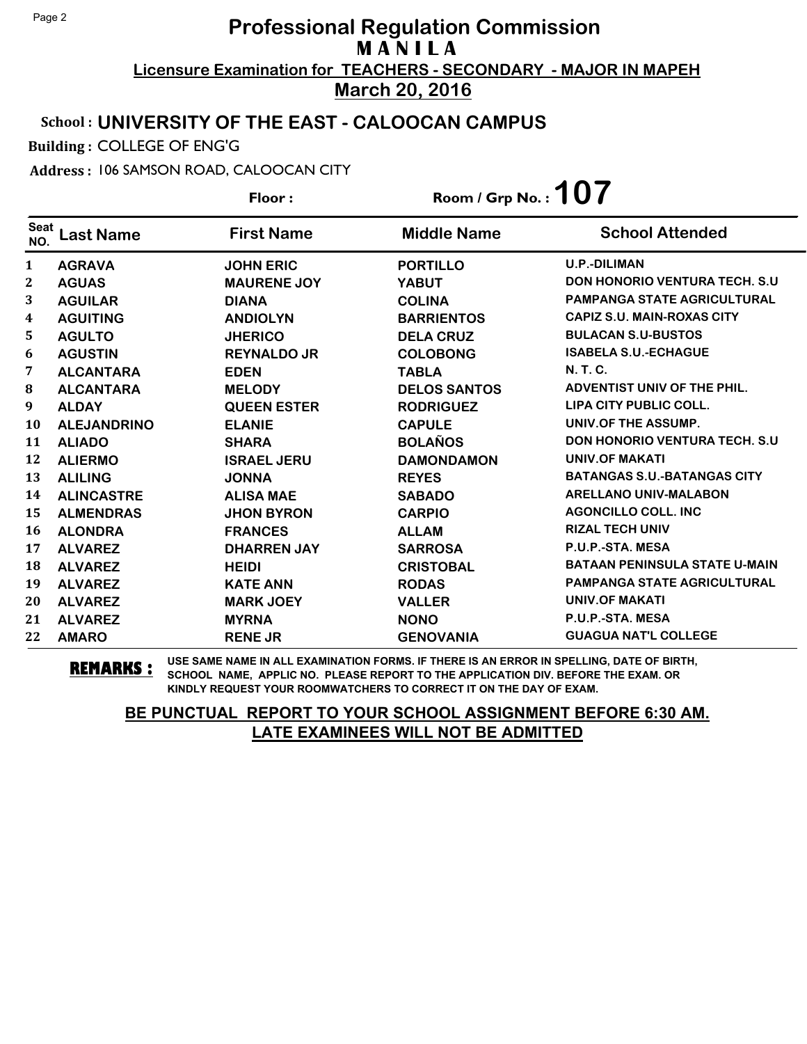# Professional Regulation Commission
## M A N I L A
### Licensure Examination for TEACHERS - SECONDARY - MAJOR IN MAPEH
### March 20, 2016

**School :** UNIVERSITY OF THE EAST - CALOOCAN CAMPUS

**Building :** COLLEGE OF ENG'G

**Address :** 106 SAMSON ROAD, CALOOCAN CITY

**Floor :**  **Room / Grp No. : 107**

| Seat NO. | Last Name | First Name | Middle Name | School Attended |
|---|---|---|---|---|
| 1 | AGRAVA | JOHN ERIC | PORTILLO | U.P.-DILIMAN |
| 2 | AGUAS | MAURENE JOY | YABUT | DON HONORIO VENTURA TECH. S.U |
| 3 | AGUILAR | DIANA | COLINA | PAMPANGA STATE AGRICULTURAL |
| 4 | AGUITING | ANDIOLYN | BARRIENTOS | CAPIZ S.U. MAIN-ROXAS CITY |
| 5 | AGULTO | JHERICO | DELA CRUZ | BULACAN S.U-BUSTOS |
| 6 | AGUSTIN | REYNALDO JR | COLOBONG | ISABELA S.U.-ECHAGUE |
| 7 | ALCANTARA | EDEN | TABLA | N. T. C. |
| 8 | ALCANTARA | MELODY | DELOS SANTOS | ADVENTIST UNIV OF THE PHIL. |
| 9 | ALDAY | QUEEN ESTER | RODRIGUEZ | LIPA CITY PUBLIC COLL. |
| 10 | ALEJANDRINO | ELANIE | CAPULE | UNIV.OF THE ASSUMP. |
| 11 | ALIADO | SHARA | BOLAÑOS | DON HONORIO VENTURA TECH. S.U |
| 12 | ALIERMO | ISRAEL JERU | DAMONDAMON | UNIV.OF MAKATI |
| 13 | ALILING | JONNA | REYES | BATANGAS S.U.-BATANGAS CITY |
| 14 | ALINCASTRE | ALISA MAE | SABADO | ARELLANO UNIV-MALABON |
| 15 | ALMENDRAS | JHON BYRON | CARPIO | AGONCILLO COLL. INC |
| 16 | ALONDRA | FRANCES | ALLAM | RIZAL TECH UNIV |
| 17 | ALVAREZ | DHARREN JAY | SARROSA | P.U.P.-STA. MESA |
| 18 | ALVAREZ | HEIDI | CRISTOBAL | BATAAN PENINSULA STATE U-MAIN |
| 19 | ALVAREZ | KATE ANN | RODAS | PAMPANGA STATE AGRICULTURAL |
| 20 | ALVAREZ | MARK JOEY | VALLER | UNIV.OF MAKATI |
| 21 | ALVAREZ | MYRNA | NONO | P.U.P.-STA. MESA |
| 22 | AMARO | RENE JR | GENOVANIA | GUAGUA NAT'L COLLEGE |

**REMARKS :** USE SAME NAME IN ALL EXAMINATION FORMS. IF THERE IS AN ERROR IN SPELLING, DATE OF BIRTH, SCHOOL NAME, APPLIC NO. PLEASE REPORT TO THE APPLICATION DIV. BEFORE THE EXAM. OR KINDLY REQUEST YOUR ROOMWATCHERS TO CORRECT IT ON THE DAY OF EXAM.

**BE PUNCTUAL REPORT TO YOUR SCHOOL ASSIGNMENT BEFORE 6:30 AM.**
**LATE EXAMINEES WILL NOT BE ADMITTED**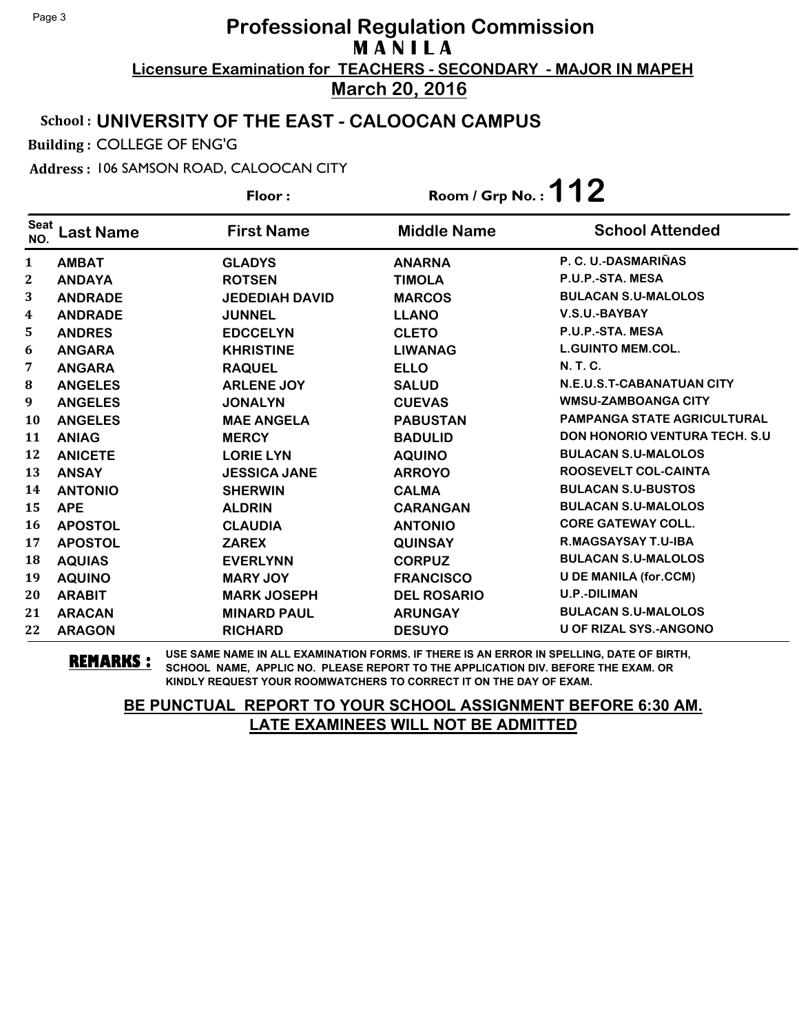# Professional Regulation Commission

## M A N I L A

**Licensure Examination for TEACHERS - SECONDARY - MAJOR IN MAPEH**

**March 20, 2016**

**School : UNIVERSITY OF THE EAST - CALOOCAN CAMPUS**

**Building :** COLLEGE OF ENG'G

**Address :** 106 SAMSON ROAD, CALOOCAN CITY

**Floor :**

**Room / Grp No. : 112**

| Seat NO. | Last Name | First Name | Middle Name | School Attended |
|---|---|---|---|---|
| 1 | AMBAT | GLADYS | ANARNA | P. C. U.-DASMARIÑAS |
| 2 | ANDAYA | ROTSEN | TIMOLA | P.U.P.-STA. MESA |
| 3 | ANDRADE | JEDEDIAH DAVID | MARCOS | BULACAN S.U-MALOLOS |
| 4 | ANDRADE | JUNNEL | LLANO | V.S.U.-BAYBAY |
| 5 | ANDRES | EDCCELYN | CLETO | P.U.P.-STA. MESA |
| 6 | ANGARA | KHRISTINE | LIWANAG | L.GUINTO MEM.COL. |
| 7 | ANGARA | RAQUEL | ELLO | N. T. C. |
| 8 | ANGELES | ARLENE JOY | SALUD | N.E.U.S.T-CABANATUAN CITY |
| 9 | ANGELES | JONALYN | CUEVAS | WMSU-ZAMBOANGA CITY |
| 10 | ANGELES | MAE ANGELA | PABUSTAN | PAMPANGA STATE AGRICULTURAL |
| 11 | ANIAG | MERCY | BADULID | DON HONORIO VENTURA TECH. S.U |
| 12 | ANICETE | LORIE LYN | AQUINO | BULACAN S.U-MALOLOS |
| 13 | ANSAY | JESSICA JANE | ARROYO | ROOSEVELT COL-CAINTA |
| 14 | ANTONIO | SHERWIN | CALMA | BULACAN S.U-BUSTOS |
| 15 | APE | ALDRIN | CARANGAN | BULACAN S.U-MALOLOS |
| 16 | APOSTOL | CLAUDIA | ANTONIO | CORE GATEWAY COLL. |
| 17 | APOSTOL | ZAREX | QUINSAY | R.MAGSAYSAY T.U-IBA |
| 18 | AQUIAS | EVERLYNN | CORPUZ | BULACAN S.U-MALOLOS |
| 19 | AQUINO | MARY JOY | FRANCISCO | U DE MANILA (for.CCM) |
| 20 | ARABIT | MARK JOSEPH | DEL ROSARIO | U.P.-DILIMAN |
| 21 | ARACAN | MINARD PAUL | ARUNGAY | BULACAN S.U-MALOLOS |
| 22 | ARAGON | RICHARD | DESUYO | U OF RIZAL SYS.-ANGONO |

**REMARKS :** USE SAME NAME IN ALL EXAMINATION FORMS. IF THERE IS AN ERROR IN SPELLING, DATE OF BIRTH, SCHOOL NAME, APPLIC NO. PLEASE REPORT TO THE APPLICATION DIV. BEFORE THE EXAM. OR KINDLY REQUEST YOUR ROOMWATCHERS TO CORRECT IT ON THE DAY OF EXAM.

**BE PUNCTUAL REPORT TO YOUR SCHOOL ASSIGNMENT BEFORE 6:30 AM. LATE EXAMINEES WILL NOT BE ADMITTED**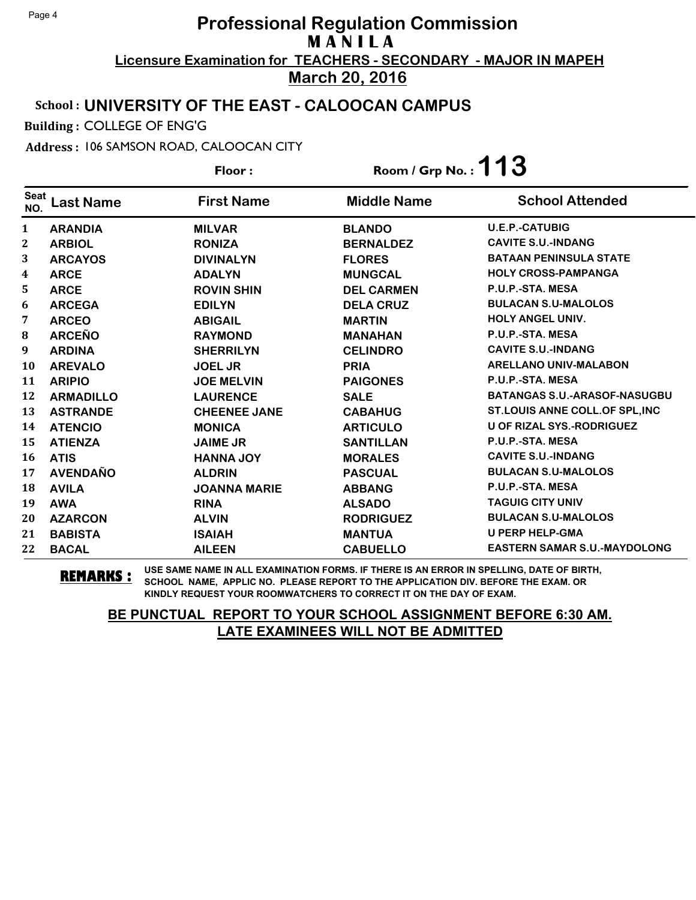# Professional Regulation Commission
## M A N I L A
**Licensure Examination for TEACHERS - SECONDARY - MAJOR IN MAPEH**
**March 20, 2016**

**School : UNIVERSITY OF THE EAST - CALOOCAN CAMPUS**

**Building :** COLLEGE OF ENG'G

**Address :** 106 SAMSON ROAD, CALOOCAN CITY

**Floor :** 　　**Room / Grp No. : 113**

| Seat NO. | Last Name | First Name | Middle Name | School Attended |
|---|---|---|---|---|
| 1 | ARANDIA | MILVAR | BLANDO | U.E.P.-CATUBIG |
| 2 | ARBIOL | RONIZA | BERNALDEZ | CAVITE S.U.-INDANG |
| 3 | ARCAYOS | DIVINALYN | FLORES | BATAAN PENINSULA STATE |
| 4 | ARCE | ADALYN | MUNGCAL | HOLY CROSS-PAMPANGA |
| 5 | ARCE | ROVIN SHIN | DEL CARMEN | P.U.P.-STA. MESA |
| 6 | ARCEGA | EDILYN | DELA CRUZ | BULACAN S.U-MALOLOS |
| 7 | ARCEO | ABIGAIL | MARTIN | HOLY ANGEL UNIV. |
| 8 | ARCEÑO | RAYMOND | MANAHAN | P.U.P.-STA. MESA |
| 9 | ARDINA | SHERRILYN | CELINDRO | CAVITE S.U.-INDANG |
| 10 | AREVALO | JOEL JR | PRIA | ARELLANO UNIV-MALABON |
| 11 | ARIPIO | JOE MELVIN | PAIGONES | P.U.P.-STA. MESA |
| 12 | ARMADILLO | LAURENCE | SALE | BATANGAS S.U.-ARASOF-NASUGBU |
| 13 | ASTRANDE | CHEENEE JANE | CABAHUG | ST.LOUIS ANNE COLL.OF SPL,INC |
| 14 | ATENCIO | MONICA | ARTICULO | U OF RIZAL SYS.-RODRIGUEZ |
| 15 | ATIENZA | JAIME JR | SANTILLAN | P.U.P.-STA. MESA |
| 16 | ATIS | HANNA JOY | MORALES | CAVITE S.U.-INDANG |
| 17 | AVENDAÑO | ALDRIN | PASCUAL | BULACAN S.U-MALOLOS |
| 18 | AVILA | JOANNA MARIE | ABBANG | P.U.P.-STA. MESA |
| 19 | AWA | RINA | ALSADO | TAGUIG CITY UNIV |
| 20 | AZARCON | ALVIN | RODRIGUEZ | BULACAN S.U-MALOLOS |
| 21 | BABISTA | ISAIAH | MANTUA | U PERP HELP-GMA |
| 22 | BACAL | AILEEN | CABUELLO | EASTERN SAMAR S.U.-MAYDOLONG |

**REMARKS :** USE SAME NAME IN ALL EXAMINATION FORMS. IF THERE IS AN ERROR IN SPELLING, DATE OF BIRTH, SCHOOL NAME, APPLIC NO. PLEASE REPORT TO THE APPLICATION DIV. BEFORE THE EXAM. OR KINDLY REQUEST YOUR ROOMWATCHERS TO CORRECT IT ON THE DAY OF EXAM.

**BE PUNCTUAL REPORT TO YOUR SCHOOL ASSIGNMENT BEFORE 6:30 AM.**
**LATE EXAMINEES WILL NOT BE ADMITTED**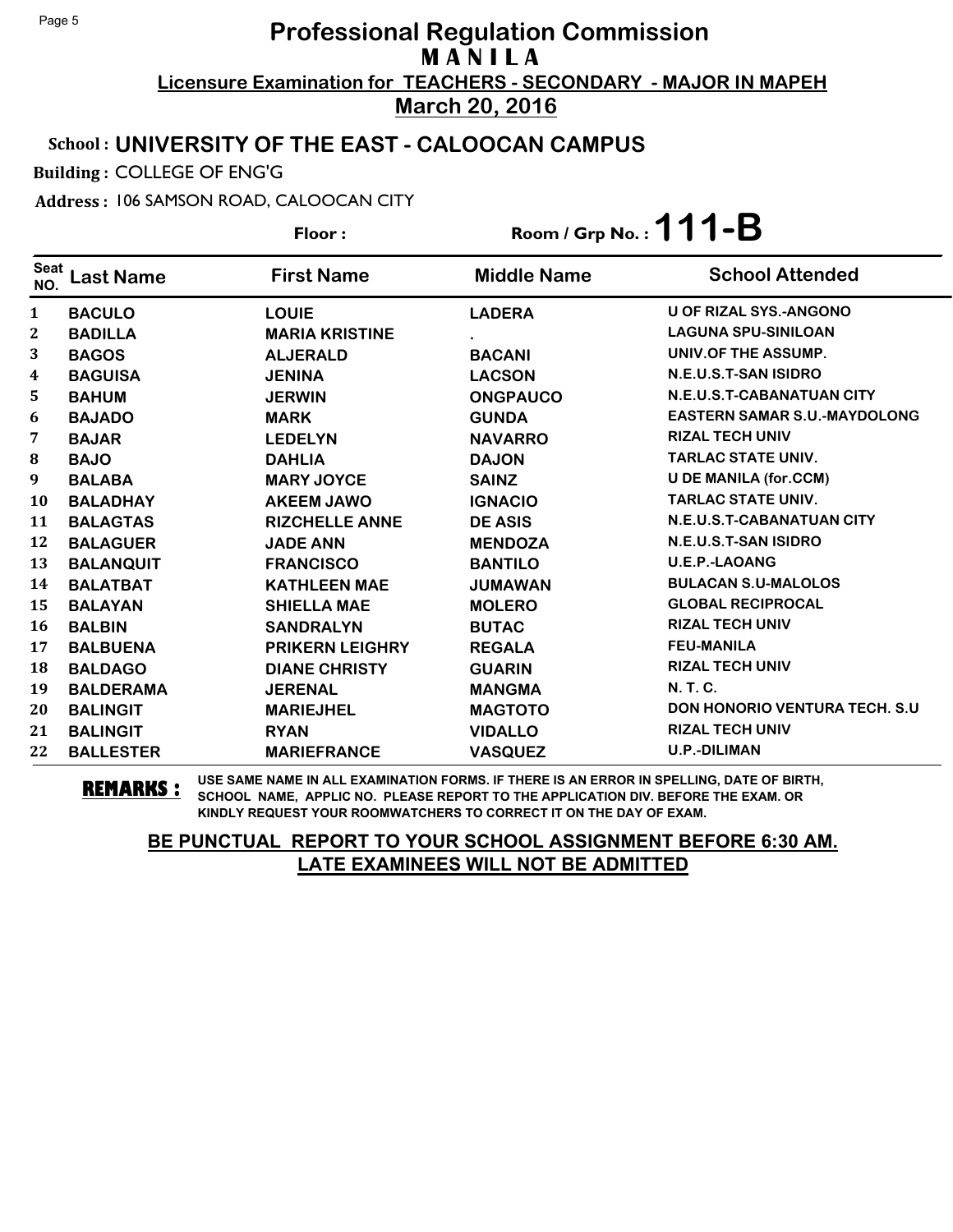# Professional Regulation Commission
## MANILA
**Licensure Examination for TEACHERS - SECONDARY - MAJOR IN MAPEH**
**March 20, 2016**

**School : UNIVERSITY OF THE EAST - CALOOCAN CAMPUS**

**Building :** COLLEGE OF ENG'G

**Address :** 106 SAMSON ROAD, CALOOCAN CITY

**Floor :** **Room / Grp No. : 111-B**

| Seat NO. | Last Name | First Name | Middle Name | School Attended |
|---|---|---|---|---|
| 1 | BACULO | LOUIE | LADERA | U OF RIZAL SYS.-ANGONO |
| 2 | BADILLA | MARIA KRISTINE | . | LAGUNA SPU-SINILOAN |
| 3 | BAGOS | ALJERALD | BACANI | UNIV.OF THE ASSUMP. |
| 4 | BAGUISA | JENINA | LACSON | N.E.U.S.T-SAN ISIDRO |
| 5 | BAHUM | JERWIN | ONGPAUCO | N.E.U.S.T-CABANATUAN CITY |
| 6 | BAJADO | MARK | GUNDA | EASTERN SAMAR S.U.-MAYDOLONG |
| 7 | BAJAR | LEDELYN | NAVARRO | RIZAL TECH UNIV |
| 8 | BAJO | DAHLIA | DAJON | TARLAC STATE UNIV. |
| 9 | BALABA | MARY JOYCE | SAINZ | U DE MANILA (for.CCM) |
| 10 | BALADHAY | AKEEM JAWO | IGNACIO | TARLAC STATE UNIV. |
| 11 | BALAGTAS | RIZCHELLE ANNE | DE ASIS | N.E.U.S.T-CABANATUAN CITY |
| 12 | BALAGUER | JADE ANN | MENDOZA | N.E.U.S.T-SAN ISIDRO |
| 13 | BALANQUIT | FRANCISCO | BANTILO | U.E.P.-LAOANG |
| 14 | BALATBAT | KATHLEEN MAE | JUMAWAN | BULACAN S.U-MALOLOS |
| 15 | BALAYAN | SHIELLA MAE | MOLERO | GLOBAL RECIPROCAL |
| 16 | BALBIN | SANDRALYN | BUTAC | RIZAL TECH UNIV |
| 17 | BALBUENA | PRIKERN LEIGHRY | REGALA | FEU-MANILA |
| 18 | BALDAGO | DIANE CHRISTY | GUARIN | RIZAL TECH UNIV |
| 19 | BALDERAMA | JERENAL | MANGMA | N. T. C. |
| 20 | BALINGIT | MARIEJHEL | MAGTOTO | DON HONORIO VENTURA TECH. S.U |
| 21 | BALINGIT | RYAN | VIDALLO | RIZAL TECH UNIV |
| 22 | BALLESTER | MARIEFRANCE | VASQUEZ | U.P.-DILIMAN |

**REMARKS :** USE SAME NAME IN ALL EXAMINATION FORMS. IF THERE IS AN ERROR IN SPELLING, DATE OF BIRTH, SCHOOL NAME, APPLIC NO. PLEASE REPORT TO THE APPLICATION DIV. BEFORE THE EXAM. OR KINDLY REQUEST YOUR ROOMWATCHERS TO CORRECT IT ON THE DAY OF EXAM.

**BE PUNCTUAL REPORT TO YOUR SCHOOL ASSIGNMENT BEFORE 6:30 AM.**
**LATE EXAMINEES WILL NOT BE ADMITTED**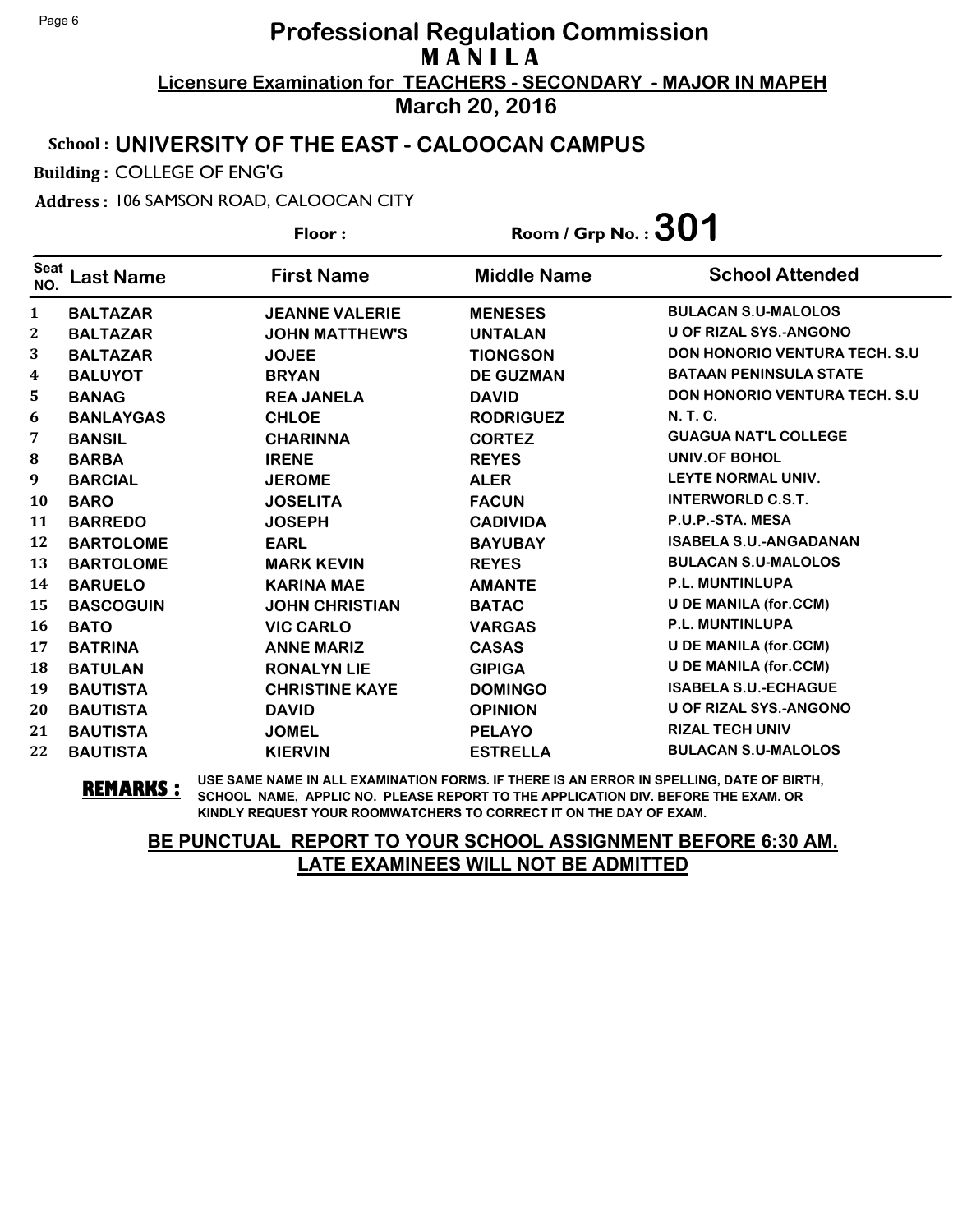# Professional Regulation Commission
## M A N I L A
### Licensure Examination for TEACHERS - SECONDARY - MAJOR IN MAPEH
### March 20, 2016

**School : UNIVERSITY OF THE EAST - CALOOCAN CAMPUS**

**Building :** COLLEGE OF ENG'G

**Address :** 106 SAMSON ROAD, CALOOCAN CITY

**Floor :** **Room / Grp No. : 301**

| Seat NO. | Last Name | First Name | Middle Name | School Attended |
|---|---|---|---|---|
| 1 | BALTAZAR | JEANNE VALERIE | MENESES | BULACAN S.U-MALOLOS |
| 2 | BALTAZAR | JOHN MATTHEW'S | UNTALAN | U OF RIZAL SYS.-ANGONO |
| 3 | BALTAZAR | JOJEE | TIONGSON | DON HONORIO VENTURA TECH. S.U |
| 4 | BALUYOT | BRYAN | DE GUZMAN | BATAAN PENINSULA STATE |
| 5 | BANAG | REA JANELA | DAVID | DON HONORIO VENTURA TECH. S.U |
| 6 | BANLAYGAS | CHLOE | RODRIGUEZ | N. T. C. |
| 7 | BANSIL | CHARINNA | CORTEZ | GUAGUA NAT'L COLLEGE |
| 8 | BARBA | IRENE | REYES | UNIV.OF BOHOL |
| 9 | BARCIAL | JEROME | ALER | LEYTE NORMAL UNIV. |
| 10 | BARO | JOSELITA | FACUN | INTERWORLD C.S.T. |
| 11 | BARREDO | JOSEPH | CADIVIDA | P.U.P.-STA. MESA |
| 12 | BARTOLOME | EARL | BAYUBAY | ISABELA S.U.-ANGADANAN |
| 13 | BARTOLOME | MARK KEVIN | REYES | BULACAN S.U-MALOLOS |
| 14 | BARUELO | KARINA MAE | AMANTE | P.L. MUNTINLUPA |
| 15 | BASCOGUIN | JOHN CHRISTIAN | BATAC | U DE MANILA (for.CCM) |
| 16 | BATO | VIC CARLO | VARGAS | P.L. MUNTINLUPA |
| 17 | BATRINA | ANNE MARIZ | CASAS | U DE MANILA (for.CCM) |
| 18 | BATULAN | RONALYN LIE | GIPIGA | U DE MANILA (for.CCM) |
| 19 | BAUTISTA | CHRISTINE KAYE | DOMINGO | ISABELA S.U.-ECHAGUE |
| 20 | BAUTISTA | DAVID | OPINION | U OF RIZAL SYS.-ANGONO |
| 21 | BAUTISTA | JOMEL | PELAYO | RIZAL TECH UNIV |
| 22 | BAUTISTA | KIERVIN | ESTRELLA | BULACAN S.U-MALOLOS |

**REMARKS :** USE SAME NAME IN ALL EXAMINATION FORMS. IF THERE IS AN ERROR IN SPELLING, DATE OF BIRTH, SCHOOL NAME, APPLIC NO. PLEASE REPORT TO THE APPLICATION DIV. BEFORE THE EXAM. OR KINDLY REQUEST YOUR ROOMWATCHERS TO CORRECT IT ON THE DAY OF EXAM.

**BE PUNCTUAL REPORT TO YOUR SCHOOL ASSIGNMENT BEFORE 6:30 AM. LATE EXAMINEES WILL NOT BE ADMITTED**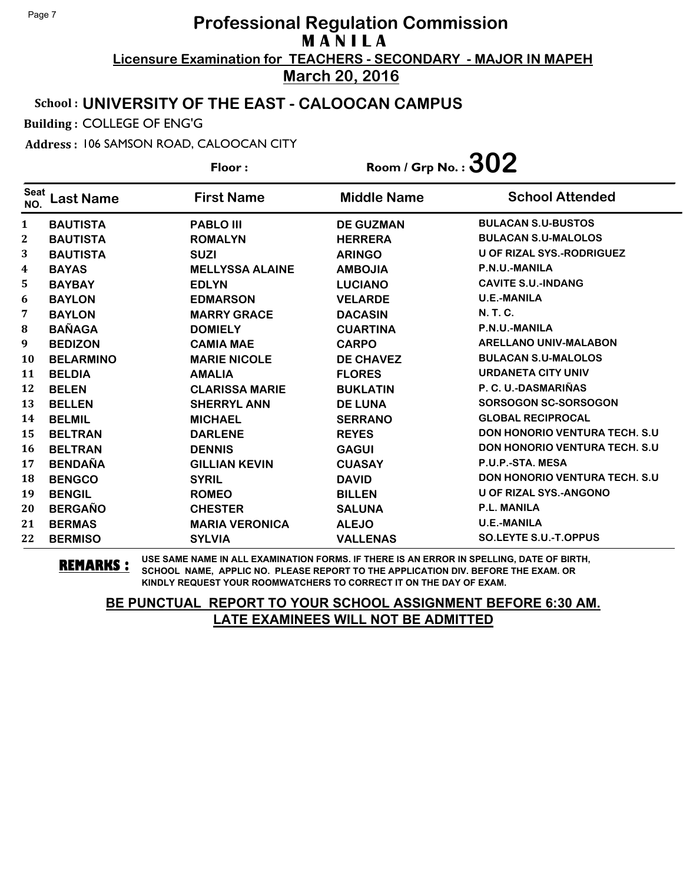# Professional Regulation Commission
## M A N I L A
### Licensure Examination for TEACHERS - SECONDARY - MAJOR IN MAPEH
### March 20, 2016

**School : UNIVERSITY OF THE EAST - CALOOCAN CAMPUS**

**Building :** COLLEGE OF ENG'G

**Address :** 106 SAMSON ROAD, CALOOCAN CITY

**Floor :** **Room / Grp No. : 302**

| Seat NO. | Last Name | First Name | Middle Name | School Attended |
|---|---|---|---|---|
| 1 | BAUTISTA | PABLO III | DE GUZMAN | BULACAN S.U-BUSTOS |
| 2 | BAUTISTA | ROMALYN | HERRERA | BULACAN S.U-MALOLOS |
| 3 | BAUTISTA | SUZI | ARINGO | U OF RIZAL SYS.-RODRIGUEZ |
| 4 | BAYAS | MELLYSSA ALAINE | AMBOJIA | P.N.U.-MANILA |
| 5 | BAYBAY | EDLYN | LUCIANO | CAVITE S.U.-INDANG |
| 6 | BAYLON | EDMARSON | VELARDE | U.E.-MANILA |
| 7 | BAYLON | MARRY GRACE | DACASIN | N. T. C. |
| 8 | BAÑAGA | DOMIELY | CUARTINA | P.N.U.-MANILA |
| 9 | BEDIZON | CAMIA MAE | CARPO | ARELLANO UNIV-MALABON |
| 10 | BELARMINO | MARIE NICOLE | DE CHAVEZ | BULACAN S.U-MALOLOS |
| 11 | BELDIA | AMALIA | FLORES | URDANETA CITY UNIV |
| 12 | BELEN | CLARISSA MARIE | BUKLATIN | P. C. U.-DASMARIÑAS |
| 13 | BELLEN | SHERRYL ANN | DE LUNA | SORSOGON SC-SORSOGON |
| 14 | BELMIL | MICHAEL | SERRANO | GLOBAL RECIPROCAL |
| 15 | BELTRAN | DARLENE | REYES | DON HONORIO VENTURA TECH. S.U |
| 16 | BELTRAN | DENNIS | GAGUI | DON HONORIO VENTURA TECH. S.U |
| 17 | BENDAÑA | GILLIAN KEVIN | CUASAY | P.U.P.-STA. MESA |
| 18 | BENGCO | SYRIL | DAVID | DON HONORIO VENTURA TECH. S.U |
| 19 | BENGIL | ROMEO | BILLEN | U OF RIZAL SYS.-ANGONO |
| 20 | BERGAÑO | CHESTER | SALUNA | P.L. MANILA |
| 21 | BERMAS | MARIA VERONICA | ALEJO | U.E.-MANILA |
| 22 | BERMISO | SYLVIA | VALLENAS | SO.LEYTE S.U.-T.OPPUS |

**REMARKS :** USE SAME NAME IN ALL EXAMINATION FORMS. IF THERE IS AN ERROR IN SPELLING, DATE OF BIRTH, SCHOOL NAME, APPLIC NO. PLEASE REPORT TO THE APPLICATION DIV. BEFORE THE EXAM. OR KINDLY REQUEST YOUR ROOMWATCHERS TO CORRECT IT ON THE DAY OF EXAM.

**BE PUNCTUAL REPORT TO YOUR SCHOOL ASSIGNMENT BEFORE 6:30 AM.**
**LATE EXAMINEES WILL NOT BE ADMITTED**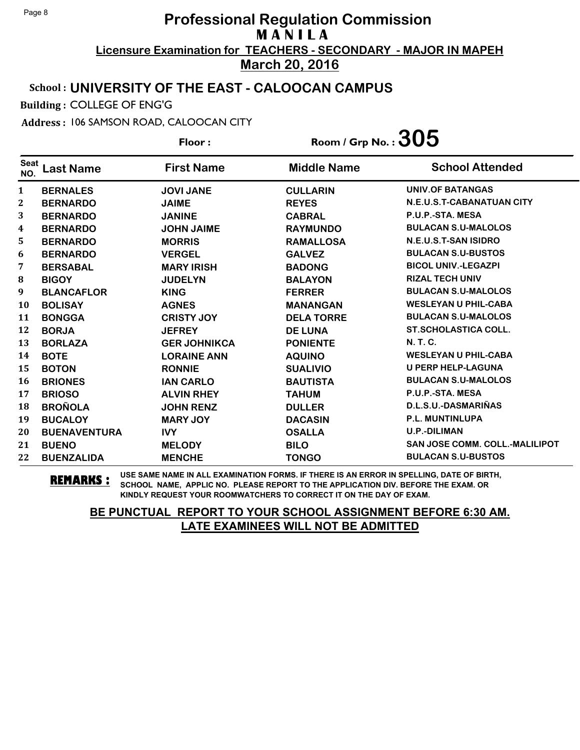# Professional Regulation Commission
## M A N I L A

**Licensure Examination for TEACHERS - SECONDARY - MAJOR IN MAPEH**

**March 20, 2016**

**School : UNIVERSITY OF THE EAST - CALOOCAN CAMPUS**

**Building :** COLLEGE OF ENG'G

**Address :** 106 SAMSON ROAD, CALOOCAN CITY

**Floor :** 

**Room / Grp No. : 305**

| Seat NO. | Last Name | First Name | Middle Name | School Attended |
|---|---|---|---|---|
| 1 | BERNALES | JOVI JANE | CULLARIN | UNIV.OF BATANGAS |
| 2 | BERNARDO | JAIME | REYES | N.E.U.S.T-CABANATUAN CITY |
| 3 | BERNARDO | JANINE | CABRAL | P.U.P.-STA. MESA |
| 4 | BERNARDO | JOHN JAIME | RAYMUNDO | BULACAN S.U-MALOLOS |
| 5 | BERNARDO | MORRIS | RAMALLOSA | N.E.U.S.T-SAN ISIDRO |
| 6 | BERNARDO | VERGEL | GALVEZ | BULACAN S.U-BUSTOS |
| 7 | BERSABAL | MARY IRISH | BADONG | BICOL UNIV.-LEGAZPI |
| 8 | BIGOY | JUDELYN | BALAYON | RIZAL TECH UNIV |
| 9 | BLANCAFLOR | KING | FERRER | BULACAN S.U-MALOLOS |
| 10 | BOLISAY | AGNES | MANANGAN | WESLEYAN U PHIL-CABA |
| 11 | BONGGA | CRISTY JOY | DELA TORRE | BULACAN S.U-MALOLOS |
| 12 | BORJA | JEFREY | DE LUNA | ST.SCHOLASTICA COLL. |
| 13 | BORLAZA | GER JOHNIKCA | PONIENTE | N. T. C. |
| 14 | BOTE | LORAINE ANN | AQUINO | WESLEYAN U PHIL-CABA |
| 15 | BOTON | RONNIE | SUALIVIO | U PERP HELP-LAGUNA |
| 16 | BRIONES | IAN CARLO | BAUTISTA | BULACAN S.U-MALOLOS |
| 17 | BRIOSO | ALVIN RHEY | TAHUM | P.U.P.-STA. MESA |
| 18 | BROÑOLA | JOHN RENZ | DULLER | D.L.S.U.-DASMARIÑAS |
| 19 | BUCALOY | MARY JOY | DACASIN | P.L. MUNTINLUPA |
| 20 | BUENAVENTURA | IVY | OSALLA | U.P.-DILIMAN |
| 21 | BUENO | MELODY | BILO | SAN JOSE COMM. COLL.-MALILIPOT |
| 22 | BUENZALIDA | MENCHE | TONGO | BULACAN S.U-BUSTOS |

**REMARKS :** USE SAME NAME IN ALL EXAMINATION FORMS. IF THERE IS AN ERROR IN SPELLING, DATE OF BIRTH, SCHOOL NAME, APPLIC NO. PLEASE REPORT TO THE APPLICATION DIV. BEFORE THE EXAM. OR KINDLY REQUEST YOUR ROOMWATCHERS TO CORRECT IT ON THE DAY OF EXAM.

**BE PUNCTUAL REPORT TO YOUR SCHOOL ASSIGNMENT BEFORE 6:30 AM. LATE EXAMINEES WILL NOT BE ADMITTED**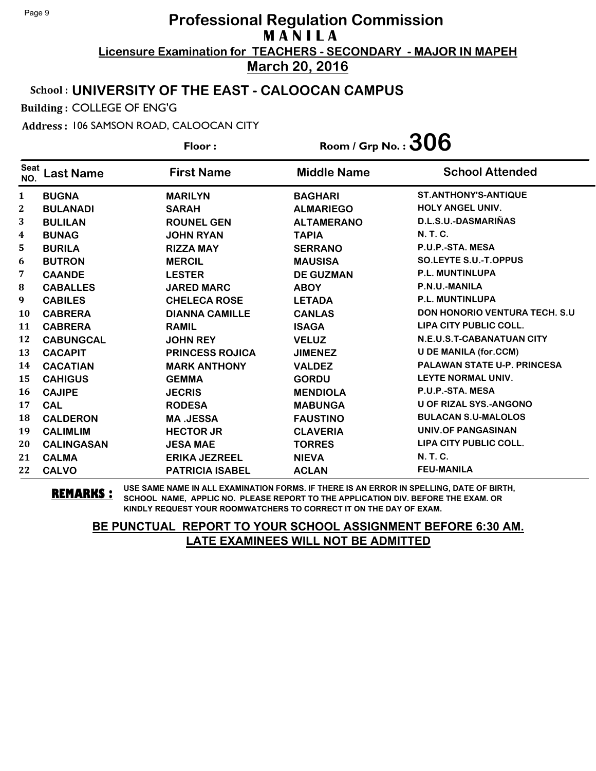# Professional Regulation Commission
## M A N I L A
**Licensure Examination for TEACHERS - SECONDARY - MAJOR IN MAPEH**
**March 20, 2016**

**School : UNIVERSITY OF THE EAST - CALOOCAN CAMPUS**

**Building :** COLLEGE OF ENG'G

**Address :** 106 SAMSON ROAD, CALOOCAN CITY

**Floor :** **Room / Grp No. : 306**

| Seat NO. | Last Name | First Name | Middle Name | School Attended |
|---|---|---|---|---|
| 1 | BUGNA | MARILYN | BAGHARI | ST.ANTHONY'S-ANTIQUE |
| 2 | BULANADI | SARAH | ALMARIEGO | HOLY ANGEL UNIV. |
| 3 | BULILAN | ROUNEL GEN | ALTAMERANO | D.L.S.U.-DASMARIÑAS |
| 4 | BUNAG | JOHN RYAN | TAPIA | N. T. C. |
| 5 | BURILA | RIZZA MAY | SERRANO | P.U.P.-STA. MESA |
| 6 | BUTRON | MERCIL | MAUSISA | SO.LEYTE S.U.-T.OPPUS |
| 7 | CAANDE | LESTER | DE GUZMAN | P.L. MUNTINLUPA |
| 8 | CABALLES | JARED MARC | ABOY | P.N.U.-MANILA |
| 9 | CABILES | CHELECA ROSE | LETADA | P.L. MUNTINLUPA |
| 10 | CABRERA | DIANNA CAMILLE | CANLAS | DON HONORIO VENTURA TECH. S.U |
| 11 | CABRERA | RAMIL | ISAGA | LIPA CITY PUBLIC COLL. |
| 12 | CABUNGCAL | JOHN REY | VELUZ | N.E.U.S.T-CABANATUAN CITY |
| 13 | CACAPIT | PRINCESS ROJICA | JIMENEZ | U DE MANILA (for.CCM) |
| 14 | CACATIAN | MARK ANTHONY | VALDEZ | PALAWAN STATE U-P. PRINCESA |
| 15 | CAHIGUS | GEMMA | GORDU | LEYTE NORMAL UNIV. |
| 16 | CAJIPE | JECRIS | MENDIOLA | P.U.P.-STA. MESA |
| 17 | CAL | RODESA | MABUNGA | U OF RIZAL SYS.-ANGONO |
| 18 | CALDERON | MA .JESSA | FAUSTINO | BULACAN S.U-MALOLOS |
| 19 | CALIMLIM | HECTOR JR | CLAVERIA | UNIV.OF PANGASINAN |
| 20 | CALINGASAN | JESA MAE | TORRES | LIPA CITY PUBLIC COLL. |
| 21 | CALMA | ERIKA JEZREEL | NIEVA | N. T. C. |
| 22 | CALVO | PATRICIA ISABEL | ACLAN | FEU-MANILA |

**REMARKS :** USE SAME NAME IN ALL EXAMINATION FORMS. IF THERE IS AN ERROR IN SPELLING, DATE OF BIRTH, SCHOOL NAME, APPLIC NO. PLEASE REPORT TO THE APPLICATION DIV. BEFORE THE EXAM. OR KINDLY REQUEST YOUR ROOMWATCHERS TO CORRECT IT ON THE DAY OF EXAM.

**BE PUNCTUAL REPORT TO YOUR SCHOOL ASSIGNMENT BEFORE 6:30 AM.**
**LATE EXAMINEES WILL NOT BE ADMITTED**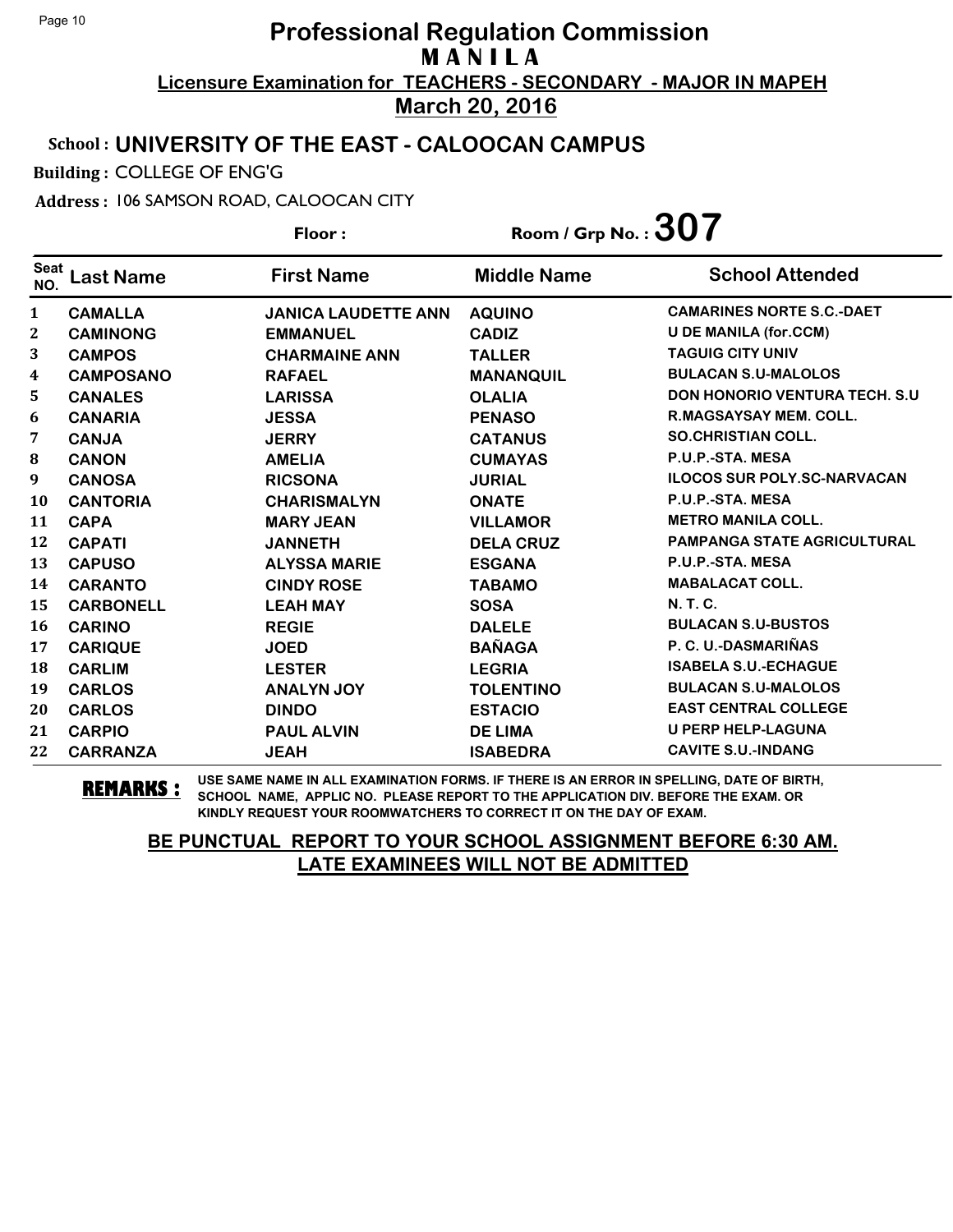# Professional Regulation Commission
## MANILA
**Licensure Examination for TEACHERS - SECONDARY - MAJOR IN MAPEH**
**March 20, 2016**

**School : UNIVERSITY OF THE EAST - CALOOCAN CAMPUS**

**Building :** COLLEGE OF ENG'G

**Address :** 106 SAMSON ROAD, CALOOCAN CITY

**Floor :**  **Room / Grp No. : 307**

| Seat NO. | Last Name | First Name | Middle Name | School Attended |
|---|---|---|---|---|
| 1 | CAMALLA | JANICA LAUDETTE ANN | AQUINO | CAMARINES NORTE S.C.-DAET |
| 2 | CAMINONG | EMMANUEL | CADIZ | U DE MANILA (for.CCM) |
| 3 | CAMPOS | CHARMAINE ANN | TALLER | TAGUIG CITY UNIV |
| 4 | CAMPOSANO | RAFAEL | MANANQUIL | BULACAN S.U-MALOLOS |
| 5 | CANALES | LARISSA | OLALIA | DON HONORIO VENTURA TECH. S.U |
| 6 | CANARIA | JESSA | PENASO | R.MAGSAYSAY MEM. COLL. |
| 7 | CANJA | JERRY | CATANUS | SO.CHRISTIAN COLL. |
| 8 | CANON | AMELIA | CUMAYAS | P.U.P.-STA. MESA |
| 9 | CANOSA | RICSONA | JURIAL | ILOCOS SUR POLY.SC-NARVACAN |
| 10 | CANTORIA | CHARISMALYN | ONATE | P.U.P.-STA. MESA |
| 11 | CAPA | MARY JEAN | VILLAMOR | METRO MANILA COLL. |
| 12 | CAPATI | JANNETH | DELA CRUZ | PAMPANGA STATE AGRICULTURAL |
| 13 | CAPUSO | ALYSSA MARIE | ESGANA | P.U.P.-STA. MESA |
| 14 | CARANTO | CINDY ROSE | TABAMO | MABALACAT COLL. |
| 15 | CARBONELL | LEAH MAY | SOSA | N. T. C. |
| 16 | CARINO | REGIE | DALELE | BULACAN S.U-BUSTOS |
| 17 | CARIQUE | JOED | BAÑAGA | P. C. U.-DASMARIÑAS |
| 18 | CARLIM | LESTER | LEGRIA | ISABELA S.U.-ECHAGUE |
| 19 | CARLOS | ANALYN JOY | TOLENTINO | BULACAN S.U-MALOLOS |
| 20 | CARLOS | DINDO | ESTACIO | EAST CENTRAL COLLEGE |
| 21 | CARPIO | PAUL ALVIN | DE LIMA | U PERP HELP-LAGUNA |
| 22 | CARRANZA | JEAH | ISABEDRA | CAVITE S.U.-INDANG |

**REMARKS :** USE SAME NAME IN ALL EXAMINATION FORMS. IF THERE IS AN ERROR IN SPELLING, DATE OF BIRTH, SCHOOL NAME, APPLIC NO. PLEASE REPORT TO THE APPLICATION DIV. BEFORE THE EXAM. OR KINDLY REQUEST YOUR ROOMWATCHERS TO CORRECT IT ON THE DAY OF EXAM.

**BE PUNCTUAL REPORT TO YOUR SCHOOL ASSIGNMENT BEFORE 6:30 AM.**
**LATE EXAMINEES WILL NOT BE ADMITTED**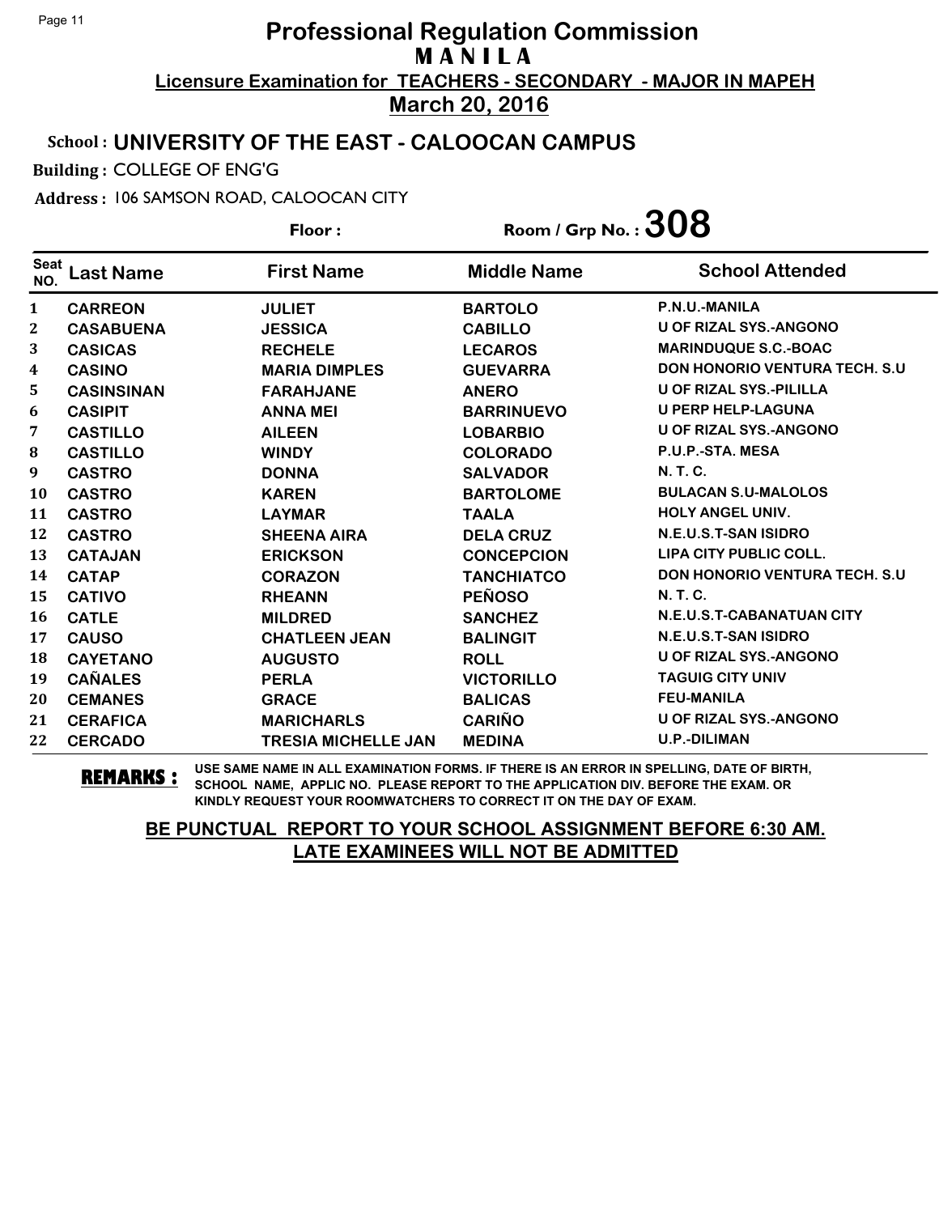# Professional Regulation Commission
## M A N I L A
### Licensure Examination for TEACHERS - SECONDARY - MAJOR IN MAPEH
### March 20, 2016

**School : UNIVERSITY OF THE EAST - CALOOCAN CAMPUS**

**Building :** COLLEGE OF ENG'G

**Address :** 106 SAMSON ROAD, CALOOCAN CITY

**Floor :** 

**Room / Grp No. : 308**

| Seat NO. | Last Name | First Name | Middle Name | School Attended |
|---|---|---|---|---|
| 1 | CARREON | JULIET | BARTOLO | P.N.U.-MANILA |
| 2 | CASABUENA | JESSICA | CABILLO | U OF RIZAL SYS.-ANGONO |
| 3 | CASICAS | RECHELE | LECAROS | MARINDUQUE S.C.-BOAC |
| 4 | CASINO | MARIA DIMPLES | GUEVARRA | DON HONORIO VENTURA TECH. S.U |
| 5 | CASINSINAN | FARAHJANE | ANERO | U OF RIZAL SYS.-PILILLA |
| 6 | CASIPIT | ANNA MEI | BARRINUEVO | U PERP HELP-LAGUNA |
| 7 | CASTILLO | AILEEN | LOBARBIO | U OF RIZAL SYS.-ANGONO |
| 8 | CASTILLO | WINDY | COLORADO | P.U.P.-STA. MESA |
| 9 | CASTRO | DONNA | SALVADOR | N. T. C. |
| 10 | CASTRO | KAREN | BARTOLOME | BULACAN S.U-MALOLOS |
| 11 | CASTRO | LAYMAR | TAALA | HOLY ANGEL UNIV. |
| 12 | CASTRO | SHEENA AIRA | DELA CRUZ | N.E.U.S.T-SAN ISIDRO |
| 13 | CATAJAN | ERICKSON | CONCEPCION | LIPA CITY PUBLIC COLL. |
| 14 | CATAP | CORAZON | TANCHIATCO | DON HONORIO VENTURA TECH. S.U |
| 15 | CATIVO | RHEANN | PEÑOSO | N. T. C. |
| 16 | CATLE | MILDRED | SANCHEZ | N.E.U.S.T-CABANATUAN CITY |
| 17 | CAUSO | CHATLEEN JEAN | BALINGIT | N.E.U.S.T-SAN ISIDRO |
| 18 | CAYETANO | AUGUSTO | ROLL | U OF RIZAL SYS.-ANGONO |
| 19 | CAÑALES | PERLA | VICTORILLO | TAGUIG CITY UNIV |
| 20 | CEMANES | GRACE | BALICAS | FEU-MANILA |
| 21 | CERAFICA | MARICHARLS | CARIÑO | U OF RIZAL SYS.-ANGONO |
| 22 | CERCADO | TRESIA MICHELLE JAN | MEDINA | U.P.-DILIMAN |

**REMARKS :** USE SAME NAME IN ALL EXAMINATION FORMS. IF THERE IS AN ERROR IN SPELLING, DATE OF BIRTH, SCHOOL NAME, APPLIC NO. PLEASE REPORT TO THE APPLICATION DIV. BEFORE THE EXAM. OR KINDLY REQUEST YOUR ROOMWATCHERS TO CORRECT IT ON THE DAY OF EXAM.

**BE PUNCTUAL REPORT TO YOUR SCHOOL ASSIGNMENT BEFORE 6:30 AM.**
**LATE EXAMINEES WILL NOT BE ADMITTED**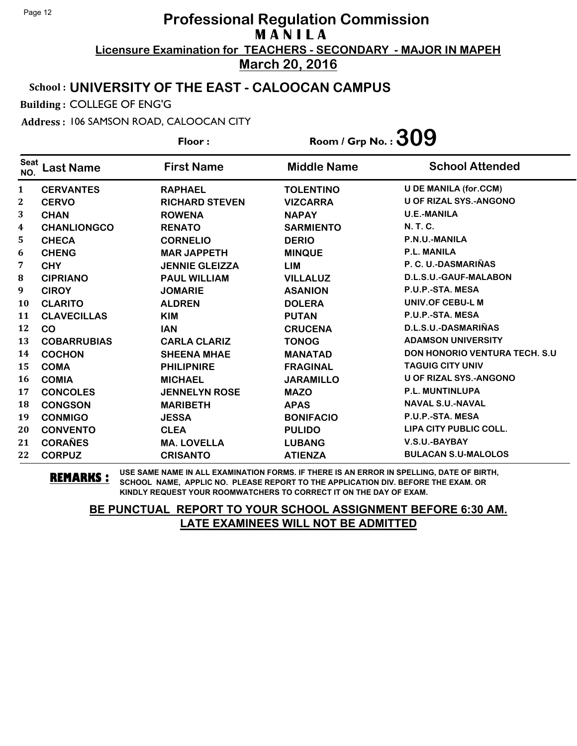# Professional Regulation Commission
## MANILA
### Licensure Examination for TEACHERS - SECONDARY - MAJOR IN MAPEH
### March 20, 2016

**School : UNIVERSITY OF THE EAST - CALOOCAN CAMPUS**

**Building :** COLLEGE OF ENG'G

**Address :** 106 SAMSON ROAD, CALOOCAN CITY

**Floor :** **Room / Grp No. : 309**

| Seat NO. | Last Name | First Name | Middle Name | School Attended |
|---|---|---|---|---|
| 1 | CERVANTES | RAPHAEL | TOLENTINO | U DE MANILA (for.CCM) |
| 2 | CERVO | RICHARD STEVEN | VIZCARRA | U OF RIZAL SYS.-ANGONO |
| 3 | CHAN | ROWENA | NAPAY | U.E.-MANILA |
| 4 | CHANLIONGCO | RENATO | SARMIENTO | N. T. C. |
| 5 | CHECA | CORNELIO | DERIO | P.N.U.-MANILA |
| 6 | CHENG | MAR JAPPETH | MINQUE | P.L. MANILA |
| 7 | CHY | JENNIE GLEIZZA | LIM | P. C. U.-DASMARIÑAS |
| 8 | CIPRIANO | PAUL WILLIAM | VILLALUZ | D.L.S.U.-GAUF-MALABON |
| 9 | CIROY | JOMARIE | ASANION | P.U.P.-STA. MESA |
| 10 | CLARITO | ALDREN | DOLERA | UNIV.OF CEBU-L M |
| 11 | CLAVECILLAS | KIM | PUTAN | P.U.P.-STA. MESA |
| 12 | CO | IAN | CRUCENA | D.L.S.U.-DASMARIÑAS |
| 13 | COBARRUBIAS | CARLA CLARIZ | TONOG | ADAMSON UNIVERSITY |
| 14 | COCHON | SHEENA MHAE | MANATAD | DON HONORIO VENTURA TECH. S.U |
| 15 | COMA | PHILIPNIRE | FRAGINAL | TAGUIG CITY UNIV |
| 16 | COMIA | MICHAEL | JARAMILLO | U OF RIZAL SYS.-ANGONO |
| 17 | CONCOLES | JENNELYN ROSE | MAZO | P.L. MUNTINLUPA |
| 18 | CONGSON | MARIBETH | APAS | NAVAL S.U.-NAVAL |
| 19 | CONMIGO | JESSA | BONIFACIO | P.U.P.-STA. MESA |
| 20 | CONVENTO | CLEA | PULIDO | LIPA CITY PUBLIC COLL. |
| 21 | CORAÑES | MA. LOVELLA | LUBANG | V.S.U.-BAYBAY |
| 22 | CORPUZ | CRISANTO | ATIENZA | BULACAN S.U-MALOLOS |

**REMARKS :** USE SAME NAME IN ALL EXAMINATION FORMS. IF THERE IS AN ERROR IN SPELLING, DATE OF BIRTH, SCHOOL NAME, APPLIC NO. PLEASE REPORT TO THE APPLICATION DIV. BEFORE THE EXAM. OR KINDLY REQUEST YOUR ROOMWATCHERS TO CORRECT IT ON THE DAY OF EXAM.

**BE PUNCTUAL REPORT TO YOUR SCHOOL ASSIGNMENT BEFORE 6:30 AM.**
**LATE EXAMINEES WILL NOT BE ADMITTED**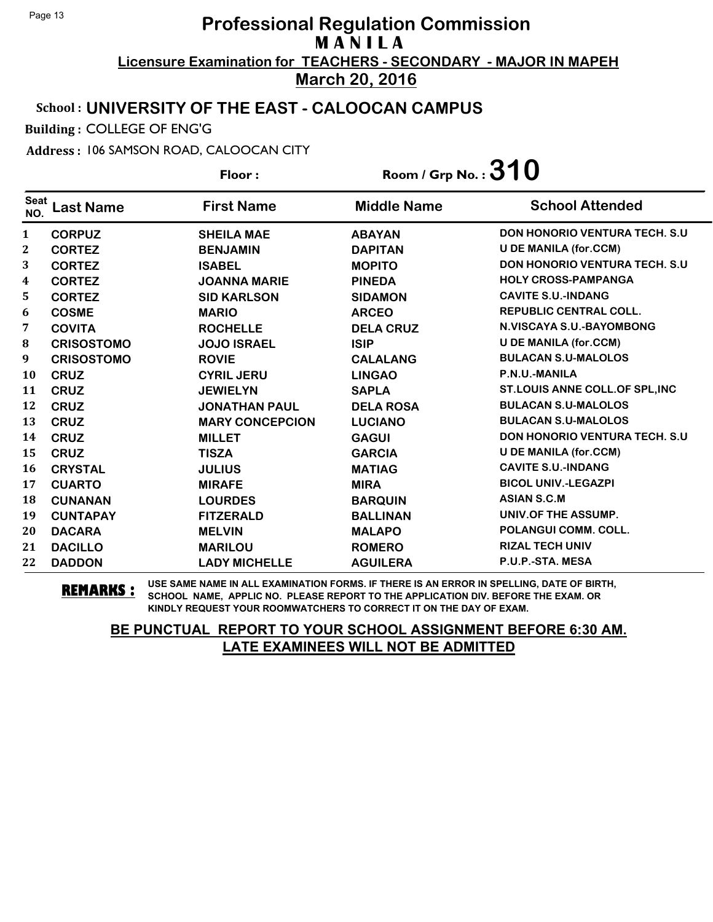# Professional Regulation Commission
## M A N I L A
**Licensure Examination for TEACHERS - SECONDARY - MAJOR IN MAPEH**
**March 20, 2016**

**School : UNIVERSITY OF THE EAST - CALOOCAN CAMPUS**

**Building :** COLLEGE OF ENG'G

**Address :** 106 SAMSON ROAD, CALOOCAN CITY

**Floor :** **Room / Grp No. : 310**

| Seat NO. | Last Name | First Name | Middle Name | School Attended |
|---|---|---|---|---|
| 1 | CORPUZ | SHEILA MAE | ABAYAN | DON HONORIO VENTURA TECH. S.U |
| 2 | CORTEZ | BENJAMIN | DAPITAN | U DE MANILA (for.CCM) |
| 3 | CORTEZ | ISABEL | MOPITO | DON HONORIO VENTURA TECH. S.U |
| 4 | CORTEZ | JOANNA MARIE | PINEDA | HOLY CROSS-PAMPANGA |
| 5 | CORTEZ | SID KARLSON | SIDAMON | CAVITE S.U.-INDANG |
| 6 | COSME | MARIO | ARCEO | REPUBLIC CENTRAL COLL. |
| 7 | COVITA | ROCHELLE | DELA CRUZ | N.VISCAYA S.U.-BAYOMBONG |
| 8 | CRISOSTOMO | JOJO ISRAEL | ISIP | U DE MANILA (for.CCM) |
| 9 | CRISOSTOMO | ROVIE | CALALANG | BULACAN S.U-MALOLOS |
| 10 | CRUZ | CYRIL JERU | LINGAO | P.N.U.-MANILA |
| 11 | CRUZ | JEWIELYN | SAPLA | ST.LOUIS ANNE COLL.OF SPL,INC |
| 12 | CRUZ | JONATHAN PAUL | DELA ROSA | BULACAN S.U-MALOLOS |
| 13 | CRUZ | MARY CONCEPCION | LUCIANO | BULACAN S.U-MALOLOS |
| 14 | CRUZ | MILLET | GAGUI | DON HONORIO VENTURA TECH. S.U |
| 15 | CRUZ | TISZA | GARCIA | U DE MANILA (for.CCM) |
| 16 | CRYSTAL | JULIUS | MATIAG | CAVITE S.U.-INDANG |
| 17 | CUARTO | MIRAFE | MIRA | BICOL UNIV.-LEGAZPI |
| 18 | CUNANAN | LOURDES | BARQUIN | ASIAN S.C.M |
| 19 | CUNTAPAY | FITZERALD | BALLINAN | UNIV.OF THE ASSUMP. |
| 20 | DACARA | MELVIN | MALAPO | POLANGUI COMM. COLL. |
| 21 | DACILLO | MARILOU | ROMERO | RIZAL TECH UNIV |
| 22 | DADDON | LADY MICHELLE | AGUILERA | P.U.P.-STA. MESA |

**REMARKS :** USE SAME NAME IN ALL EXAMINATION FORMS. IF THERE IS AN ERROR IN SPELLING, DATE OF BIRTH, SCHOOL NAME, APPLIC NO. PLEASE REPORT TO THE APPLICATION DIV. BEFORE THE EXAM. OR KINDLY REQUEST YOUR ROOMWATCHERS TO CORRECT IT ON THE DAY OF EXAM.

**BE PUNCTUAL REPORT TO YOUR SCHOOL ASSIGNMENT BEFORE 6:30 AM.**
**LATE EXAMINEES WILL NOT BE ADMITTED**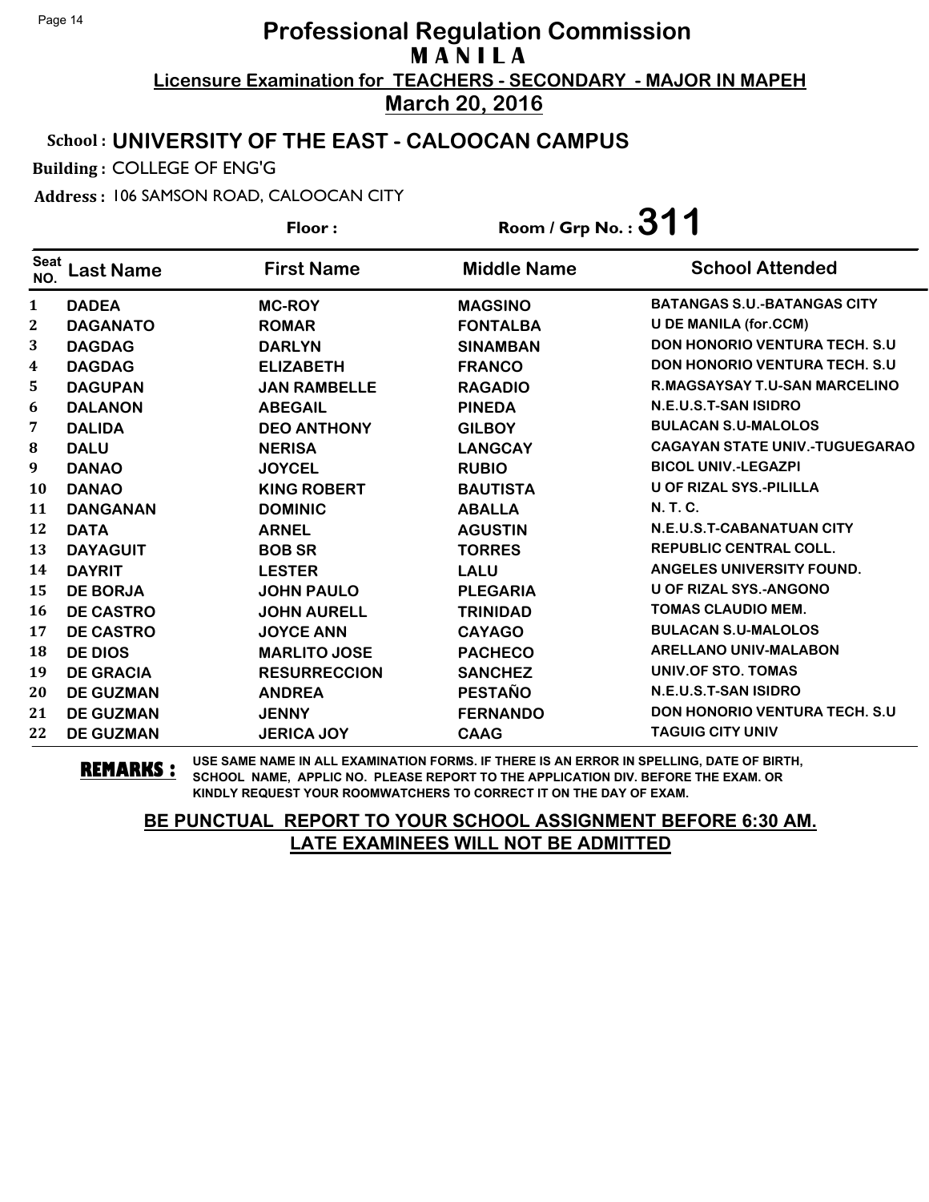# Professional Regulation Commission
## MANILA
### Licensure Examination for TEACHERS - SECONDARY - MAJOR IN MAPEH
### March 20, 2016

**School : UNIVERSITY OF THE EAST - CALOOCAN CAMPUS**

**Building :** COLLEGE OF ENG'G

**Address :** 106 SAMSON ROAD, CALOOCAN CITY

**Floor :** 

**Room / Grp No. : 311**

| Seat NO. | Last Name | First Name | Middle Name | School Attended |
|---|---|---|---|---|
| 1 | DADEA | MC-ROY | MAGSINO | BATANGAS S.U.-BATANGAS CITY |
| 2 | DAGANATO | ROMAR | FONTALBA | U DE MANILA (for.CCM) |
| 3 | DAGDAG | DARLYN | SINAMBAN | DON HONORIO VENTURA TECH. S.U |
| 4 | DAGDAG | ELIZABETH | FRANCO | DON HONORIO VENTURA TECH. S.U |
| 5 | DAGUPAN | JAN RAMBELLE | RAGADIO | R.MAGSAYSAY T.U-SAN MARCELINO |
| 6 | DALANON | ABEGAIL | PINEDA | N.E.U.S.T-SAN ISIDRO |
| 7 | DALIDA | DEO ANTHONY | GILBOY | BULACAN S.U-MALOLOS |
| 8 | DALU | NERISA | LANGCAY | CAGAYAN STATE UNIV.-TUGUEGARAO |
| 9 | DANAO | JOYCEL | RUBIO | BICOL UNIV.-LEGAZPI |
| 10 | DANAO | KING ROBERT | BAUTISTA | U OF RIZAL SYS.-PILILLA |
| 11 | DANGANAN | DOMINIC | ABALLA | N. T. C. |
| 12 | DATA | ARNEL | AGUSTIN | N.E.U.S.T-CABANATUAN CITY |
| 13 | DAYAGUIT | BOB SR | TORRES | REPUBLIC CENTRAL COLL. |
| 14 | DAYRIT | LESTER | LALU | ANGELES UNIVERSITY FOUND. |
| 15 | DE BORJA | JOHN PAULO | PLEGARIA | U OF RIZAL SYS.-ANGONO |
| 16 | DE CASTRO | JOHN AURELL | TRINIDAD | TOMAS CLAUDIO MEM. |
| 17 | DE CASTRO | JOYCE ANN | CAYAGO | BULACAN S.U-MALOLOS |
| 18 | DE DIOS | MARLITO JOSE | PACHECO | ARELLANO UNIV-MALABON |
| 19 | DE GRACIA | RESURRECCION | SANCHEZ | UNIV.OF STO. TOMAS |
| 20 | DE GUZMAN | ANDREA | PESTAÑO | N.E.U.S.T-SAN ISIDRO |
| 21 | DE GUZMAN | JENNY | FERNANDO | DON HONORIO VENTURA TECH. S.U |
| 22 | DE GUZMAN | JERICA JOY | CAAG | TAGUIG CITY UNIV |

**REMARKS :** USE SAME NAME IN ALL EXAMINATION FORMS. IF THERE IS AN ERROR IN SPELLING, DATE OF BIRTH, SCHOOL NAME, APPLIC NO. PLEASE REPORT TO THE APPLICATION DIV. BEFORE THE EXAM. OR KINDLY REQUEST YOUR ROOMWATCHERS TO CORRECT IT ON THE DAY OF EXAM.

**BE PUNCTUAL REPORT TO YOUR SCHOOL ASSIGNMENT BEFORE 6:30 AM. LATE EXAMINEES WILL NOT BE ADMITTED**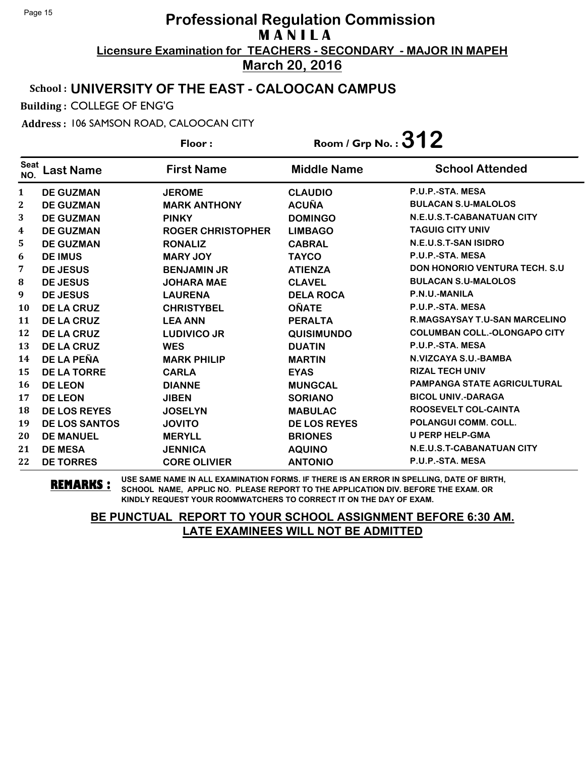# Professional Regulation Commission
## M A N I L A
**Licensure Examination for TEACHERS - SECONDARY - MAJOR IN MAPEH**

**March 20, 2016**

**School : UNIVERSITY OF THE EAST - CALOOCAN CAMPUS**

**Building :** COLLEGE OF ENG'G

**Address :** 106 SAMSON ROAD, CALOOCAN CITY

**Floor :** 

**Room / Grp No. : 312**

| Seat NO. | Last Name | First Name | Middle Name | School Attended |
|---|---|---|---|---|
| 1 | DE GUZMAN | JEROME | CLAUDIO | P.U.P.-STA. MESA |
| 2 | DE GUZMAN | MARK ANTHONY | ACUÑA | BULACAN S.U-MALOLOS |
| 3 | DE GUZMAN | PINKY | DOMINGO | N.E.U.S.T-CABANATUAN CITY |
| 4 | DE GUZMAN | ROGER CHRISTOPHER | LIMBAGO | TAGUIG CITY UNIV |
| 5 | DE GUZMAN | RONALIZ | CABRAL | N.E.U.S.T-SAN ISIDRO |
| 6 | DE IMUS | MARY JOY | TAYCO | P.U.P.-STA. MESA |
| 7 | DE JESUS | BENJAMIN JR | ATIENZA | DON HONORIO VENTURA TECH. S.U |
| 8 | DE JESUS | JOHARA MAE | CLAVEL | BULACAN S.U-MALOLOS |
| 9 | DE JESUS | LAURENA | DELA ROCA | P.N.U.-MANILA |
| 10 | DE LA CRUZ | CHRISTYBEL | OÑATE | P.U.P.-STA. MESA |
| 11 | DE LA CRUZ | LEA ANN | PERALTA | R.MAGSAYSAY T.U-SAN MARCELINO |
| 12 | DE LA CRUZ | LUDIVICO JR | QUISIMUNDO | COLUMBAN COLL.-OLONGAPO CITY |
| 13 | DE LA CRUZ | WES | DUATIN | P.U.P.-STA. MESA |
| 14 | DE LA PEÑA | MARK PHILIP | MARTIN | N.VIZCAYA S.U.-BAMBA |
| 15 | DE LA TORRE | CARLA | EYAS | RIZAL TECH UNIV |
| 16 | DE LEON | DIANNE | MUNGCAL | PAMPANGA STATE AGRICULTURAL |
| 17 | DE LEON | JIBEN | SORIANO | BICOL UNIV.-DARAGA |
| 18 | DE LOS REYES | JOSELYN | MABULAC | ROOSEVELT COL-CAINTA |
| 19 | DE LOS SANTOS | JOVITO | DE LOS REYES | POLANGUI COMM. COLL. |
| 20 | DE MANUEL | MERYLL | BRIONES | U PERP HELP-GMA |
| 21 | DE MESA | JENNICA | AQUINO | N.E.U.S.T-CABANATUAN CITY |
| 22 | DE TORRES | CORE OLIVIER | ANTONIO | P.U.P.-STA. MESA |

**REMARKS :** USE SAME NAME IN ALL EXAMINATION FORMS. IF THERE IS AN ERROR IN SPELLING, DATE OF BIRTH, SCHOOL NAME, APPLIC NO. PLEASE REPORT TO THE APPLICATION DIV. BEFORE THE EXAM. OR KINDLY REQUEST YOUR ROOMWATCHERS TO CORRECT IT ON THE DAY OF EXAM.

**BE PUNCTUAL REPORT TO YOUR SCHOOL ASSIGNMENT BEFORE 6:30 AM.**
**LATE EXAMINEES WILL NOT BE ADMITTED**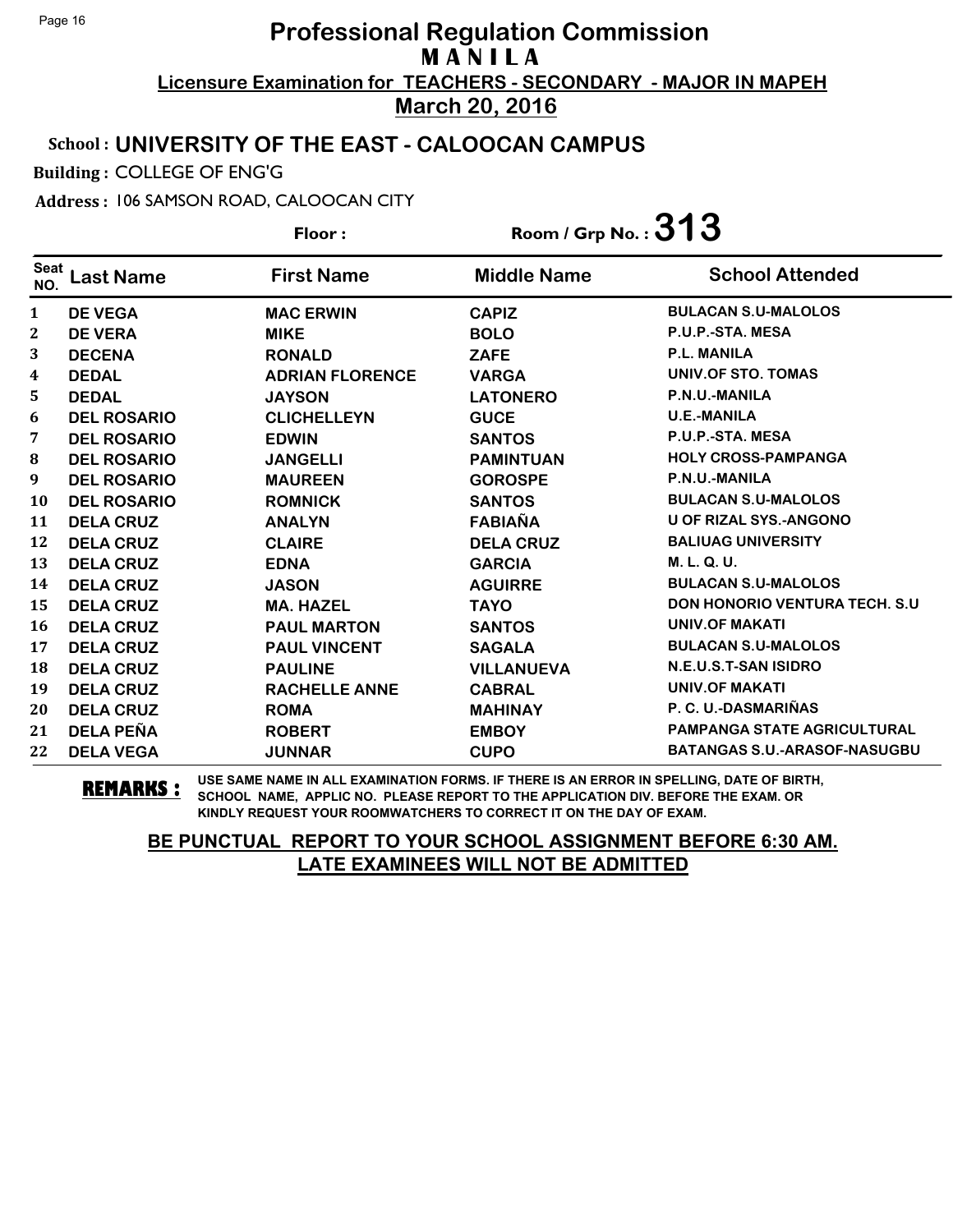# Professional Regulation Commission
## MANILA
**Licensure Examination for TEACHERS - SECONDARY - MAJOR IN MAPEH**
**March 20, 2016**

**School : UNIVERSITY OF THE EAST - CALOOCAN CAMPUS**

**Building :** COLLEGE OF ENG'G

**Address :** 106 SAMSON ROAD, CALOOCAN CITY

**Floor :** &nbsp;&nbsp;&nbsp;&nbsp; **Room / Grp No. : 313**

| Seat NO. | Last Name | First Name | Middle Name | School Attended |
|---|---|---|---|---|
| 1 | DE VEGA | MAC ERWIN | CAPIZ | BULACAN S.U-MALOLOS |
| 2 | DE VERA | MIKE | BOLO | P.U.P.-STA. MESA |
| 3 | DECENA | RONALD | ZAFE | P.L. MANILA |
| 4 | DEDAL | ADRIAN FLORENCE | VARGA | UNIV.OF STO. TOMAS |
| 5 | DEDAL | JAYSON | LATONERO | P.N.U.-MANILA |
| 6 | DEL ROSARIO | CLICHELLEYN | GUCE | U.E.-MANILA |
| 7 | DEL ROSARIO | EDWIN | SANTOS | P.U.P.-STA. MESA |
| 8 | DEL ROSARIO | JANGELLI | PAMINTUAN | HOLY CROSS-PAMPANGA |
| 9 | DEL ROSARIO | MAUREEN | GOROSPE | P.N.U.-MANILA |
| 10 | DEL ROSARIO | ROMNICK | SANTOS | BULACAN S.U-MALOLOS |
| 11 | DELA CRUZ | ANALYN | FABIAÑA | U OF RIZAL SYS.-ANGONO |
| 12 | DELA CRUZ | CLAIRE | DELA CRUZ | BALIUAG UNIVERSITY |
| 13 | DELA CRUZ | EDNA | GARCIA | M. L. Q. U. |
| 14 | DELA CRUZ | JASON | AGUIRRE | BULACAN S.U-MALOLOS |
| 15 | DELA CRUZ | MA. HAZEL | TAYO | DON HONORIO VENTURA TECH. S.U |
| 16 | DELA CRUZ | PAUL MARTON | SANTOS | UNIV.OF MAKATI |
| 17 | DELA CRUZ | PAUL VINCENT | SAGALA | BULACAN S.U-MALOLOS |
| 18 | DELA CRUZ | PAULINE | VILLANUEVA | N.E.U.S.T-SAN ISIDRO |
| 19 | DELA CRUZ | RACHELLE ANNE | CABRAL | UNIV.OF MAKATI |
| 20 | DELA CRUZ | ROMA | MAHINAY | P. C. U.-DASMARIÑAS |
| 21 | DELA PEÑA | ROBERT | EMBOY | PAMPANGA STATE AGRICULTURAL |
| 22 | DELA VEGA | JUNNAR | CUPO | BATANGAS S.U.-ARASOF-NASUGBU |

**REMARKS :** USE SAME NAME IN ALL EXAMINATION FORMS. IF THERE IS AN ERROR IN SPELLING, DATE OF BIRTH, SCHOOL NAME, APPLIC NO. PLEASE REPORT TO THE APPLICATION DIV. BEFORE THE EXAM. OR KINDLY REQUEST YOUR ROOMWATCHERS TO CORRECT IT ON THE DAY OF EXAM.

**BE PUNCTUAL REPORT TO YOUR SCHOOL ASSIGNMENT BEFORE 6:30 AM.**
**LATE EXAMINEES WILL NOT BE ADMITTED**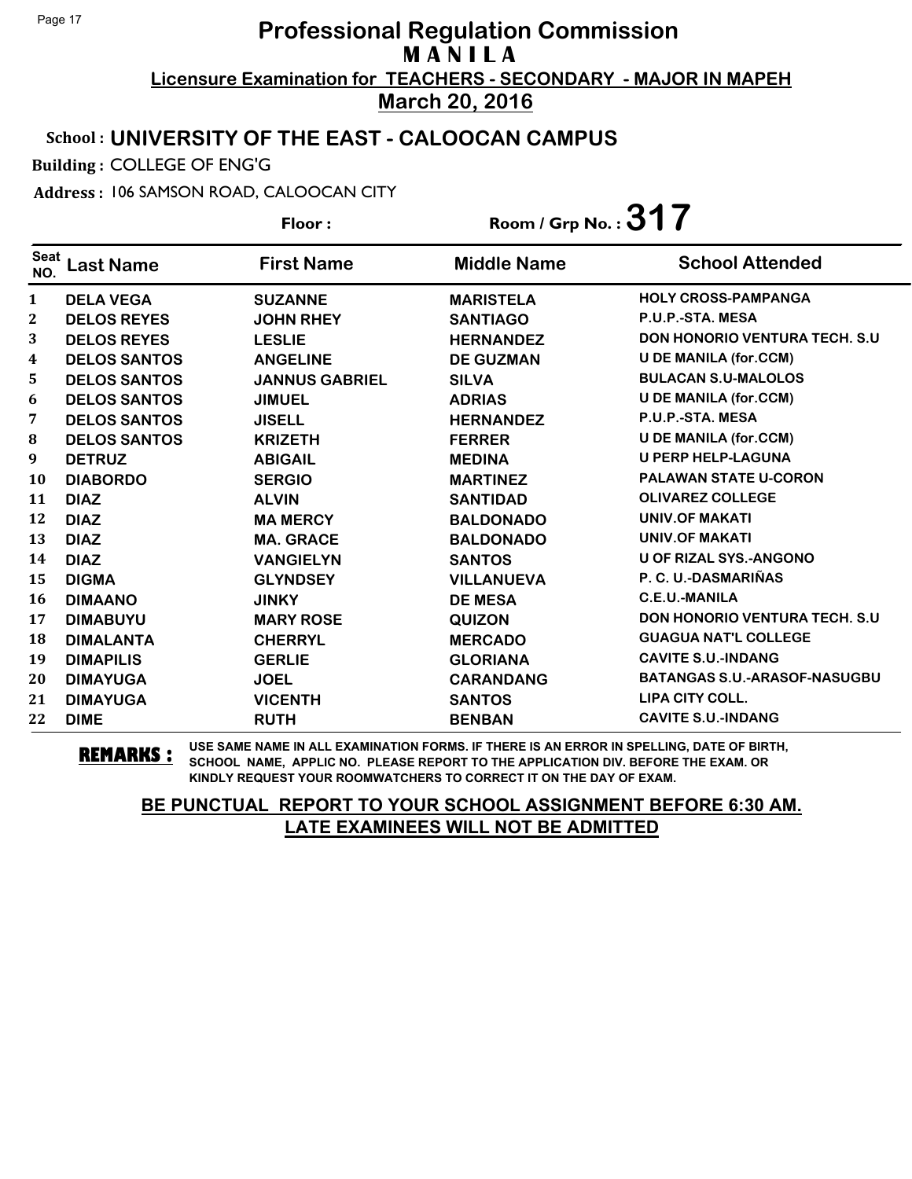# Professional Regulation Commission
## M A N I L A
**Licensure Examination for TEACHERS - SECONDARY - MAJOR IN MAPEH**
**March 20, 2016**

**School : UNIVERSITY OF THE EAST - CALOOCAN CAMPUS**

**Building :** COLLEGE OF ENG'G

**Address :** 106 SAMSON ROAD, CALOOCAN CITY

**Floor :** **Room / Grp No. : 317**

| Seat NO. | Last Name | First Name | Middle Name | School Attended |
|---|---|---|---|---|
| 1 | DELA VEGA | SUZANNE | MARISTELA | HOLY CROSS-PAMPANGA |
| 2 | DELOS REYES | JOHN RHEY | SANTIAGO | P.U.P.-STA. MESA |
| 3 | DELOS REYES | LESLIE | HERNANDEZ | DON HONORIO VENTURA TECH. S.U |
| 4 | DELOS SANTOS | ANGELINE | DE GUZMAN | U DE MANILA (for.CCM) |
| 5 | DELOS SANTOS | JANNUS GABRIEL | SILVA | BULACAN S.U-MALOLOS |
| 6 | DELOS SANTOS | JIMUEL | ADRIAS | U DE MANILA (for.CCM) |
| 7 | DELOS SANTOS | JISELL | HERNANDEZ | P.U.P.-STA. MESA |
| 8 | DELOS SANTOS | KRIZETH | FERRER | U DE MANILA (for.CCM) |
| 9 | DETRUZ | ABIGAIL | MEDINA | U PERP HELP-LAGUNA |
| 10 | DIABORDO | SERGIO | MARTINEZ | PALAWAN STATE U-CORON |
| 11 | DIAZ | ALVIN | SANTIDAD | OLIVAREZ COLLEGE |
| 12 | DIAZ | MA MERCY | BALDONADO | UNIV.OF MAKATI |
| 13 | DIAZ | MA. GRACE | BALDONADO | UNIV.OF MAKATI |
| 14 | DIAZ | VANGIELYN | SANTOS | U OF RIZAL SYS.-ANGONO |
| 15 | DIGMA | GLYNDSEY | VILLANUEVA | P. C. U.-DASMARIÑAS |
| 16 | DIMAANO | JINKY | DE MESA | C.E.U.-MANILA |
| 17 | DIMABUYU | MARY ROSE | QUIZON | DON HONORIO VENTURA TECH. S.U |
| 18 | DIMALANTA | CHERRYL | MERCADO | GUAGUA NAT'L COLLEGE |
| 19 | DIMAPILIS | GERLIE | GLORIANA | CAVITE S.U.-INDANG |
| 20 | DIMAYUGA | JOEL | CARANDANG | BATANGAS S.U.-ARASOF-NASUGBU |
| 21 | DIMAYUGA | VICENTH | SANTOS | LIPA CITY COLL. |
| 22 | DIME | RUTH | BENBAN | CAVITE S.U.-INDANG |

**REMARKS :** USE SAME NAME IN ALL EXAMINATION FORMS. IF THERE IS AN ERROR IN SPELLING, DATE OF BIRTH, SCHOOL NAME, APPLIC NO. PLEASE REPORT TO THE APPLICATION DIV. BEFORE THE EXAM. OR KINDLY REQUEST YOUR ROOMWATCHERS TO CORRECT IT ON THE DAY OF EXAM.

**BE PUNCTUAL REPORT TO YOUR SCHOOL ASSIGNMENT BEFORE 6:30 AM.**
**LATE EXAMINEES WILL NOT BE ADMITTED**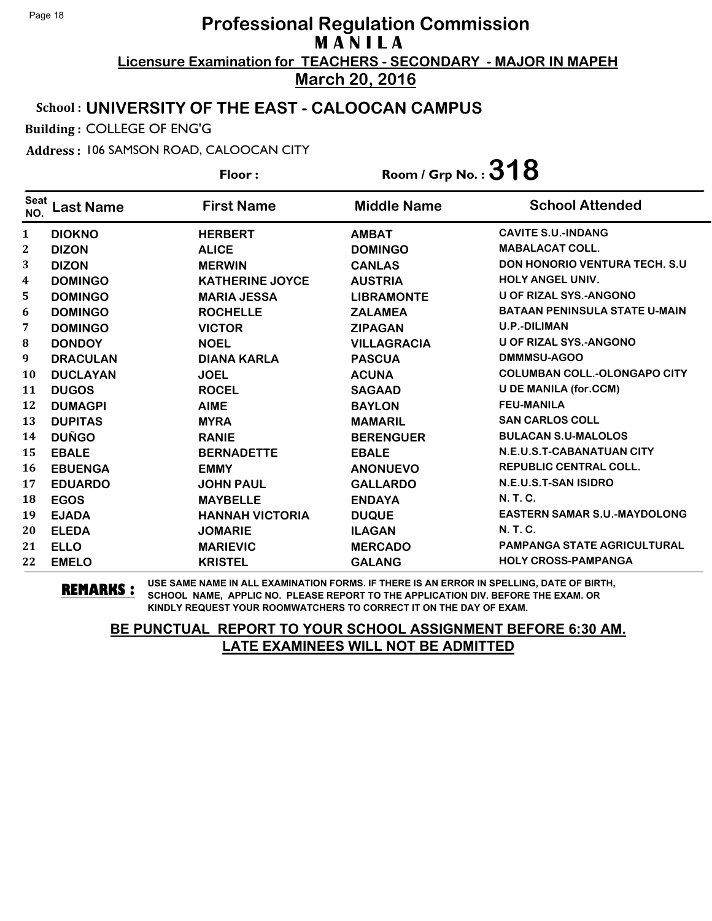# Professional Regulation Commission
## M A N I L A
**Licensure Examination for TEACHERS - SECONDARY - MAJOR IN MAPEH**

**March 20, 2016**

**School : UNIVERSITY OF THE EAST - CALOOCAN CAMPUS**

**Building :** COLLEGE OF ENG'G

**Address :** 106 SAMSON ROAD, CALOOCAN CITY

**Floor :** 

**Room / Grp No. : 318**

| Seat NO. | Last Name | First Name | Middle Name | School Attended |
|---|---|---|---|---|
| 1 | DIOKNO | HERBERT | AMBAT | CAVITE S.U.-INDANG |
| 2 | DIZON | ALICE | DOMINGO | MABALACAT COLL. |
| 3 | DIZON | MERWIN | CANLAS | DON HONORIO VENTURA TECH. S.U |
| 4 | DOMINGO | KATHERINE JOYCE | AUSTRIA | HOLY ANGEL UNIV. |
| 5 | DOMINGO | MARIA JESSA | LIBRAMONTE | U OF RIZAL SYS.-ANGONO |
| 6 | DOMINGO | ROCHELLE | ZALAMEA | BATAAN PENINSULA STATE U-MAIN |
| 7 | DOMINGO | VICTOR | ZIPAGAN | U.P.-DILIMAN |
| 8 | DONDOY | NOEL | VILLAGRACIA | U OF RIZAL SYS.-ANGONO |
| 9 | DRACULAN | DIANA KARLA | PASCUA | DMMMSU-AGOO |
| 10 | DUCLAYAN | JOEL | ACUNA | COLUMBAN COLL.-OLONGAPO CITY |
| 11 | DUGOS | ROCEL | SAGAAD | U DE MANILA (for.CCM) |
| 12 | DUMAGPI | AIME | BAYLON | FEU-MANILA |
| 13 | DUPITAS | MYRA | MAMARIL | SAN CARLOS COLL |
| 14 | DUÑGO | RANIE | BERENGUER | BULACAN S.U-MALOLOS |
| 15 | EBALE | BERNADETTE | EBALE | N.E.U.S.T-CABANATUAN CITY |
| 16 | EBUENGA | EMMY | ANONUEVO | REPUBLIC CENTRAL COLL. |
| 17 | EDUARDO | JOHN PAUL | GALLARDO | N.E.U.S.T-SAN ISIDRO |
| 18 | EGOS | MAYBELLE | ENDAYA | N. T. C. |
| 19 | EJADA | HANNAH VICTORIA | DUQUE | EASTERN SAMAR S.U.-MAYDOLONG |
| 20 | ELEDA | JOMARIE | ILAGAN | N. T. C. |
| 21 | ELLO | MARIEVIC | MERCADO | PAMPANGA STATE AGRICULTURAL |
| 22 | EMELO | KRISTEL | GALANG | HOLY CROSS-PAMPANGA |

**REMARKS :** USE SAME NAME IN ALL EXAMINATION FORMS. IF THERE IS AN ERROR IN SPELLING, DATE OF BIRTH, SCHOOL NAME, APPLIC NO. PLEASE REPORT TO THE APPLICATION DIV. BEFORE THE EXAM. OR KINDLY REQUEST YOUR ROOMWATCHERS TO CORRECT IT ON THE DAY OF EXAM.

**BE PUNCTUAL REPORT TO YOUR SCHOOL ASSIGNMENT BEFORE 6:30 AM.**
**LATE EXAMINEES WILL NOT BE ADMITTED**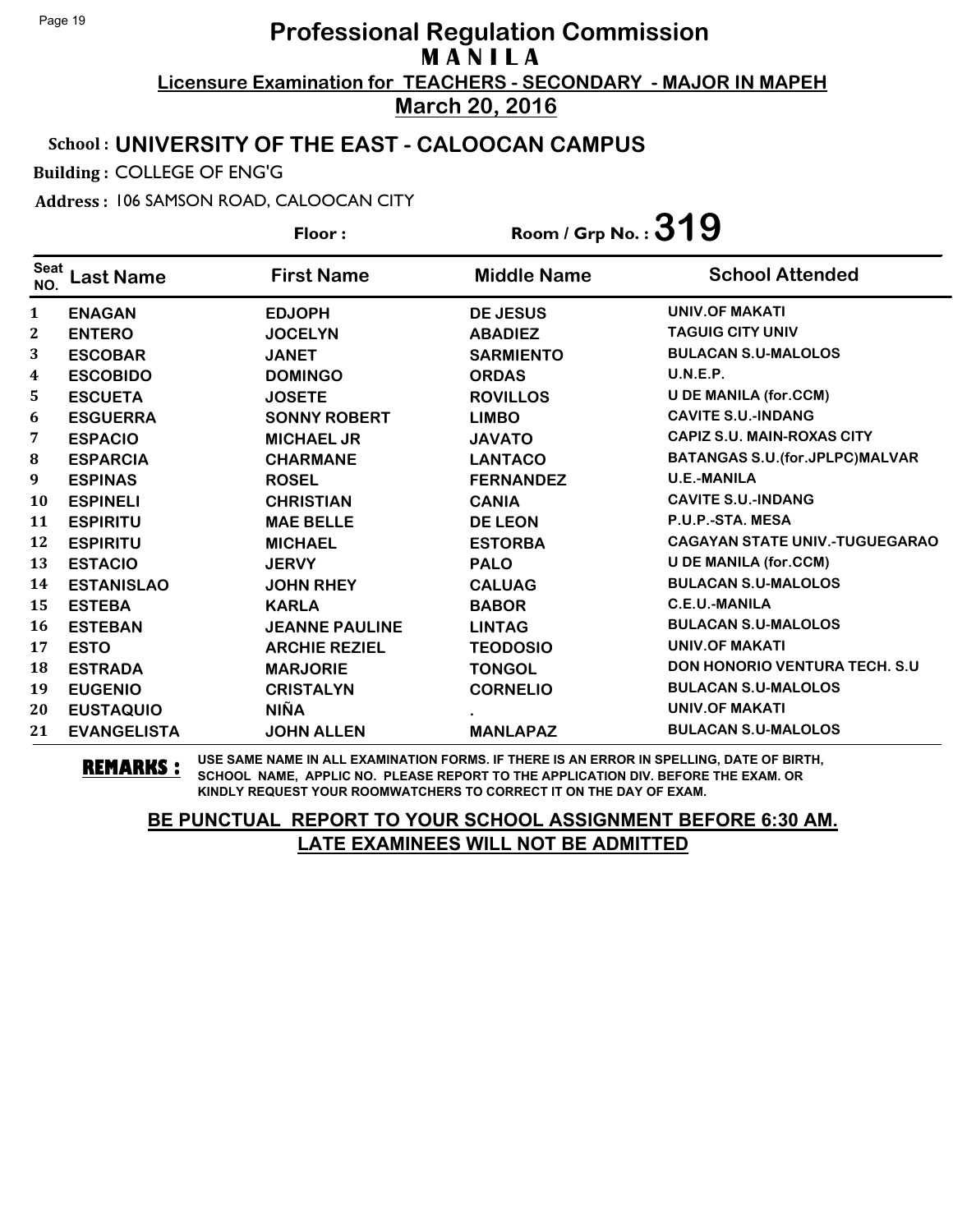# Professional Regulation Commission
## M A N I L A
**Licensure Examination for TEACHERS - SECONDARY - MAJOR IN MAPEH**
**March 20, 2016**

**School : UNIVERSITY OF THE EAST - CALOOCAN CAMPUS**

**Building :** COLLEGE OF ENG'G

**Address :** 106 SAMSON ROAD, CALOOCAN CITY

**Floor :** 

**Room / Grp No. : 319**

| Seat NO. | Last Name | First Name | Middle Name | School Attended |
|---|---|---|---|---|
| 1 | ENAGAN | EDJOPH | DE JESUS | UNIV.OF MAKATI |
| 2 | ENTERO | JOCELYN | ABADIEZ | TAGUIG CITY UNIV |
| 3 | ESCOBAR | JANET | SARMIENTO | BULACAN S.U-MALOLOS |
| 4 | ESCOBIDO | DOMINGO | ORDAS | U.N.E.P. |
| 5 | ESCUETA | JOSETE | ROVILLOS | U DE MANILA (for.CCM) |
| 6 | ESGUERRA | SONNY ROBERT | LIMBO | CAVITE S.U.-INDANG |
| 7 | ESPACIO | MICHAEL JR | JAVATO | CAPIZ S.U. MAIN-ROXAS CITY |
| 8 | ESPARCIA | CHARMANE | LANTACO | BATANGAS S.U.(for.JPLPC)MALVAR |
| 9 | ESPINAS | ROSEL | FERNANDEZ | U.E.-MANILA |
| 10 | ESPINELI | CHRISTIAN | CANIA | CAVITE S.U.-INDANG |
| 11 | ESPIRITU | MAE BELLE | DE LEON | P.U.P.-STA. MESA |
| 12 | ESPIRITU | MICHAEL | ESTORBA | CAGAYAN STATE UNIV.-TUGUEGARAO |
| 13 | ESTACIO | JERVY | PALO | U DE MANILA (for.CCM) |
| 14 | ESTANISLAO | JOHN RHEY | CALUAG | BULACAN S.U-MALOLOS |
| 15 | ESTEBA | KARLA | BABOR | C.E.U.-MANILA |
| 16 | ESTEBAN | JEANNE PAULINE | LINTAG | BULACAN S.U-MALOLOS |
| 17 | ESTO | ARCHIE REZIEL | TEODOSIO | UNIV.OF MAKATI |
| 18 | ESTRADA | MARJORIE | TONGOL | DON HONORIO VENTURA TECH. S.U |
| 19 | EUGENIO | CRISTALYN | CORNELIO | BULACAN S.U-MALOLOS |
| 20 | EUSTAQUIO | NIÑA | . | UNIV.OF MAKATI |
| 21 | EVANGELISTA | JOHN ALLEN | MANLAPAZ | BULACAN S.U-MALOLOS |

**REMARKS :** USE SAME NAME IN ALL EXAMINATION FORMS. IF THERE IS AN ERROR IN SPELLING, DATE OF BIRTH, SCHOOL NAME, APPLIC NO. PLEASE REPORT TO THE APPLICATION DIV. BEFORE THE EXAM. OR KINDLY REQUEST YOUR ROOMWATCHERS TO CORRECT IT ON THE DAY OF EXAM.

**BE PUNCTUAL REPORT TO YOUR SCHOOL ASSIGNMENT BEFORE 6:30 AM.**
**LATE EXAMINEES WILL NOT BE ADMITTED**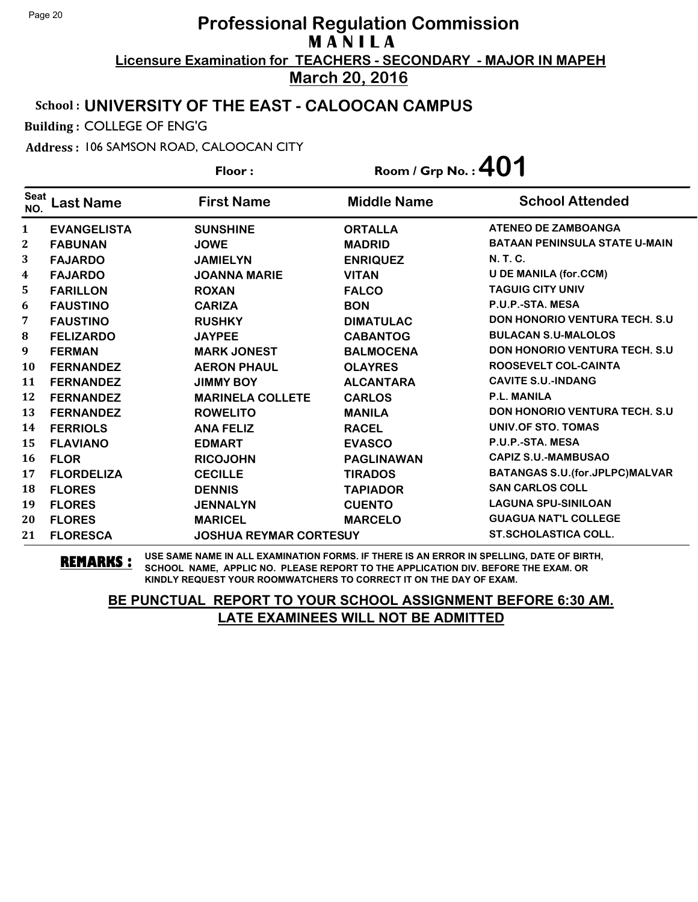# Professional Regulation Commission

## MANILA

**Licensure Examination for TEACHERS - SECONDARY - MAJOR IN MAPEH**

**March 20, 2016**

**School : UNIVERSITY OF THE EAST - CALOOCAN CAMPUS**

**Building :** COLLEGE OF ENG'G

**Address :** 106 SAMSON ROAD, CALOOCAN CITY

**Floor :** 

**Room / Grp No. : 401**

| Seat NO. | Last Name | First Name | Middle Name | School Attended |
|---|---|---|---|---|
| 1 | EVANGELISTA | SUNSHINE | ORTALLA | ATENEO DE ZAMBOANGA |
| 2 | FABUNAN | JOWE | MADRID | BATAAN PENINSULA STATE U-MAIN |
| 3 | FAJARDO | JAMIELYN | ENRIQUEZ | N. T. C. |
| 4 | FAJARDO | JOANNA MARIE | VITAN | U DE MANILA (for.CCM) |
| 5 | FARILLON | ROXAN | FALCO | TAGUIG CITY UNIV |
| 6 | FAUSTINO | CARIZA | BON | P.U.P.-STA. MESA |
| 7 | FAUSTINO | RUSHKY | DIMATULAC | DON HONORIO VENTURA TECH. S.U |
| 8 | FELIZARDO | JAYPEE | CABANTOG | BULACAN S.U-MALOLOS |
| 9 | FERMAN | MARK JONEST | BALMOCENA | DON HONORIO VENTURA TECH. S.U |
| 10 | FERNANDEZ | AERON PHAUL | OLAYRES | ROOSEVELT COL-CAINTA |
| 11 | FERNANDEZ | JIMMY BOY | ALCANTARA | CAVITE S.U.-INDANG |
| 12 | FERNANDEZ | MARINELA COLLETE | CARLOS | P.L. MANILA |
| 13 | FERNANDEZ | ROWELITO | MANILA | DON HONORIO VENTURA TECH. S.U |
| 14 | FERRIOLS | ANA FELIZ | RACEL | UNIV.OF STO. TOMAS |
| 15 | FLAVIANO | EDMART | EVASCO | P.U.P.-STA. MESA |
| 16 | FLOR | RICOJOHN | PAGLINAWAN | CAPIZ S.U.-MAMBUSAO |
| 17 | FLORDELIZA | CECILLE | TIRADOS | BATANGAS S.U.(for.JPLPC)MALVAR |
| 18 | FLORES | DENNIS | TAPIADOR | SAN CARLOS COLL |
| 19 | FLORES | JENNALYN | CUENTO | LAGUNA SPU-SINILOAN |
| 20 | FLORES | MARICEL | MARCELO | GUAGUA NAT'L COLLEGE |
| 21 | FLORESCA | JOSHUA REYMAR CORTESUY | | ST.SCHOLASTICA COLL. |

**REMARKS :** USE SAME NAME IN ALL EXAMINATION FORMS. IF THERE IS AN ERROR IN SPELLING, DATE OF BIRTH, SCHOOL NAME, APPLIC NO. PLEASE REPORT TO THE APPLICATION DIV. BEFORE THE EXAM. OR KINDLY REQUEST YOUR ROOMWATCHERS TO CORRECT IT ON THE DAY OF EXAM.

**BE PUNCTUAL REPORT TO YOUR SCHOOL ASSIGNMENT BEFORE 6:30 AM. LATE EXAMINEES WILL NOT BE ADMITTED**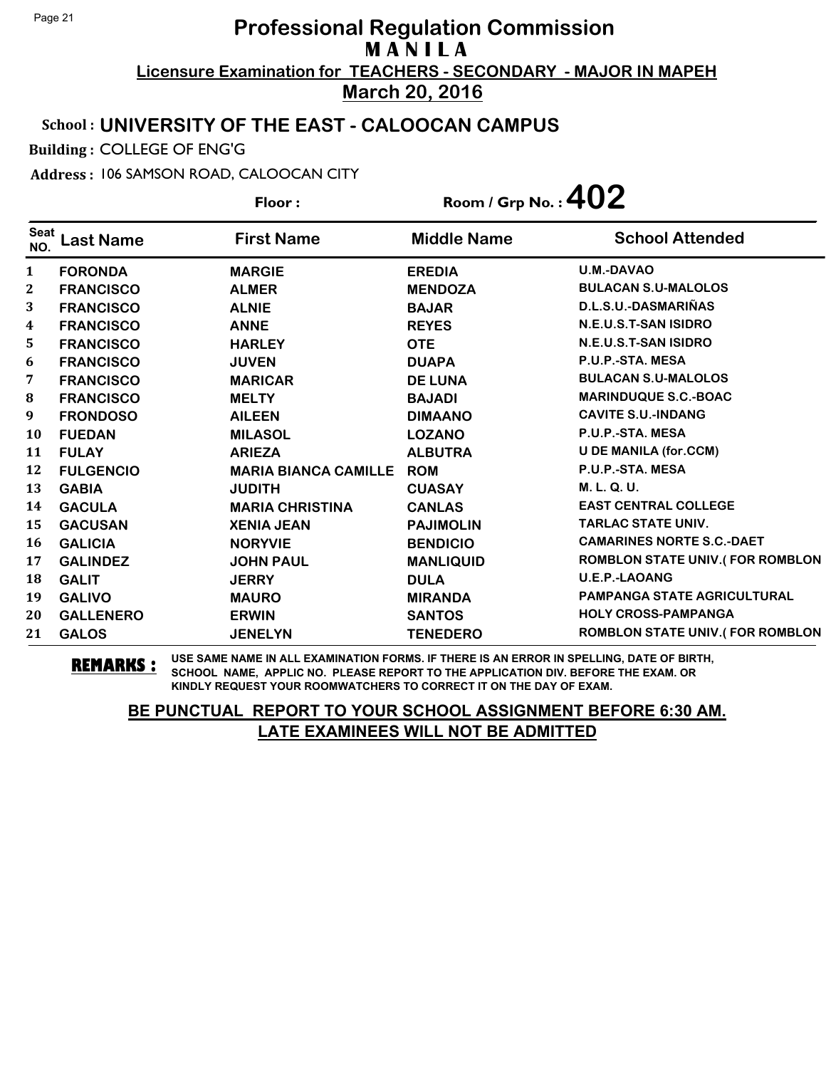# Professional Regulation Commission
## M A N I L A
**Licensure Examination for TEACHERS - SECONDARY - MAJOR IN MAPEH**
**March 20, 2016**

**School : UNIVERSITY OF THE EAST - CALOOCAN CAMPUS**

**Building :** COLLEGE OF ENG'G

**Address :** 106 SAMSON ROAD, CALOOCAN CITY

**Floor :** 

**Room / Grp No. : 402**

| Seat NO. | Last Name | First Name | Middle Name | School Attended |
|---|---|---|---|---|
| 1 | FORONDA | MARGIE | EREDIA | U.M.-DAVAO |
| 2 | FRANCISCO | ALMER | MENDOZA | BULACAN S.U-MALOLOS |
| 3 | FRANCISCO | ALNIE | BAJAR | D.L.S.U.-DASMARIÑAS |
| 4 | FRANCISCO | ANNE | REYES | N.E.U.S.T-SAN ISIDRO |
| 5 | FRANCISCO | HARLEY | OTE | N.E.U.S.T-SAN ISIDRO |
| 6 | FRANCISCO | JUVEN | DUAPA | P.U.P.-STA. MESA |
| 7 | FRANCISCO | MARICAR | DE LUNA | BULACAN S.U-MALOLOS |
| 8 | FRANCISCO | MELTY | BAJADI | MARINDUQUE S.C.-BOAC |
| 9 | FRONDOSO | AILEEN | DIMAANO | CAVITE S.U.-INDANG |
| 10 | FUEDAN | MILASOL | LOZANO | P.U.P.-STA. MESA |
| 11 | FULAY | ARIEZA | ALBUTRA | U DE MANILA (for.CCM) |
| 12 | FULGENCIO | MARIA BIANCA CAMILLE | ROM | P.U.P.-STA. MESA |
| 13 | GABIA | JUDITH | CUASAY | M. L. Q. U. |
| 14 | GACULA | MARIA CHRISTINA | CANLAS | EAST CENTRAL COLLEGE |
| 15 | GACUSAN | XENIA JEAN | PAJIMOLIN | TARLAC STATE UNIV. |
| 16 | GALICIA | NORYVIE | BENDICIO | CAMARINES NORTE S.C.-DAET |
| 17 | GALINDEZ | JOHN PAUL | MANLIQUID | ROMBLON STATE UNIV.( FOR ROMBLON |
| 18 | GALIT | JERRY | DULA | U.E.P.-LAOANG |
| 19 | GALIVO | MAURO | MIRANDA | PAMPANGA STATE AGRICULTURAL |
| 20 | GALLENERO | ERWIN | SANTOS | HOLY CROSS-PAMPANGA |
| 21 | GALOS | JENELYN | TENEDERO | ROMBLON STATE UNIV.( FOR ROMBLON |

**REMARKS :** USE SAME NAME IN ALL EXAMINATION FORMS. IF THERE IS AN ERROR IN SPELLING, DATE OF BIRTH, SCHOOL NAME, APPLIC NO. PLEASE REPORT TO THE APPLICATION DIV. BEFORE THE EXAM. OR KINDLY REQUEST YOUR ROOMWATCHERS TO CORRECT IT ON THE DAY OF EXAM.

**BE PUNCTUAL REPORT TO YOUR SCHOOL ASSIGNMENT BEFORE 6:30 AM.**
**LATE EXAMINEES WILL NOT BE ADMITTED**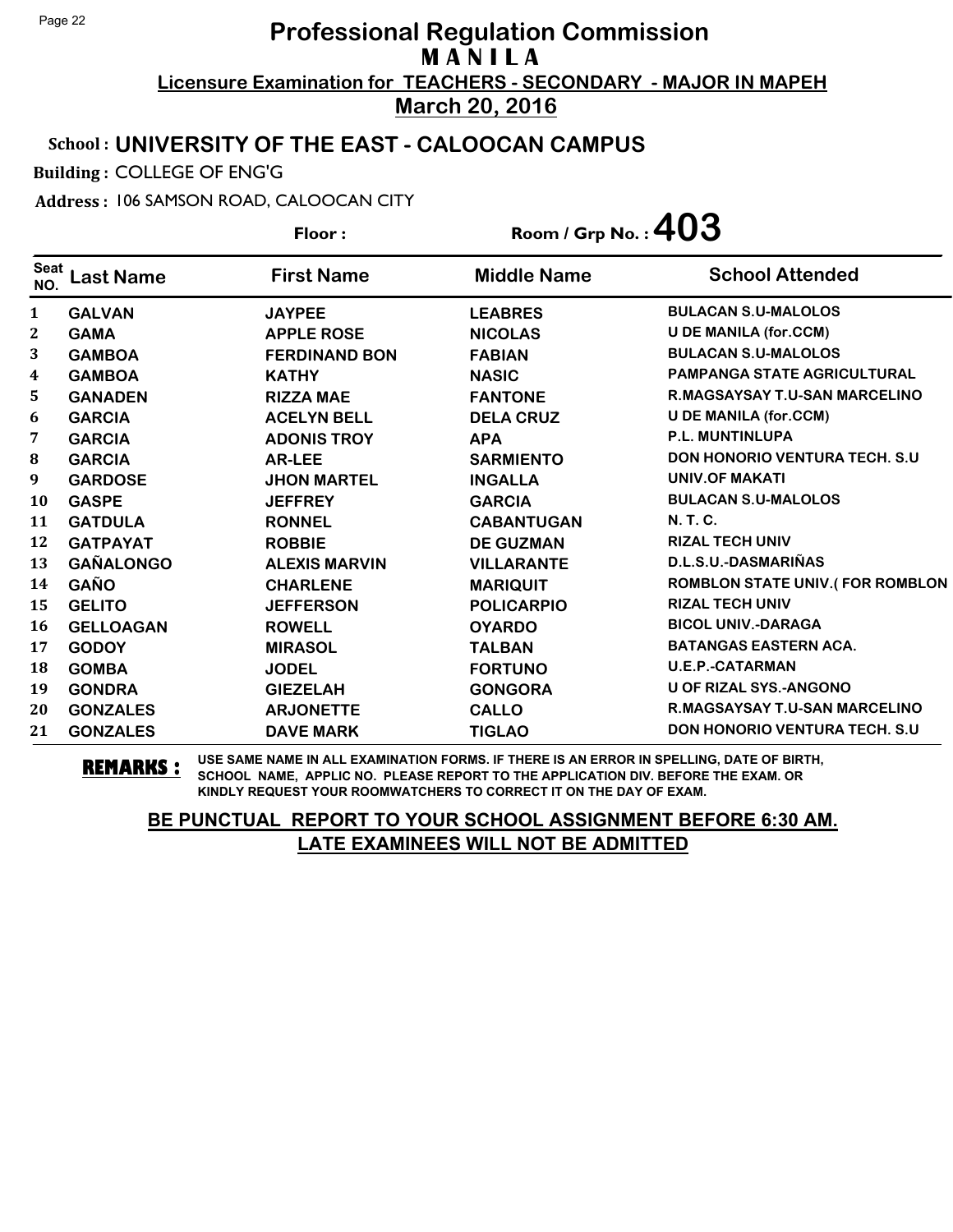# Professional Regulation Commission
## M A N I L A
### Licensure Examination for TEACHERS - SECONDARY - MAJOR IN MAPEH
### March 20, 2016

**School :** UNIVERSITY OF THE EAST - CALOOCAN CAMPUS

**Building :** COLLEGE OF ENG'G

**Address :** 106 SAMSON ROAD, CALOOCAN CITY

**Floor :** **Room / Grp No. : 403**

| Seat NO. | Last Name | First Name | Middle Name | School Attended |
|---|---|---|---|---|
| 1 | GALVAN | JAYPEE | LEABRES | BULACAN S.U-MALOLOS |
| 2 | GAMA | APPLE ROSE | NICOLAS | U DE MANILA (for.CCM) |
| 3 | GAMBOA | FERDINAND BON | FABIAN | BULACAN S.U-MALOLOS |
| 4 | GAMBOA | KATHY | NASIC | PAMPANGA STATE AGRICULTURAL |
| 5 | GANADEN | RIZZA MAE | FANTONE | R.MAGSAYSAY T.U-SAN MARCELINO |
| 6 | GARCIA | ACELYN BELL | DELA CRUZ | U DE MANILA (for.CCM) |
| 7 | GARCIA | ADONIS TROY | APA | P.L. MUNTINLUPA |
| 8 | GARCIA | AR-LEE | SARMIENTO | DON HONORIO VENTURA TECH. S.U |
| 9 | GARDOSE | JHON MARTEL | INGALLA | UNIV.OF MAKATI |
| 10 | GASPE | JEFFREY | GARCIA | BULACAN S.U-MALOLOS |
| 11 | GATDULA | RONNEL | CABANTUGAN | N. T. C. |
| 12 | GATPAYAT | ROBBIE | DE GUZMAN | RIZAL TECH UNIV |
| 13 | GAÑALONGO | ALEXIS MARVIN | VILLARANTE | D.L.S.U.-DASMARIÑAS |
| 14 | GAÑO | CHARLENE | MARIQUIT | ROMBLON STATE UNIV.( FOR ROMBLON |
| 15 | GELITO | JEFFERSON | POLICARPIO | RIZAL TECH UNIV |
| 16 | GELLOAGAN | ROWELL | OYARDO | BICOL UNIV.-DARAGA |
| 17 | GODOY | MIRASOL | TALBAN | BATANGAS EASTERN ACA. |
| 18 | GOMBA | JODEL | FORTUNO | U.E.P.-CATARMAN |
| 19 | GONDRA | GIEZELAH | GONGORA | U OF RIZAL SYS.-ANGONO |
| 20 | GONZALES | ARJONETTE | CALLO | R.MAGSAYSAY T.U-SAN MARCELINO |
| 21 | GONZALES | DAVE MARK | TIGLAO | DON HONORIO VENTURA TECH. S.U |

**REMARKS :** USE SAME NAME IN ALL EXAMINATION FORMS. IF THERE IS AN ERROR IN SPELLING, DATE OF BIRTH, SCHOOL NAME, APPLIC NO. PLEASE REPORT TO THE APPLICATION DIV. BEFORE THE EXAM. OR KINDLY REQUEST YOUR ROOMWATCHERS TO CORRECT IT ON THE DAY OF EXAM.

**BE PUNCTUAL REPORT TO YOUR SCHOOL ASSIGNMENT BEFORE 6:30 AM.**
**LATE EXAMINEES WILL NOT BE ADMITTED**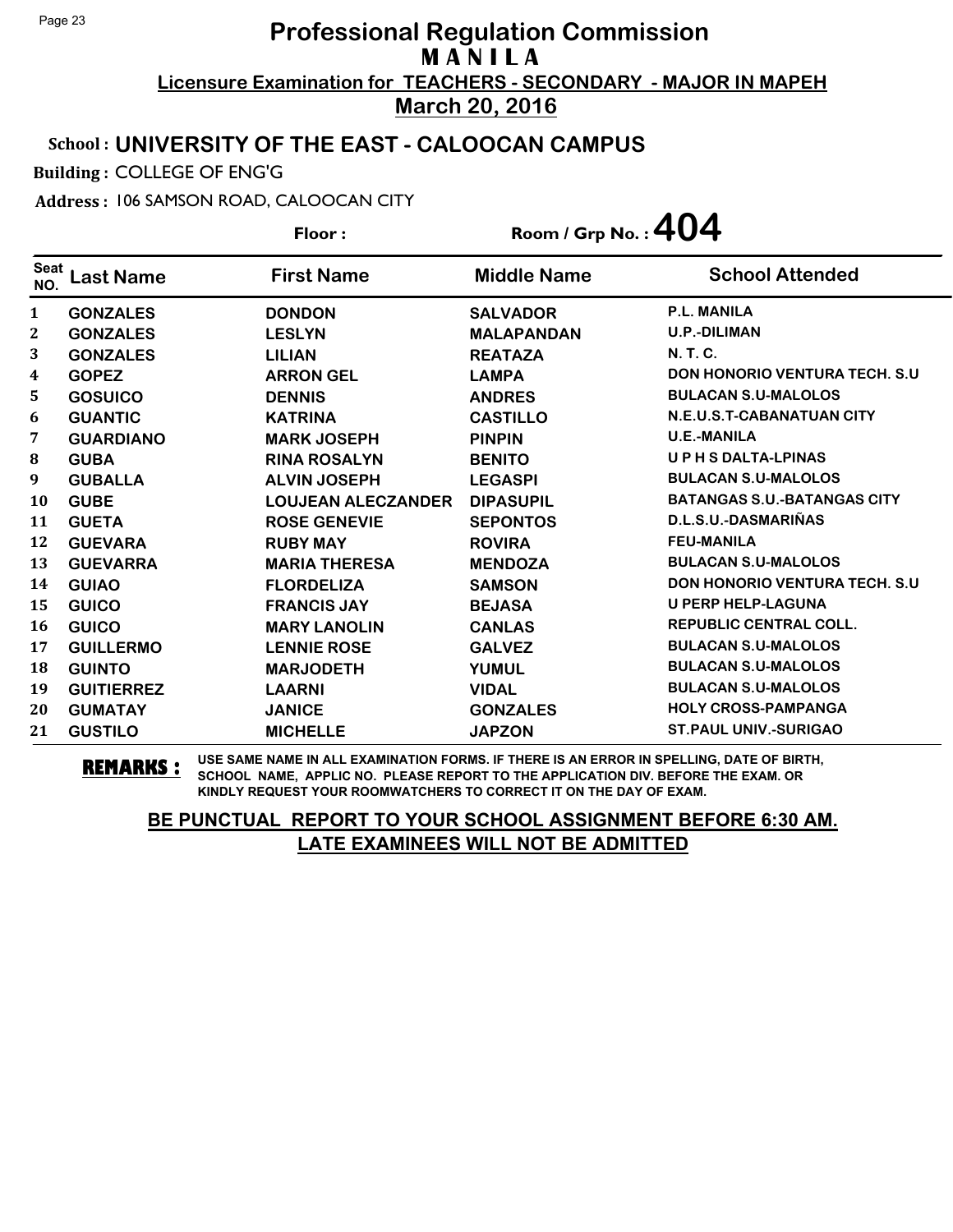# Professional Regulation Commission

## M A N I L A

**Licensure Examination for TEACHERS - SECONDARY - MAJOR IN MAPEH**

**March 20, 2016**

**School : UNIVERSITY OF THE EAST - CALOOCAN CAMPUS**

**Building :** COLLEGE OF ENG'G

**Address :** 106 SAMSON ROAD, CALOOCAN CITY

**Floor :** 

**Room / Grp No. : 404**

| Seat NO. | Last Name | First Name | Middle Name | School Attended |
|---|---|---|---|---|
| 1 | GONZALES | DONDON | SALVADOR | P.L. MANILA |
| 2 | GONZALES | LESLYN | MALAPANDAN | U.P.-DILIMAN |
| 3 | GONZALES | LILIAN | REATAZA | N. T. C. |
| 4 | GOPEZ | ARRON GEL | LAMPA | DON HONORIO VENTURA TECH. S.U |
| 5 | GOSUICO | DENNIS | ANDRES | BULACAN S.U-MALOLOS |
| 6 | GUANTIC | KATRINA | CASTILLO | N.E.U.S.T-CABANATUAN CITY |
| 7 | GUARDIANO | MARK JOSEPH | PINPIN | U.E.-MANILA |
| 8 | GUBA | RINA ROSALYN | BENITO | U P H S DALTA-LPINAS |
| 9 | GUBALLA | ALVIN JOSEPH | LEGASPI | BULACAN S.U-MALOLOS |
| 10 | GUBE | LOUJEAN ALECZANDER | DIPASUPIL | BATANGAS S.U.-BATANGAS CITY |
| 11 | GUETA | ROSE GENEVIE | SEPONTOS | D.L.S.U.-DASMARIÑAS |
| 12 | GUEVARA | RUBY MAY | ROVIRA | FEU-MANILA |
| 13 | GUEVARRA | MARIA THERESA | MENDOZA | BULACAN S.U-MALOLOS |
| 14 | GUIAO | FLORDELIZA | SAMSON | DON HONORIO VENTURA TECH. S.U |
| 15 | GUICO | FRANCIS JAY | BEJASA | U PERP HELP-LAGUNA |
| 16 | GUICO | MARY LANOLIN | CANLAS | REPUBLIC CENTRAL COLL. |
| 17 | GUILLERMO | LENNIE ROSE | GALVEZ | BULACAN S.U-MALOLOS |
| 18 | GUINTO | MARJODETH | YUMUL | BULACAN S.U-MALOLOS |
| 19 | GUITIERREZ | LAARNI | VIDAL | BULACAN S.U-MALOLOS |
| 20 | GUMATAY | JANICE | GONZALES | HOLY CROSS-PAMPANGA |
| 21 | GUSTILO | MICHELLE | JAPZON | ST.PAUL UNIV.-SURIGAO |

**REMARKS :** USE SAME NAME IN ALL EXAMINATION FORMS. IF THERE IS AN ERROR IN SPELLING, DATE OF BIRTH, SCHOOL NAME, APPLIC NO. PLEASE REPORT TO THE APPLICATION DIV. BEFORE THE EXAM. OR KINDLY REQUEST YOUR ROOMWATCHERS TO CORRECT IT ON THE DAY OF EXAM.

**BE PUNCTUAL REPORT TO YOUR SCHOOL ASSIGNMENT BEFORE 6:30 AM. LATE EXAMINEES WILL NOT BE ADMITTED**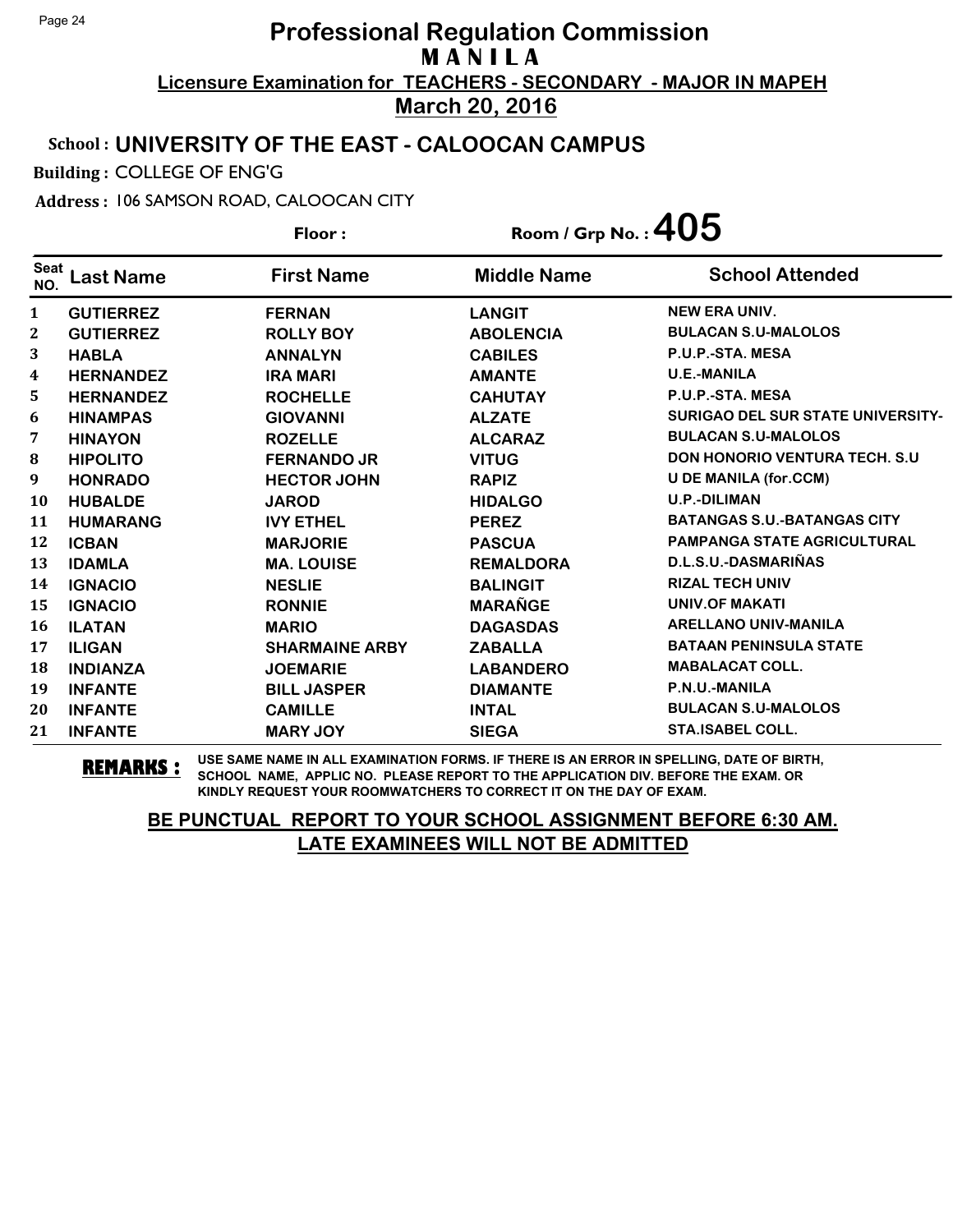# Professional Regulation Commission

## MANILA

**Licensure Examination for TEACHERS - SECONDARY - MAJOR IN MAPEH**

**March 20, 2016**

**School : UNIVERSITY OF THE EAST - CALOOCAN CAMPUS**

**Building :** COLLEGE OF ENG'G

**Address :** 106 SAMSON ROAD, CALOOCAN CITY

**Floor :** 

**Room / Grp No. : 405**

| Seat NO. | Last Name | First Name | Middle Name | School Attended |
|---|---|---|---|---|
| 1 | GUTIERREZ | FERNAN | LANGIT | NEW ERA UNIV. |
| 2 | GUTIERREZ | ROLLY BOY | ABOLENCIA | BULACAN S.U-MALOLOS |
| 3 | HABLA | ANNALYN | CABILES | P.U.P.-STA. MESA |
| 4 | HERNANDEZ | IRA MARI | AMANTE | U.E.-MANILA |
| 5 | HERNANDEZ | ROCHELLE | CAHUTAY | P.U.P.-STA. MESA |
| 6 | HINAMPAS | GIOVANNI | ALZATE | SURIGAO DEL SUR STATE UNIVERSITY- |
| 7 | HINAYON | ROZELLE | ALCARAZ | BULACAN S.U-MALOLOS |
| 8 | HIPOLITO | FERNANDO JR | VITUG | DON HONORIO VENTURA TECH. S.U |
| 9 | HONRADO | HECTOR JOHN | RAPIZ | U DE MANILA (for.CCM) |
| 10 | HUBALDE | JAROD | HIDALGO | U.P.-DILIMAN |
| 11 | HUMARANG | IVY ETHEL | PEREZ | BATANGAS S.U.-BATANGAS CITY |
| 12 | ICBAN | MARJORIE | PASCUA | PAMPANGA STATE AGRICULTURAL |
| 13 | IDAMLA | MA. LOUISE | REMALDORA | D.L.S.U.-DASMARIÑAS |
| 14 | IGNACIO | NESLIE | BALINGIT | RIZAL TECH UNIV |
| 15 | IGNACIO | RONNIE | MARAÑGE | UNIV.OF MAKATI |
| 16 | ILATAN | MARIO | DAGASDAS | ARELLANO UNIV-MANILA |
| 17 | ILIGAN | SHARMAINE ARBY | ZABALLA | BATAAN PENINSULA STATE |
| 18 | INDIANZA | JOEMARIE | LABANDERO | MABALACAT COLL. |
| 19 | INFANTE | BILL JASPER | DIAMANTE | P.N.U.-MANILA |
| 20 | INFANTE | CAMILLE | INTAL | BULACAN S.U-MALOLOS |
| 21 | INFANTE | MARY JOY | SIEGA | STA.ISABEL COLL. |

**REMARKS :** USE SAME NAME IN ALL EXAMINATION FORMS. IF THERE IS AN ERROR IN SPELLING, DATE OF BIRTH, SCHOOL NAME, APPLIC NO. PLEASE REPORT TO THE APPLICATION DIV. BEFORE THE EXAM. OR KINDLY REQUEST YOUR ROOMWATCHERS TO CORRECT IT ON THE DAY OF EXAM.

**BE PUNCTUAL REPORT TO YOUR SCHOOL ASSIGNMENT BEFORE 6:30 AM.**
**LATE EXAMINEES WILL NOT BE ADMITTED**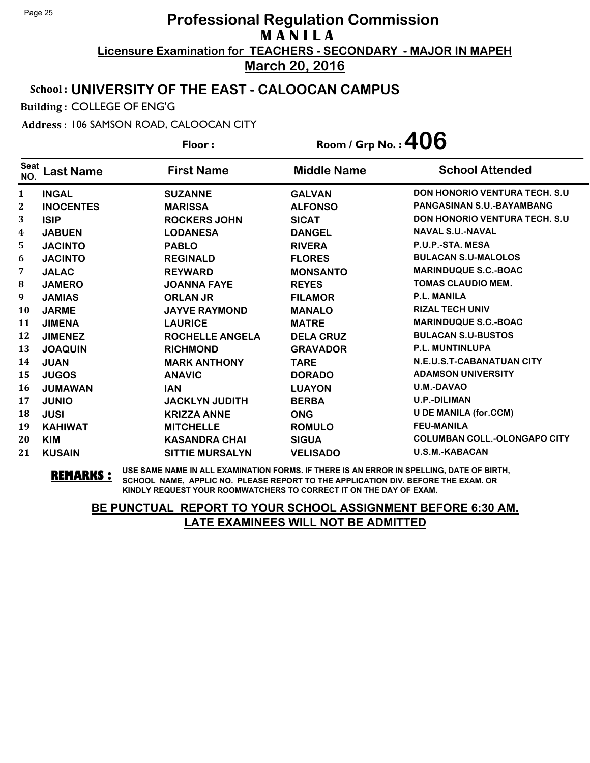# Professional Regulation Commission
## M A N I L A
### Licensure Examination for TEACHERS - SECONDARY - MAJOR IN MAPEH
### March 20, 2016

**School :** UNIVERSITY OF THE EAST - CALOOCAN CAMPUS

**Building :** COLLEGE OF ENG'G

**Address :** 106 SAMSON ROAD, CALOOCAN CITY

**Floor :** 

**Room / Grp No. :** 406

| Seat NO. | Last Name | First Name | Middle Name | School Attended |
|---|---|---|---|---|
| 1 | INGAL | SUZANNE | GALVAN | DON HONORIO VENTURA TECH. S.U |
| 2 | INOCENTES | MARISSA | ALFONSO | PANGASINAN S.U.-BAYAMBANG |
| 3 | ISIP | ROCKERS JOHN | SICAT | DON HONORIO VENTURA TECH. S.U |
| 4 | JABUEN | LODANESA | DANGEL | NAVAL S.U.-NAVAL |
| 5 | JACINTO | PABLO | RIVERA | P.U.P.-STA. MESA |
| 6 | JACINTO | REGINALD | FLORES | BULACAN S.U-MALOLOS |
| 7 | JALAC | REYWARD | MONSANTO | MARINDUQUE S.C.-BOAC |
| 8 | JAMERO | JOANNA FAYE | REYES | TOMAS CLAUDIO MEM. |
| 9 | JAMIAS | ORLAN JR | FILAMOR | P.L. MANILA |
| 10 | JARME | JAYVE RAYMOND | MANALO | RIZAL TECH UNIV |
| 11 | JIMENA | LAURICE | MATRE | MARINDUQUE S.C.-BOAC |
| 12 | JIMENEZ | ROCHELLE ANGELA | DELA CRUZ | BULACAN S.U-BUSTOS |
| 13 | JOAQUIN | RICHMOND | GRAVADOR | P.L. MUNTINLUPA |
| 14 | JUAN | MARK ANTHONY | TARE | N.E.U.S.T-CABANATUAN CITY |
| 15 | JUGOS | ANAVIC | DORADO | ADAMSON UNIVERSITY |
| 16 | JUMAWAN | IAN | LUAYON | U.M.-DAVAO |
| 17 | JUNIO | JACKLYN JUDITH | BERBA | U.P.-DILIMAN |
| 18 | JUSI | KRIZZA ANNE | ONG | U DE MANILA (for.CCM) |
| 19 | KAHIWAT | MITCHELLE | ROMULO | FEU-MANILA |
| 20 | KIM | KASANDRA CHAI | SIGUA | COLUMBAN COLL.-OLONGAPO CITY |
| 21 | KUSAIN | SITTIE MURSALYN | VELISADO | U.S.M.-KABACAN |

**REMARKS :** USE SAME NAME IN ALL EXAMINATION FORMS. IF THERE IS AN ERROR IN SPELLING, DATE OF BIRTH, SCHOOL NAME, APPLIC NO. PLEASE REPORT TO THE APPLICATION DIV. BEFORE THE EXAM. OR KINDLY REQUEST YOUR ROOMWATCHERS TO CORRECT IT ON THE DAY OF EXAM.

**BE PUNCTUAL REPORT TO YOUR SCHOOL ASSIGNMENT BEFORE 6:30 AM.**
**LATE EXAMINEES WILL NOT BE ADMITTED**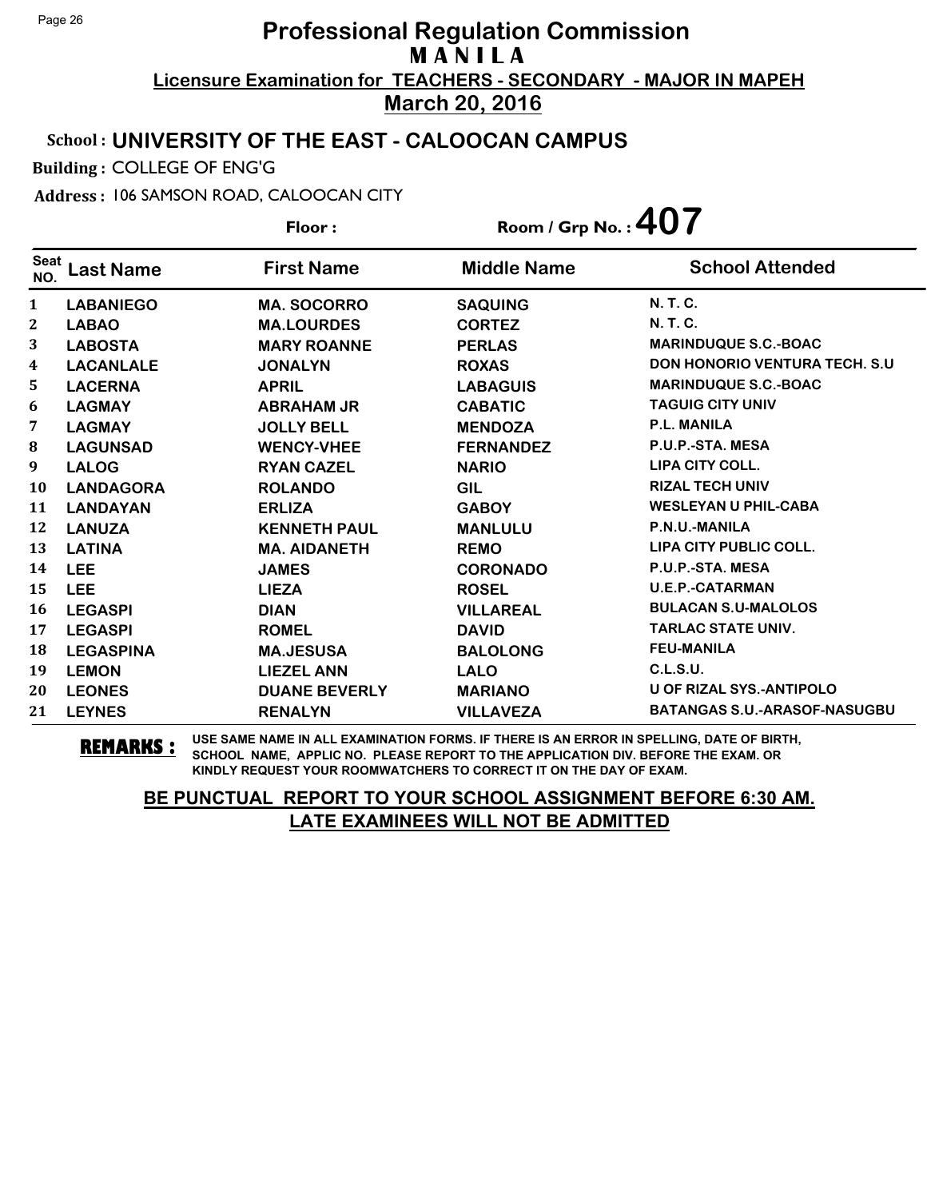# Professional Regulation Commission
## M A N I L A
**Licensure Examination for TEACHERS - SECONDARY - MAJOR IN MAPEH**
**March 20, 2016**

**School : UNIVERSITY OF THE EAST - CALOOCAN CAMPUS**

**Building :** COLLEGE OF ENG'G

**Address :** 106 SAMSON ROAD, CALOOCAN CITY

**Floor :** **Room / Grp No. : 407**

| Seat NO. | Last Name | First Name | Middle Name | School Attended |
|---|---|---|---|---|
| 1 | LABANIEGO | MA. SOCORRO | SAQUING | N. T. C. |
| 2 | LABAO | MA.LOURDES | CORTEZ | N. T. C. |
| 3 | LABOSTA | MARY ROANNE | PERLAS | MARINDUQUE S.C.-BOAC |
| 4 | LACANLALE | JONALYN | ROXAS | DON HONORIO VENTURA TECH. S.U |
| 5 | LACERNA | APRIL | LABAGUIS | MARINDUQUE S.C.-BOAC |
| 6 | LAGMAY | ABRAHAM JR | CABATIC | TAGUIG CITY UNIV |
| 7 | LAGMAY | JOLLY BELL | MENDOZA | P.L. MANILA |
| 8 | LAGUNSAD | WENCY-VHEE | FERNANDEZ | P.U.P.-STA. MESA |
| 9 | LALOG | RYAN CAZEL | NARIO | LIPA CITY COLL. |
| 10 | LANDAGORA | ROLANDO | GIL | RIZAL TECH UNIV |
| 11 | LANDAYAN | ERLIZA | GABOY | WESLEYAN U PHIL-CABA |
| 12 | LANUZA | KENNETH PAUL | MANLULU | P.N.U.-MANILA |
| 13 | LATINA | MA. AIDANETH | REMO | LIPA CITY PUBLIC COLL. |
| 14 | LEE | JAMES | CORONADO | P.U.P.-STA. MESA |
| 15 | LEE | LIEZA | ROSEL | U.E.P.-CATARMAN |
| 16 | LEGASPI | DIAN | VILLAREAL | BULACAN S.U-MALOLOS |
| 17 | LEGASPI | ROMEL | DAVID | TARLAC STATE UNIV. |
| 18 | LEGASPINA | MA.JESUSA | BALOLONG | FEU-MANILA |
| 19 | LEMON | LIEZEL ANN | LALO | C.L.S.U. |
| 20 | LEONES | DUANE BEVERLY | MARIANO | U OF RIZAL SYS.-ANTIPOLO |
| 21 | LEYNES | RENALYN | VILLAVEZA | BATANGAS S.U.-ARASOF-NASUGBU |

**REMARKS :** USE SAME NAME IN ALL EXAMINATION FORMS. IF THERE IS AN ERROR IN SPELLING, DATE OF BIRTH, SCHOOL NAME, APPLIC NO. PLEASE REPORT TO THE APPLICATION DIV. BEFORE THE EXAM. OR KINDLY REQUEST YOUR ROOMWATCHERS TO CORRECT IT ON THE DAY OF EXAM.

**BE PUNCTUAL REPORT TO YOUR SCHOOL ASSIGNMENT BEFORE 6:30 AM.**
**LATE EXAMINEES WILL NOT BE ADMITTED**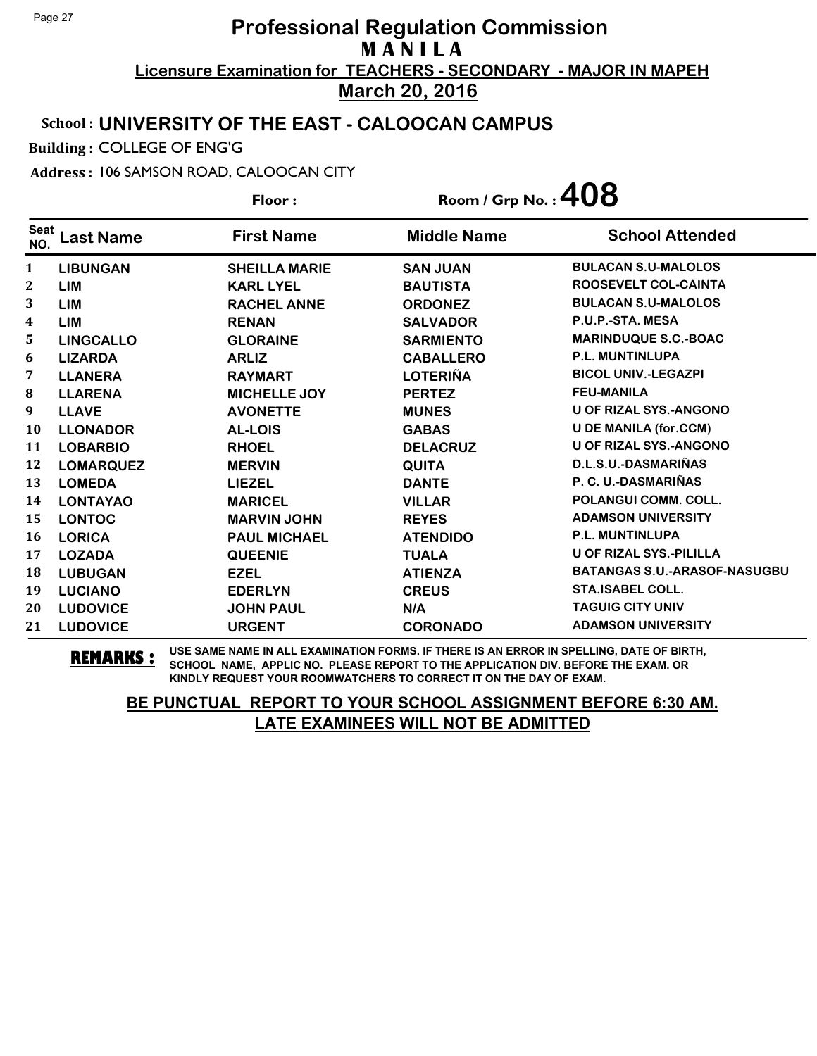# Professional Regulation Commission
## MANILA
### Licensure Examination for TEACHERS - SECONDARY - MAJOR IN MAPEH
### March 20, 2016

**School :** UNIVERSITY OF THE EAST - CALOOCAN CAMPUS

**Building :** COLLEGE OF ENG'G

**Address :** 106 SAMSON ROAD, CALOOCAN CITY

**Floor :** 

**Room / Grp No. :** 408

| Seat NO. | Last Name | First Name | Middle Name | School Attended |
|---|---|---|---|---|
| 1 | LIBUNGAN | SHEILLA MARIE | SAN JUAN | BULACAN S.U-MALOLOS |
| 2 | LIM | KARL LYEL | BAUTISTA | ROOSEVELT COL-CAINTA |
| 3 | LIM | RACHEL ANNE | ORDONEZ | BULACAN S.U-MALOLOS |
| 4 | LIM | RENAN | SALVADOR | P.U.P.-STA. MESA |
| 5 | LINGCALLO | GLORAINE | SARMIENTO | MARINDUQUE S.C.-BOAC |
| 6 | LIZARDA | ARLIZ | CABALLERO | P.L. MUNTINLUPA |
| 7 | LLANERA | RAYMART | LOTERIÑA | BICOL UNIV.-LEGAZPI |
| 8 | LLARENA | MICHELLE JOY | PERTEZ | FEU-MANILA |
| 9 | LLAVE | AVONETTE | MUNES | U OF RIZAL SYS.-ANGONO |
| 10 | LLONADOR | AL-LOIS | GABAS | U DE MANILA (for.CCM) |
| 11 | LOBARBIO | RHOEL | DELACRUZ | U OF RIZAL SYS.-ANGONO |
| 12 | LOMARQUEZ | MERVIN | QUITA | D.L.S.U.-DASMARIÑAS |
| 13 | LOMEDA | LIEZEL | DANTE | P. C. U.-DASMARIÑAS |
| 14 | LONTAYAO | MARICEL | VILLAR | POLANGUI COMM. COLL. |
| 15 | LONTOC | MARVIN JOHN | REYES | ADAMSON UNIVERSITY |
| 16 | LORICA | PAUL MICHAEL | ATENDIDO | P.L. MUNTINLUPA |
| 17 | LOZADA | QUEENIE | TUALA | U OF RIZAL SYS.-PILILLA |
| 18 | LUBUGAN | EZEL | ATIENZA | BATANGAS S.U.-ARASOF-NASUGBU |
| 19 | LUCIANO | EDERLYN | CREUS | STA.ISABEL COLL. |
| 20 | LUDOVICE | JOHN PAUL | N/A | TAGUIG CITY UNIV |
| 21 | LUDOVICE | URGENT | CORONADO | ADAMSON UNIVERSITY |

**REMARKS :** USE SAME NAME IN ALL EXAMINATION FORMS. IF THERE IS AN ERROR IN SPELLING, DATE OF BIRTH, SCHOOL NAME, APPLIC NO. PLEASE REPORT TO THE APPLICATION DIV. BEFORE THE EXAM. OR KINDLY REQUEST YOUR ROOMWATCHERS TO CORRECT IT ON THE DAY OF EXAM.

**BE PUNCTUAL REPORT TO YOUR SCHOOL ASSIGNMENT BEFORE 6:30 AM. LATE EXAMINEES WILL NOT BE ADMITTED**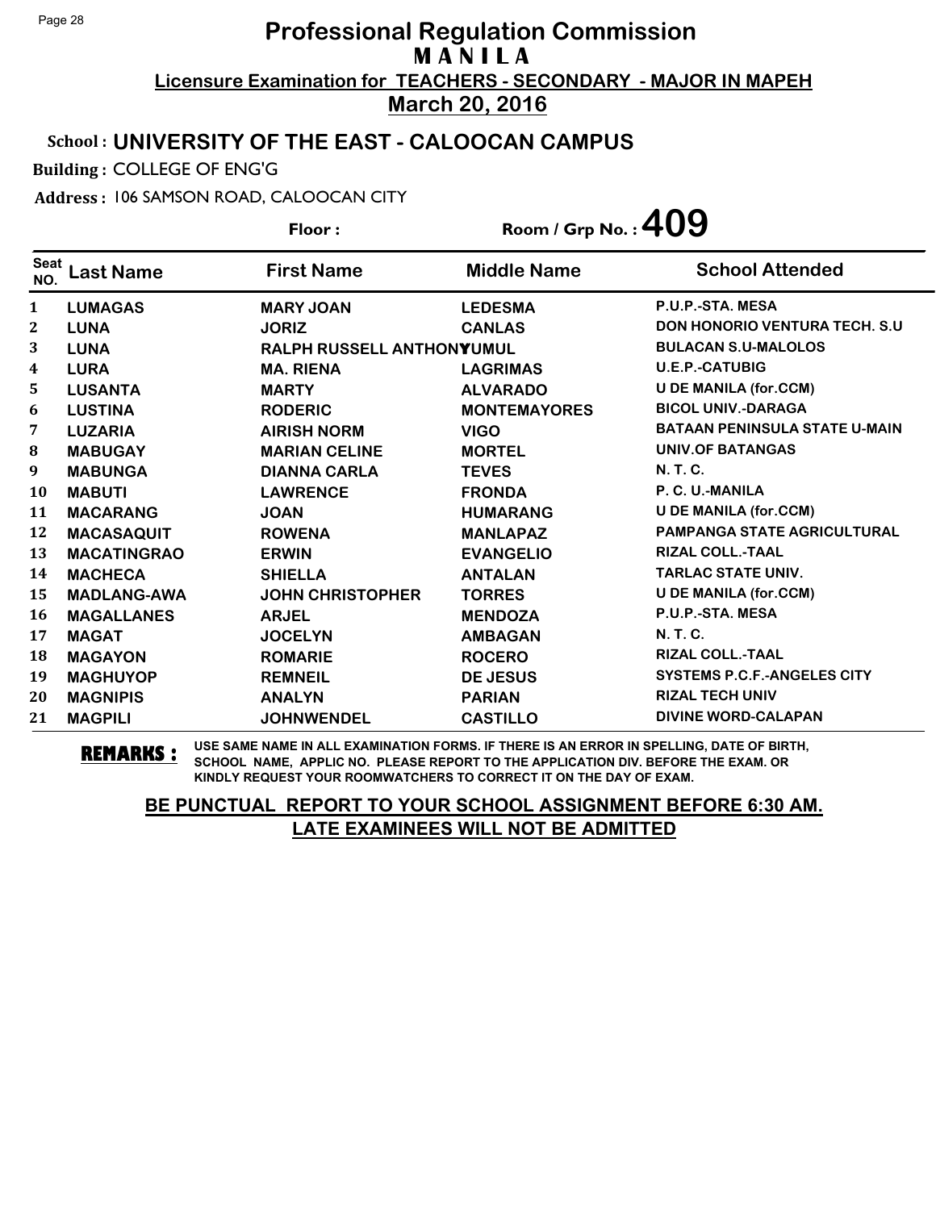# Professional Regulation Commission
## M A N I L A
### Licensure Examination for TEACHERS - SECONDARY - MAJOR IN MAPEH
### March 20, 2016

**School :** UNIVERSITY OF THE EAST - CALOOCAN CAMPUS

**Building :** COLLEGE OF ENG'G

**Address :** 106 SAMSON ROAD, CALOOCAN CITY

**Floor :** 

**Room / Grp No. :** 409

| Seat NO. | Last Name | First Name | Middle Name | School Attended |
|---|---|---|---|---|
| 1 | LUMAGAS | MARY JOAN | LEDESMA | P.U.P.-STA. MESA |
| 2 | LUNA | JORIZ | CANLAS | DON HONORIO VENTURA TECH. S.U |
| 3 | LUNA | RALPH RUSSELL ANTHONY | YUMUL | BULACAN S.U-MALOLOS |
| 4 | LURA | MA. RIENA | LAGRIMAS | U.E.P.-CATUBIG |
| 5 | LUSANTA | MARTY | ALVARADO | U DE MANILA (for.CCM) |
| 6 | LUSTINA | RODERIC | MONTEMAYORES | BICOL UNIV.-DARAGA |
| 7 | LUZARIA | AIRISH NORM | VIGO | BATAAN PENINSULA STATE U-MAIN |
| 8 | MABUGAY | MARIAN CELINE | MORTEL | UNIV.OF BATANGAS |
| 9 | MABUNGA | DIANNA CARLA | TEVES | N. T. C. |
| 10 | MABUTI | LAWRENCE | FRONDA | P. C. U.-MANILA |
| 11 | MACARANG | JOAN | HUMARANG | U DE MANILA (for.CCM) |
| 12 | MACASAQUIT | ROWENA | MANLAPAZ | PAMPANGA STATE AGRICULTURAL |
| 13 | MACATINGRAO | ERWIN | EVANGELIO | RIZAL COLL.-TAAL |
| 14 | MACHECA | SHIELLA | ANTALAN | TARLAC STATE UNIV. |
| 15 | MADLANG-AWA | JOHN CHRISTOPHER | TORRES | U DE MANILA (for.CCM) |
| 16 | MAGALLANES | ARJEL | MENDOZA | P.U.P.-STA. MESA |
| 17 | MAGAT | JOCELYN | AMBAGAN | N. T. C. |
| 18 | MAGAYON | ROMARIE | ROCERO | RIZAL COLL.-TAAL |
| 19 | MAGHUYOP | REMNEIL | DE JESUS | SYSTEMS P.C.F.-ANGELES CITY |
| 20 | MAGNIPIS | ANALYN | PARIAN | RIZAL TECH UNIV |
| 21 | MAGPILI | JOHNWENDEL | CASTILLO | DIVINE WORD-CALAPAN |

**REMARKS :** USE SAME NAME IN ALL EXAMINATION FORMS. IF THERE IS AN ERROR IN SPELLING, DATE OF BIRTH, SCHOOL NAME, APPLIC NO. PLEASE REPORT TO THE APPLICATION DIV. BEFORE THE EXAM. OR KINDLY REQUEST YOUR ROOMWATCHERS TO CORRECT IT ON THE DAY OF EXAM.

**BE PUNCTUAL REPORT TO YOUR SCHOOL ASSIGNMENT BEFORE 6:30 AM.**
**LATE EXAMINEES WILL NOT BE ADMITTED**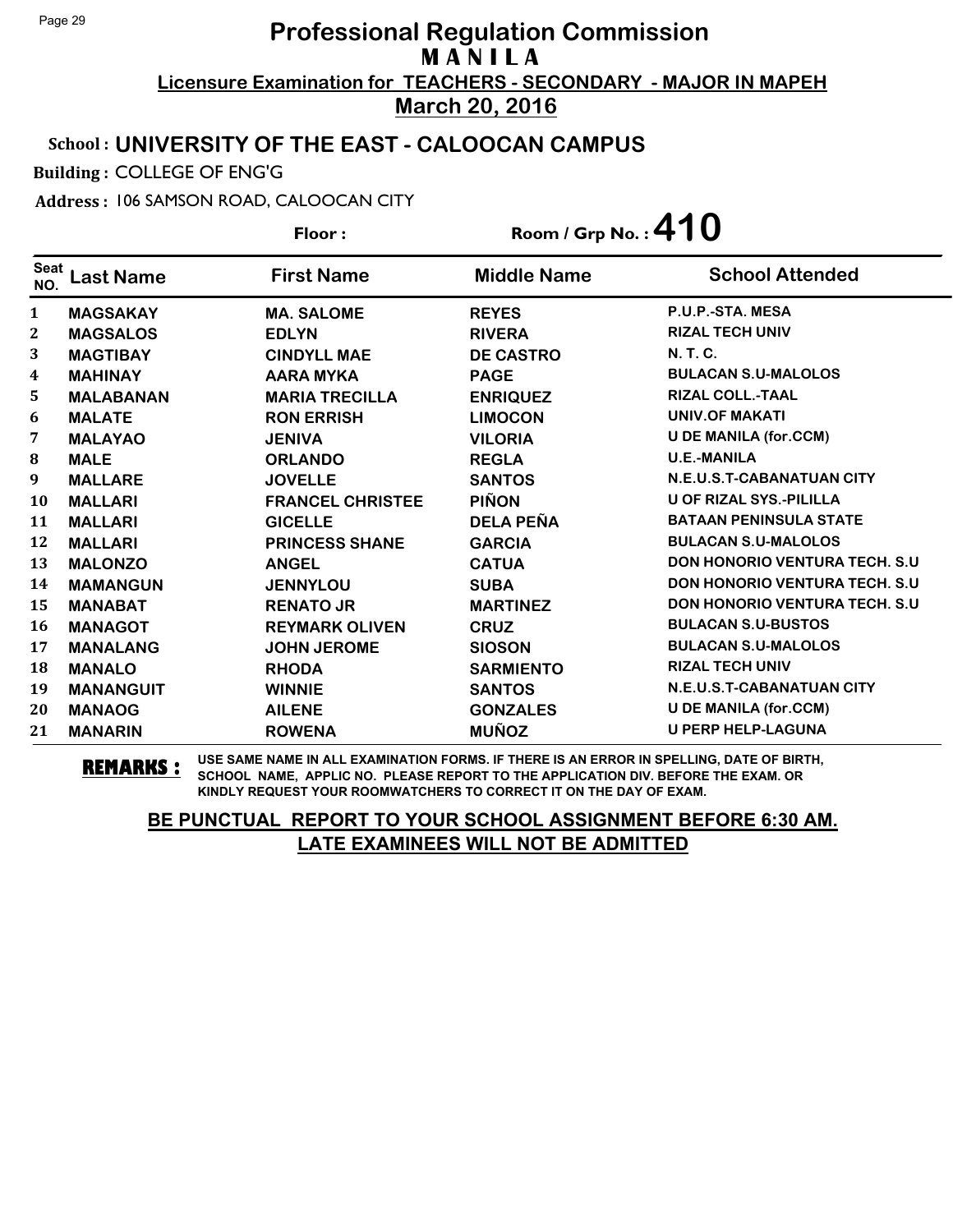# Professional Regulation Commission
## MANILA
### Licensure Examination for TEACHERS - SECONDARY - MAJOR IN MAPEH
### March 20, 2016

**School : UNIVERSITY OF THE EAST - CALOOCAN CAMPUS**

**Building :** COLLEGE OF ENG'G

**Address :** 106 SAMSON ROAD, CALOOCAN CITY

**Floor :** 

**Room / Grp No. : 410**

| Seat NO. | Last Name | First Name | Middle Name | School Attended |
|---|---|---|---|---|
| 1 | MAGSAKAY | MA. SALOME | REYES | P.U.P.-STA. MESA |
| 2 | MAGSALOS | EDLYN | RIVERA | RIZAL TECH UNIV |
| 3 | MAGTIBAY | CINDYLL MAE | DE CASTRO | N. T. C. |
| 4 | MAHINAY | AARA MYKA | PAGE | BULACAN S.U-MALOLOS |
| 5 | MALABANAN | MARIA TRECILLA | ENRIQUEZ | RIZAL COLL.-TAAL |
| 6 | MALATE | RON ERRISH | LIMOCON | UNIV.OF MAKATI |
| 7 | MALAYAO | JENIVA | VILORIA | U DE MANILA (for.CCM) |
| 8 | MALE | ORLANDO | REGLA | U.E.-MANILA |
| 9 | MALLARE | JOVELLE | SANTOS | N.E.U.S.T-CABANATUAN CITY |
| 10 | MALLARI | FRANCEL CHRISTEE | PIÑON | U OF RIZAL SYS.-PILILLA |
| 11 | MALLARI | GICELLE | DELA PEÑA | BATAAN PENINSULA STATE |
| 12 | MALLARI | PRINCESS SHANE | GARCIA | BULACAN S.U-MALOLOS |
| 13 | MALONZO | ANGEL | CATUA | DON HONORIO VENTURA TECH. S.U |
| 14 | MAMANGUN | JENNYLOU | SUBA | DON HONORIO VENTURA TECH. S.U |
| 15 | MANABAT | RENATO JR | MARTINEZ | DON HONORIO VENTURA TECH. S.U |
| 16 | MANAGOT | REYMARK OLIVEN | CRUZ | BULACAN S.U-BUSTOS |
| 17 | MANALANG | JOHN JEROME | SIOSON | BULACAN S.U-MALOLOS |
| 18 | MANALO | RHODA | SARMIENTO | RIZAL TECH UNIV |
| 19 | MANANGUIT | WINNIE | SANTOS | N.E.U.S.T-CABANATUAN CITY |
| 20 | MANAOG | AILENE | GONZALES | U DE MANILA (for.CCM) |
| 21 | MANARIN | ROWENA | MUÑOZ | U PERP HELP-LAGUNA |

**REMARKS :** USE SAME NAME IN ALL EXAMINATION FORMS. IF THERE IS AN ERROR IN SPELLING, DATE OF BIRTH, SCHOOL NAME, APPLIC NO. PLEASE REPORT TO THE APPLICATION DIV. BEFORE THE EXAM. OR KINDLY REQUEST YOUR ROOMWATCHERS TO CORRECT IT ON THE DAY OF EXAM.

**BE PUNCTUAL REPORT TO YOUR SCHOOL ASSIGNMENT BEFORE 6:30 AM. LATE EXAMINEES WILL NOT BE ADMITTED**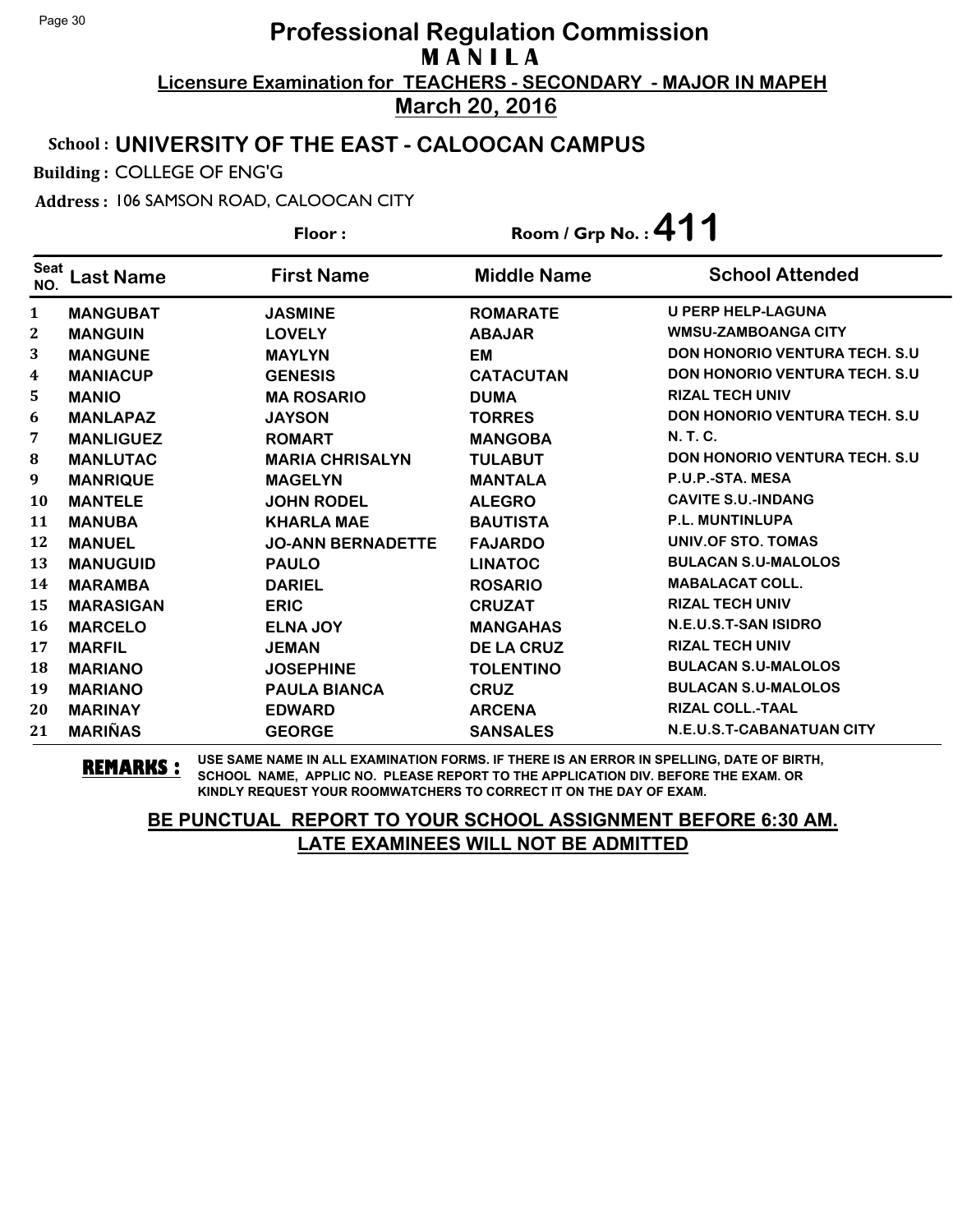# Professional Regulation Commission
## M A N I L A

**Licensure Examination for TEACHERS - SECONDARY - MAJOR IN MAPEH**

**March 20, 2016**

**School : UNIVERSITY OF THE EAST - CALOOCAN CAMPUS**

**Building :** COLLEGE OF ENG'G

**Address :** 106 SAMSON ROAD, CALOOCAN CITY

**Floor :** 

**Room / Grp No. : 411**

| Seat NO. | Last Name | First Name | Middle Name | School Attended |
|---|---|---|---|---|
| 1 | MANGUBAT | JASMINE | ROMARATE | U PERP HELP-LAGUNA |
| 2 | MANGUIN | LOVELY | ABAJAR | WMSU-ZAMBOANGA CITY |
| 3 | MANGUNE | MAYLYN | EM | DON HONORIO VENTURA TECH. S.U |
| 4 | MANIACUP | GENESIS | CATACUTAN | DON HONORIO VENTURA TECH. S.U |
| 5 | MANIO | MA ROSARIO | DUMA | RIZAL TECH UNIV |
| 6 | MANLAPAZ | JAYSON | TORRES | DON HONORIO VENTURA TECH. S.U |
| 7 | MANLIGUEZ | ROMART | MANGOBA | N. T. C. |
| 8 | MANLUTAC | MARIA CHRISALYN | TULABUT | DON HONORIO VENTURA TECH. S.U |
| 9 | MANRIQUE | MAGELYN | MANTALA | P.U.P.-STA. MESA |
| 10 | MANTELE | JOHN RODEL | ALEGRO | CAVITE S.U.-INDANG |
| 11 | MANUBA | KHARLA MAE | BAUTISTA | P.L. MUNTINLUPA |
| 12 | MANUEL | JO-ANN BERNADETTE | FAJARDO | UNIV.OF STO. TOMAS |
| 13 | MANUGUID | PAULO | LINATOC | BULACAN S.U-MALOLOS |
| 14 | MARAMBA | DARIEL | ROSARIO | MABALACAT COLL. |
| 15 | MARASIGAN | ERIC | CRUZAT | RIZAL TECH UNIV |
| 16 | MARCELO | ELNA JOY | MANGAHAS | N.E.U.S.T-SAN ISIDRO |
| 17 | MARFIL | JEMAN | DE LA CRUZ | RIZAL TECH UNIV |
| 18 | MARIANO | JOSEPHINE | TOLENTINO | BULACAN S.U-MALOLOS |
| 19 | MARIANO | PAULA BIANCA | CRUZ | BULACAN S.U-MALOLOS |
| 20 | MARINAY | EDWARD | ARCENA | RIZAL COLL.-TAAL |
| 21 | MARIÑAS | GEORGE | SANSALES | N.E.U.S.T-CABANATUAN CITY |

**REMARKS :** USE SAME NAME IN ALL EXAMINATION FORMS. IF THERE IS AN ERROR IN SPELLING, DATE OF BIRTH, SCHOOL NAME, APPLIC NO. PLEASE REPORT TO THE APPLICATION DIV. BEFORE THE EXAM. OR KINDLY REQUEST YOUR ROOMWATCHERS TO CORRECT IT ON THE DAY OF EXAM.

**BE PUNCTUAL REPORT TO YOUR SCHOOL ASSIGNMENT BEFORE 6:30 AM. LATE EXAMINEES WILL NOT BE ADMITTED**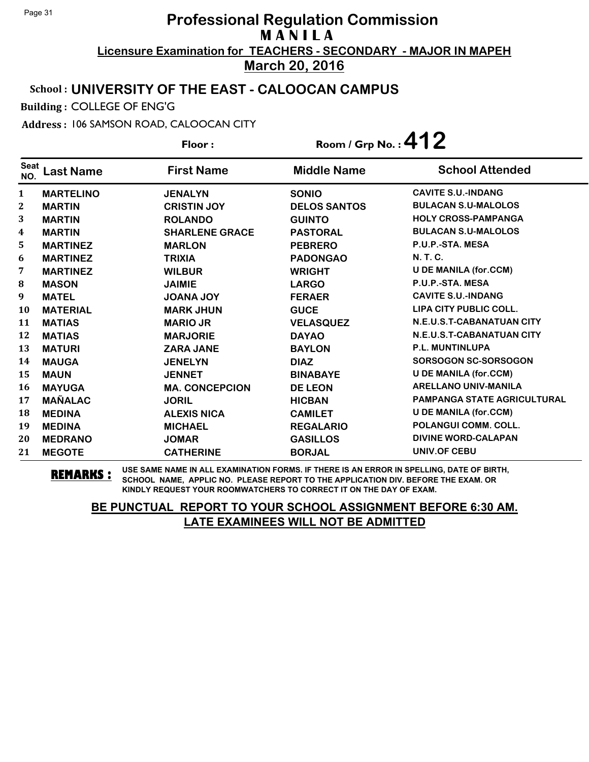# Professional Regulation Commission
## MANILA
### Licensure Examination for TEACHERS - SECONDARY - MAJOR IN MAPEH
### March 20, 2016

**School : UNIVERSITY OF THE EAST - CALOOCAN CAMPUS**

**Building :** COLLEGE OF ENG'G

**Address :** 106 SAMSON ROAD, CALOOCAN CITY

**Floor :** 

**Room / Grp No. : 412**

| Seat NO. | Last Name | First Name | Middle Name | School Attended |
|---|---|---|---|---|
| 1 | MARTELINO | JENALYN | SONIO | CAVITE S.U.-INDANG |
| 2 | MARTIN | CRISTIN JOY | DELOS SANTOS | BULACAN S.U-MALOLOS |
| 3 | MARTIN | ROLANDO | GUINTO | HOLY CROSS-PAMPANGA |
| 4 | MARTIN | SHARLENE GRACE | PASTORAL | BULACAN S.U-MALOLOS |
| 5 | MARTINEZ | MARLON | PEBRERO | P.U.P.-STA. MESA |
| 6 | MARTINEZ | TRIXIA | PADONGAO | N. T. C. |
| 7 | MARTINEZ | WILBUR | WRIGHT | U DE MANILA (for.CCM) |
| 8 | MASON | JAIMIE | LARGO | P.U.P.-STA. MESA |
| 9 | MATEL | JOANA JOY | FERAER | CAVITE S.U.-INDANG |
| 10 | MATERIAL | MARK JHUN | GUCE | LIPA CITY PUBLIC COLL. |
| 11 | MATIAS | MARIO JR | VELASQUEZ | N.E.U.S.T-CABANATUAN CITY |
| 12 | MATIAS | MARJORIE | DAYAO | N.E.U.S.T-CABANATUAN CITY |
| 13 | MATURI | ZARA JANE | BAYLON | P.L. MUNTINLUPA |
| 14 | MAUGA | JENELYN | DIAZ | SORSOGON SC-SORSOGON |
| 15 | MAUN | JENNET | BINABAYE | U DE MANILA (for.CCM) |
| 16 | MAYUGA | MA. CONCEPCION | DE LEON | ARELLANO UNIV-MANILA |
| 17 | MAÑALAC | JORIL | HICBAN | PAMPANGA STATE AGRICULTURAL |
| 18 | MEDINA | ALEXIS NICA | CAMILET | U DE MANILA (for.CCM) |
| 19 | MEDINA | MICHAEL | REGALARIO | POLANGUI COMM. COLL. |
| 20 | MEDRANO | JOMAR | GASILLOS | DIVINE WORD-CALAPAN |
| 21 | MEGOTE | CATHERINE | BORJAL | UNIV.OF CEBU |

**REMARKS :** USE SAME NAME IN ALL EXAMINATION FORMS. IF THERE IS AN ERROR IN SPELLING, DATE OF BIRTH, SCHOOL NAME, APPLIC NO. PLEASE REPORT TO THE APPLICATION DIV. BEFORE THE EXAM. OR KINDLY REQUEST YOUR ROOMWATCHERS TO CORRECT IT ON THE DAY OF EXAM.

**BE PUNCTUAL REPORT TO YOUR SCHOOL ASSIGNMENT BEFORE 6:30 AM.**
**LATE EXAMINEES WILL NOT BE ADMITTED**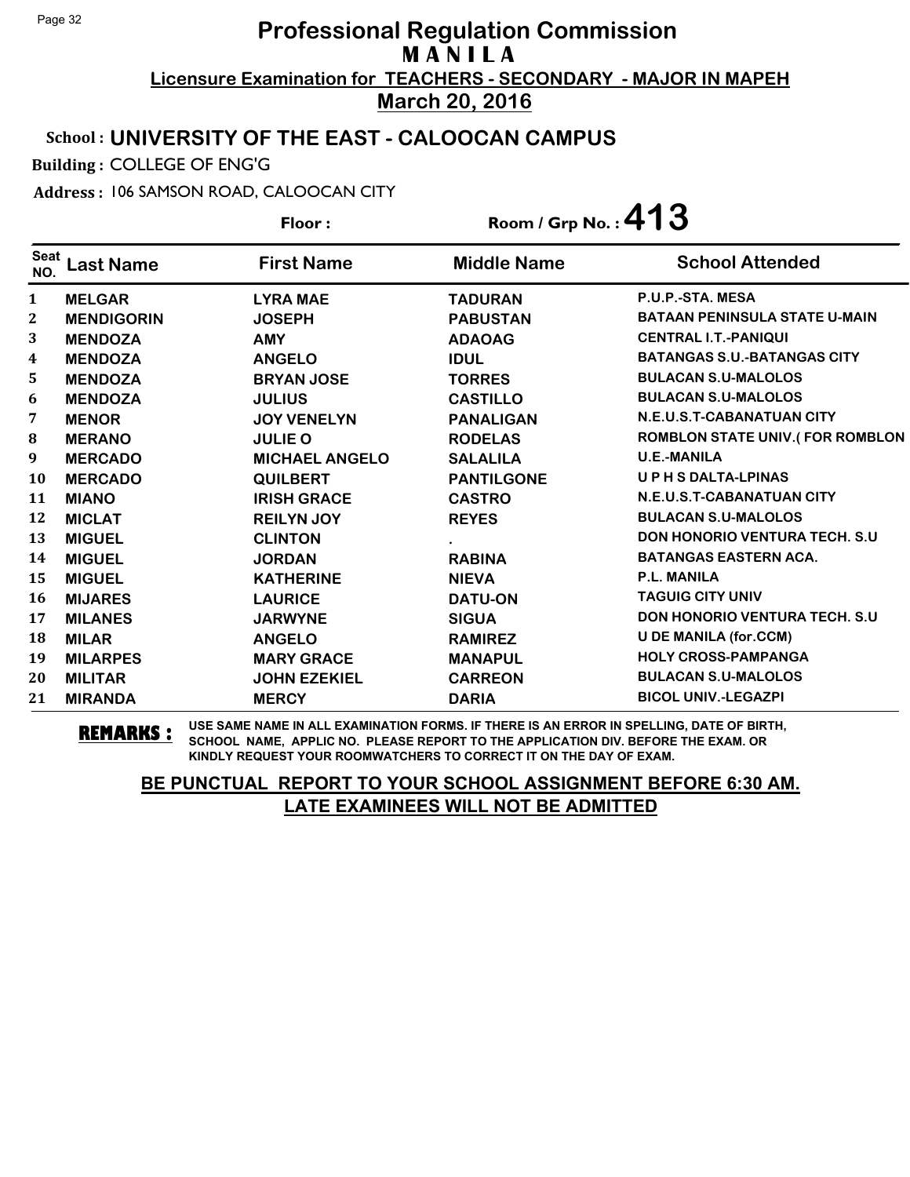# Professional Regulation Commission
## MANILA
### Licensure Examination for TEACHERS - SECONDARY - MAJOR IN MAPEH
### March 20, 2016

**School :** UNIVERSITY OF THE EAST - CALOOCAN CAMPUS

**Building :** COLLEGE OF ENG'G

**Address :** 106 SAMSON ROAD, CALOOCAN CITY

**Floor :** **Room / Grp No. : 413**

| Seat NO. | Last Name | First Name | Middle Name | School Attended |
|---|---|---|---|---|
| 1 | MELGAR | LYRA MAE | TADURAN | P.U.P.-STA. MESA |
| 2 | MENDIGORIN | JOSEPH | PABUSTAN | BATAAN PENINSULA STATE U-MAIN |
| 3 | MENDOZA | AMY | ADAOAG | CENTRAL I.T.-PANIQUI |
| 4 | MENDOZA | ANGELO | IDUL | BATANGAS S.U.-BATANGAS CITY |
| 5 | MENDOZA | BRYAN JOSE | TORRES | BULACAN S.U-MALOLOS |
| 6 | MENDOZA | JULIUS | CASTILLO | BULACAN S.U-MALOLOS |
| 7 | MENOR | JOY VENELYN | PANALIGAN | N.E.U.S.T-CABANATUAN CITY |
| 8 | MERANO | JULIE O | RODELAS | ROMBLON STATE UNIV.( FOR ROMBLON |
| 9 | MERCADO | MICHAEL ANGELO | SALALILA | U.E.-MANILA |
| 10 | MERCADO | QUILBERT | PANTILGONE | U P H S DALTA-LPINAS |
| 11 | MIANO | IRISH GRACE | CASTRO | N.E.U.S.T-CABANATUAN CITY |
| 12 | MICLAT | REILYN JOY | REYES | BULACAN S.U-MALOLOS |
| 13 | MIGUEL | CLINTON | . | DON HONORIO VENTURA TECH. S.U |
| 14 | MIGUEL | JORDAN | RABINA | BATANGAS EASTERN ACA. |
| 15 | MIGUEL | KATHERINE | NIEVA | P.L. MANILA |
| 16 | MIJARES | LAURICE | DATU-ON | TAGUIG CITY UNIV |
| 17 | MILANES | JARWYNE | SIGUA | DON HONORIO VENTURA TECH. S.U |
| 18 | MILAR | ANGELO | RAMIREZ | U DE MANILA (for.CCM) |
| 19 | MILARPES | MARY GRACE | MANAPUL | HOLY CROSS-PAMPANGA |
| 20 | MILITAR | JOHN EZEKIEL | CARREON | BULACAN S.U-MALOLOS |
| 21 | MIRANDA | MERCY | DARIA | BICOL UNIV.-LEGAZPI |

**REMARKS :** USE SAME NAME IN ALL EXAMINATION FORMS. IF THERE IS AN ERROR IN SPELLING, DATE OF BIRTH, SCHOOL NAME, APPLIC NO. PLEASE REPORT TO THE APPLICATION DIV. BEFORE THE EXAM. OR KINDLY REQUEST YOUR ROOMWATCHERS TO CORRECT IT ON THE DAY OF EXAM.

**BE PUNCTUAL REPORT TO YOUR SCHOOL ASSIGNMENT BEFORE 6:30 AM.**
**LATE EXAMINEES WILL NOT BE ADMITTED**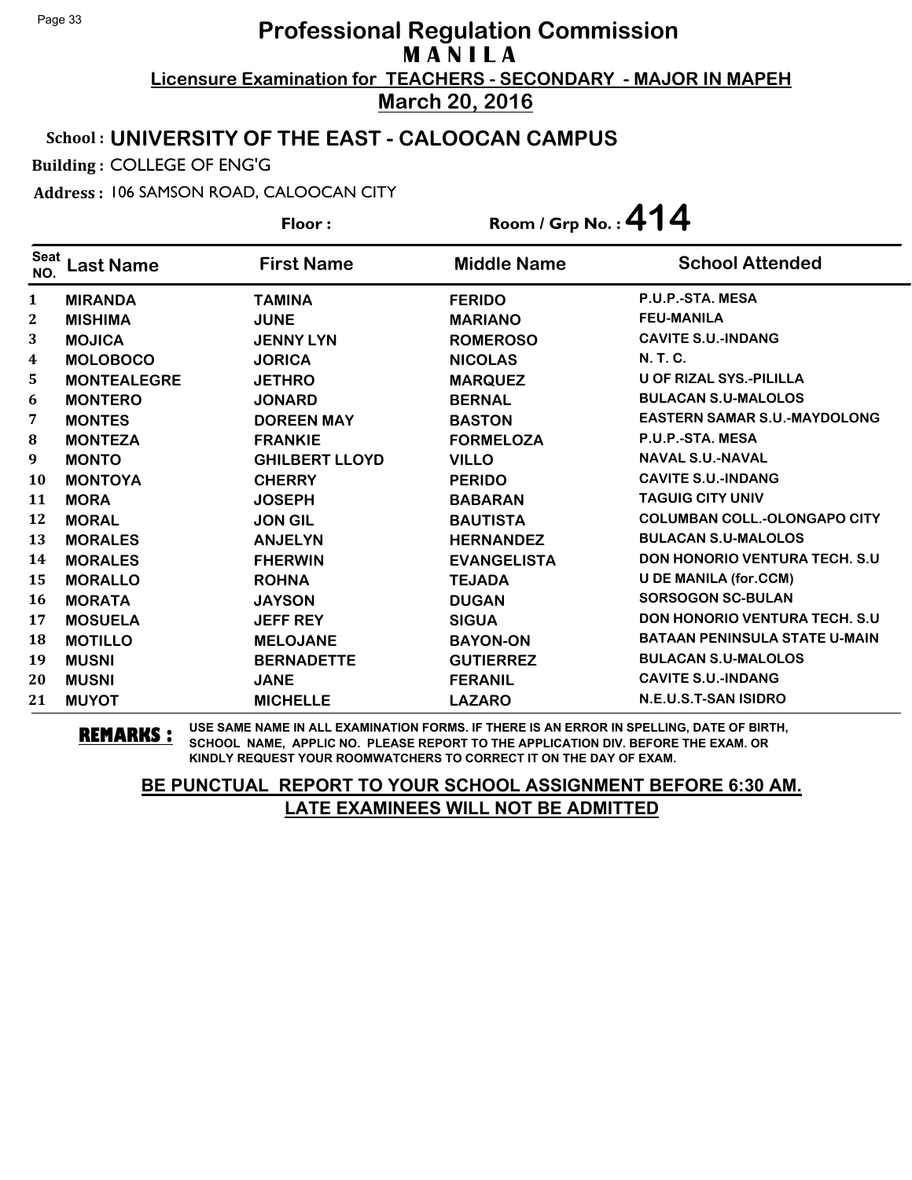# Professional Regulation Commission

## MANILA

**Licensure Examination for TEACHERS - SECONDARY - MAJOR IN MAPEH**

**March 20, 2016**

**School : UNIVERSITY OF THE EAST - CALOOCAN CAMPUS**

**Building :** COLLEGE OF ENG'G

**Address :** 106 SAMSON ROAD, CALOOCAN CITY

**Floor :** **Room / Grp No. : 414**

| Seat NO. | Last Name | First Name | Middle Name | School Attended |
|---|---|---|---|---|
| 1 | MIRANDA | TAMINA | FERIDO | P.U.P.-STA. MESA |
| 2 | MISHIMA | JUNE | MARIANO | FEU-MANILA |
| 3 | MOJICA | JENNY LYN | ROMEROSO | CAVITE S.U.-INDANG |
| 4 | MOLOBOCO | JORICA | NICOLAS | N. T. C. |
| 5 | MONTEALEGRE | JETHRO | MARQUEZ | U OF RIZAL SYS.-PILILLA |
| 6 | MONTERO | JONARD | BERNAL | BULACAN S.U-MALOLOS |
| 7 | MONTES | DOREEN MAY | BASTON | EASTERN SAMAR S.U.-MAYDOLONG |
| 8 | MONTEZA | FRANKIE | FORMELOZA | P.U.P.-STA. MESA |
| 9 | MONTO | GHILBERT LLOYD | VILLO | NAVAL S.U.-NAVAL |
| 10 | MONTOYA | CHERRY | PERIDO | CAVITE S.U.-INDANG |
| 11 | MORA | JOSEPH | BABARAN | TAGUIG CITY UNIV |
| 12 | MORAL | JON GIL | BAUTISTA | COLUMBAN COLL.-OLONGAPO CITY |
| 13 | MORALES | ANJELYN | HERNANDEZ | BULACAN S.U-MALOLOS |
| 14 | MORALES | FHERWIN | EVANGELISTA | DON HONORIO VENTURA TECH. S.U |
| 15 | MORALLO | ROHNA | TEJADA | U DE MANILA (for.CCM) |
| 16 | MORATA | JAYSON | DUGAN | SORSOGON SC-BULAN |
| 17 | MOSUELA | JEFF REY | SIGUA | DON HONORIO VENTURA TECH. S.U |
| 18 | MOTILLO | MELOJANE | BAYON-ON | BATAAN PENINSULA STATE U-MAIN |
| 19 | MUSNI | BERNADETTE | GUTIERREZ | BULACAN S.U-MALOLOS |
| 20 | MUSNI | JANE | FERANIL | CAVITE S.U.-INDANG |
| 21 | MUYOT | MICHELLE | LAZARO | N.E.U.S.T-SAN ISIDRO |

**REMARKS :** USE SAME NAME IN ALL EXAMINATION FORMS. IF THERE IS AN ERROR IN SPELLING, DATE OF BIRTH, SCHOOL NAME, APPLIC NO. PLEASE REPORT TO THE APPLICATION DIV. BEFORE THE EXAM. OR KINDLY REQUEST YOUR ROOMWATCHERS TO CORRECT IT ON THE DAY OF EXAM.

**BE PUNCTUAL REPORT TO YOUR SCHOOL ASSIGNMENT BEFORE 6:30 AM. LATE EXAMINEES WILL NOT BE ADMITTED**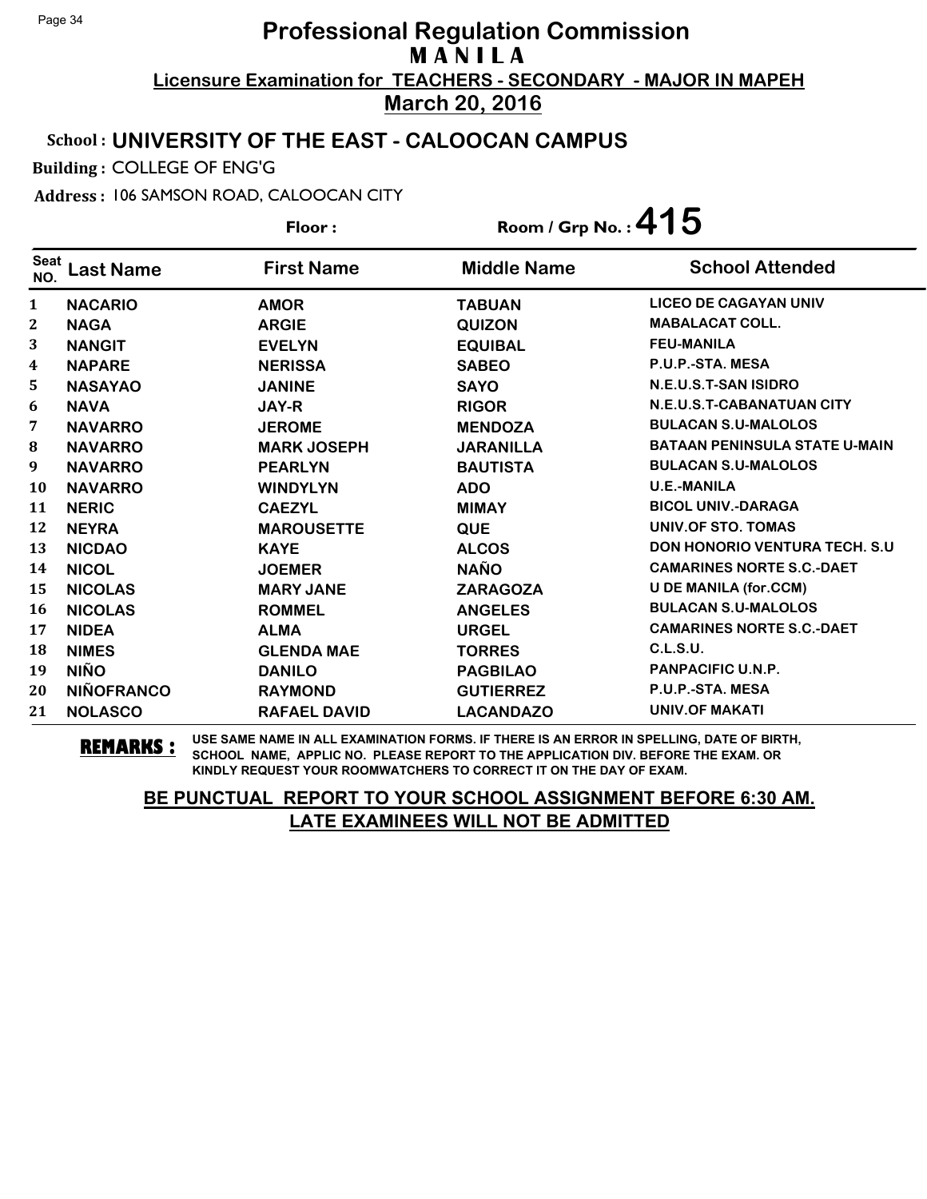# Professional Regulation Commission

## M A N I L A

**Licensure Examination for TEACHERS - SECONDARY - MAJOR IN MAPEH**

**March 20, 2016**

**School : UNIVERSITY OF THE EAST - CALOOCAN CAMPUS**

**Building :** COLLEGE OF ENG'G

**Address :** 106 SAMSON ROAD, CALOOCAN CITY

**Floor :** 

**Room / Grp No. : 415**

| Seat NO. | Last Name | First Name | Middle Name | School Attended |
|---|---|---|---|---|
| 1 | NACARIO | AMOR | TABUAN | LICEO DE CAGAYAN UNIV |
| 2 | NAGA | ARGIE | QUIZON | MABALACAT COLL. |
| 3 | NANGIT | EVELYN | EQUIBAL | FEU-MANILA |
| 4 | NAPARE | NERISSA | SABEO | P.U.P.-STA. MESA |
| 5 | NASAYAO | JANINE | SAYO | N.E.U.S.T-SAN ISIDRO |
| 6 | NAVA | JAY-R | RIGOR | N.E.U.S.T-CABANATUAN CITY |
| 7 | NAVARRO | JEROME | MENDOZA | BULACAN S.U-MALOLOS |
| 8 | NAVARRO | MARK JOSEPH | JARANILLA | BATAAN PENINSULA STATE U-MAIN |
| 9 | NAVARRO | PEARLYN | BAUTISTA | BULACAN S.U-MALOLOS |
| 10 | NAVARRO | WINDYLYN | ADO | U.E.-MANILA |
| 11 | NERIC | CAEZYL | MIMAY | BICOL UNIV.-DARAGA |
| 12 | NEYRA | MAROUSETTE | QUE | UNIV.OF STO. TOMAS |
| 13 | NICDAO | KAYE | ALCOS | DON HONORIO VENTURA TECH. S.U |
| 14 | NICOL | JOEMER | NAÑO | CAMARINES NORTE S.C.-DAET |
| 15 | NICOLAS | MARY JANE | ZARAGOZA | U DE MANILA (for.CCM) |
| 16 | NICOLAS | ROMMEL | ANGELES | BULACAN S.U-MALOLOS |
| 17 | NIDEA | ALMA | URGEL | CAMARINES NORTE S.C.-DAET |
| 18 | NIMES | GLENDA MAE | TORRES | C.L.S.U. |
| 19 | NIÑO | DANILO | PAGBILAO | PANPACIFIC U.N.P. |
| 20 | NIÑOFRANCO | RAYMOND | GUTIERREZ | P.U.P.-STA. MESA |
| 21 | NOLASCO | RAFAEL DAVID | LACANDAZO | UNIV.OF MAKATI |

**REMARKS :** USE SAME NAME IN ALL EXAMINATION FORMS. IF THERE IS AN ERROR IN SPELLING, DATE OF BIRTH, SCHOOL NAME, APPLIC NO. PLEASE REPORT TO THE APPLICATION DIV. BEFORE THE EXAM. OR KINDLY REQUEST YOUR ROOMWATCHERS TO CORRECT IT ON THE DAY OF EXAM.

**BE PUNCTUAL REPORT TO YOUR SCHOOL ASSIGNMENT BEFORE 6:30 AM. LATE EXAMINEES WILL NOT BE ADMITTED**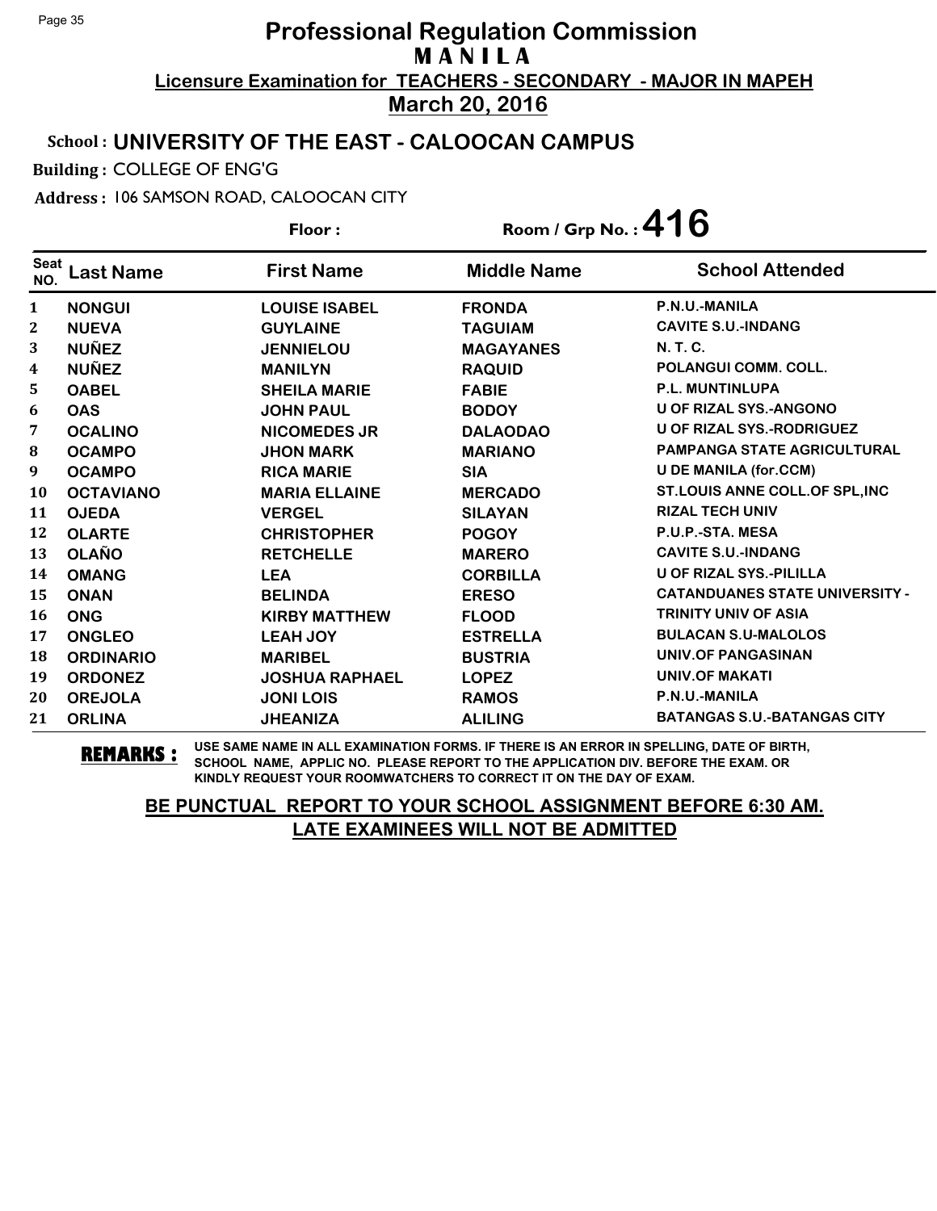# Professional Regulation Commission
## M A N I L A

**Licensure Examination for TEACHERS - SECONDARY - MAJOR IN MAPEH**

**March 20, 2016**

**School : UNIVERSITY OF THE EAST - CALOOCAN CAMPUS**

**Building :** COLLEGE OF ENG'G

**Address :** 106 SAMSON ROAD, CALOOCAN CITY

**Floor :** 

**Room / Grp No. : 416**

| Seat NO. | Last Name | First Name | Middle Name | School Attended |
|---|---|---|---|---|
| 1 | NONGUI | LOUISE ISABEL | FRONDA | P.N.U.-MANILA |
| 2 | NUEVA | GUYLAINE | TAGUIAM | CAVITE S.U.-INDANG |
| 3 | NUÑEZ | JENNIELOU | MAGAYANES | N. T. C. |
| 4 | NUÑEZ | MANILYN | RAQUID | POLANGUI COMM. COLL. |
| 5 | OABEL | SHEILA MARIE | FABIE | P.L. MUNTINLUPA |
| 6 | OAS | JOHN PAUL | BODOY | U OF RIZAL SYS.-ANGONO |
| 7 | OCALINO | NICOMEDES JR | DALAODAO | U OF RIZAL SYS.-RODRIGUEZ |
| 8 | OCAMPO | JHON MARK | MARIANO | PAMPANGA STATE AGRICULTURAL |
| 9 | OCAMPO | RICA MARIE | SIA | U DE MANILA (for.CCM) |
| 10 | OCTAVIANO | MARIA ELLAINE | MERCADO | ST.LOUIS ANNE COLL.OF SPL,INC |
| 11 | OJEDA | VERGEL | SILAYAN | RIZAL TECH UNIV |
| 12 | OLARTE | CHRISTOPHER | POGOY | P.U.P.-STA. MESA |
| 13 | OLAÑO | RETCHELLE | MARERO | CAVITE S.U.-INDANG |
| 14 | OMANG | LEA | CORBILLA | U OF RIZAL SYS.-PILILLA |
| 15 | ONAN | BELINDA | ERESO | CATANDUANES STATE UNIVERSITY - |
| 16 | ONG | KIRBY MATTHEW | FLOOD | TRINITY UNIV OF ASIA |
| 17 | ONGLEO | LEAH JOY | ESTRELLA | BULACAN S.U-MALOLOS |
| 18 | ORDINARIO | MARIBEL | BUSTRIA | UNIV.OF PANGASINAN |
| 19 | ORDONEZ | JOSHUA RAPHAEL | LOPEZ | UNIV.OF MAKATI |
| 20 | OREJOLA | JONI LOIS | RAMOS | P.N.U.-MANILA |
| 21 | ORLINA | JHEANIZA | ALILING | BATANGAS S.U.-BATANGAS CITY |

**REMARKS :** USE SAME NAME IN ALL EXAMINATION FORMS. IF THERE IS AN ERROR IN SPELLING, DATE OF BIRTH, SCHOOL NAME, APPLIC NO. PLEASE REPORT TO THE APPLICATION DIV. BEFORE THE EXAM. OR KINDLY REQUEST YOUR ROOMWATCHERS TO CORRECT IT ON THE DAY OF EXAM.

**BE PUNCTUAL REPORT TO YOUR SCHOOL ASSIGNMENT BEFORE 6:30 AM.**
**LATE EXAMINEES WILL NOT BE ADMITTED**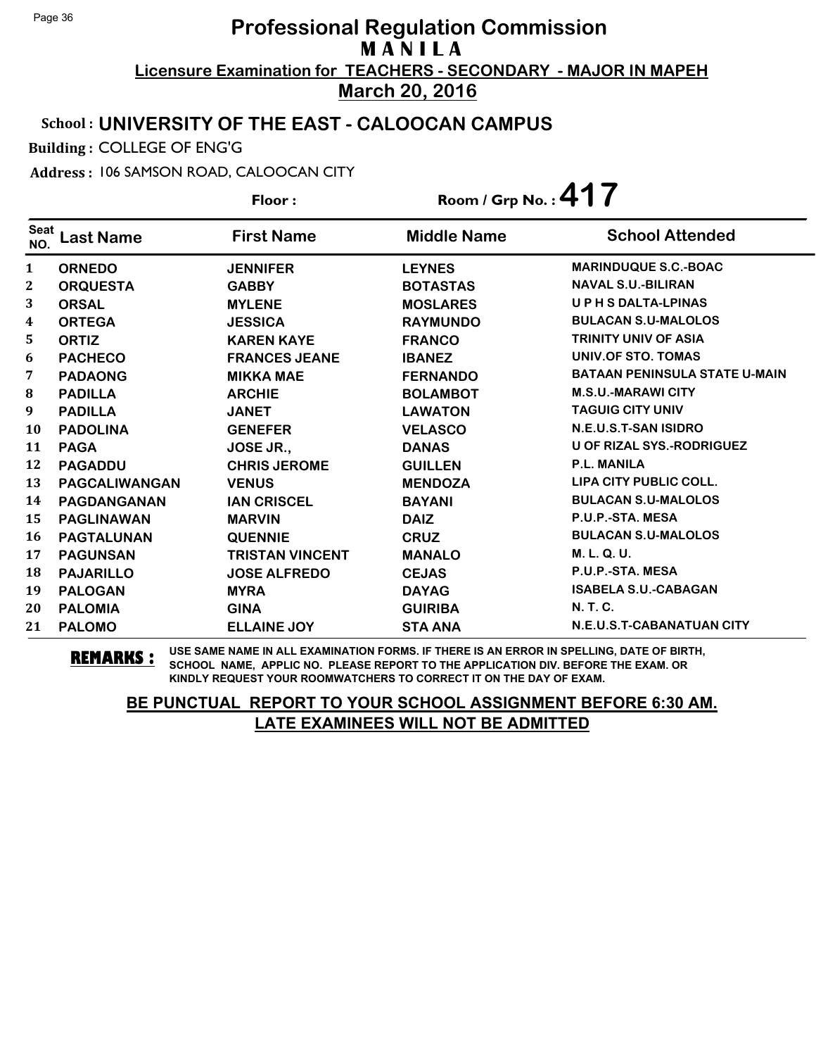# Professional Regulation Commission

## M A N I L A

**Licensure Examination for TEACHERS - SECONDARY - MAJOR IN MAPEH**

**March 20, 2016**

**School : UNIVERSITY OF THE EAST - CALOOCAN CAMPUS**

**Building :** COLLEGE OF ENG'G

**Address :** 106 SAMSON ROAD, CALOOCAN CITY

**Floor :**

**Room / Grp No. : 417**

| Seat NO. | Last Name | First Name | Middle Name | School Attended |
|---|---|---|---|---|
| 1 | ORNEDO | JENNIFER | LEYNES | MARINDUQUE S.C.-BOAC |
| 2 | ORQUESTA | GABBY | BOTASTAS | NAVAL S.U.-BILIRAN |
| 3 | ORSAL | MYLENE | MOSLARES | U P H S DALTA-LPINAS |
| 4 | ORTEGA | JESSICA | RAYMUNDO | BULACAN S.U-MALOLOS |
| 5 | ORTIZ | KAREN KAYE | FRANCO | TRINITY UNIV OF ASIA |
| 6 | PACHECO | FRANCES JEANE | IBANEZ | UNIV.OF STO. TOMAS |
| 7 | PADAONG | MIKKA MAE | FERNANDO | BATAAN PENINSULA STATE U-MAIN |
| 8 | PADILLA | ARCHIE | BOLAMBOT | M.S.U.-MARAWI CITY |
| 9 | PADILLA | JANET | LAWATON | TAGUIG CITY UNIV |
| 10 | PADOLINA | GENEFER | VELASCO | N.E.U.S.T-SAN ISIDRO |
| 11 | PAGA | JOSE JR., | DANAS | U OF RIZAL SYS.-RODRIGUEZ |
| 12 | PAGADDU | CHRIS JEROME | GUILLEN | P.L. MANILA |
| 13 | PAGCALIWANGAN | VENUS | MENDOZA | LIPA CITY PUBLIC COLL. |
| 14 | PAGDANGANAN | IAN CRISCEL | BAYANI | BULACAN S.U-MALOLOS |
| 15 | PAGLINAWAN | MARVIN | DAIZ | P.U.P.-STA. MESA |
| 16 | PAGTALUNAN | QUENNIE | CRUZ | BULACAN S.U-MALOLOS |
| 17 | PAGUNSAN | TRISTAN VINCENT | MANALO | M. L. Q. U. |
| 18 | PAJARILLO | JOSE ALFREDO | CEJAS | P.U.P.-STA. MESA |
| 19 | PALOGAN | MYRA | DAYAG | ISABELA S.U.-CABAGAN |
| 20 | PALOMIA | GINA | GUIRIBA | N. T. C. |
| 21 | PALOMO | ELLAINE JOY | STA ANA | N.E.U.S.T-CABANATUAN CITY |

**REMARKS :** USE SAME NAME IN ALL EXAMINATION FORMS. IF THERE IS AN ERROR IN SPELLING, DATE OF BIRTH, SCHOOL NAME, APPLIC NO. PLEASE REPORT TO THE APPLICATION DIV. BEFORE THE EXAM. OR KINDLY REQUEST YOUR ROOMWATCHERS TO CORRECT IT ON THE DAY OF EXAM.

**BE PUNCTUAL REPORT TO YOUR SCHOOL ASSIGNMENT BEFORE 6:30 AM.**
**LATE EXAMINEES WILL NOT BE ADMITTED**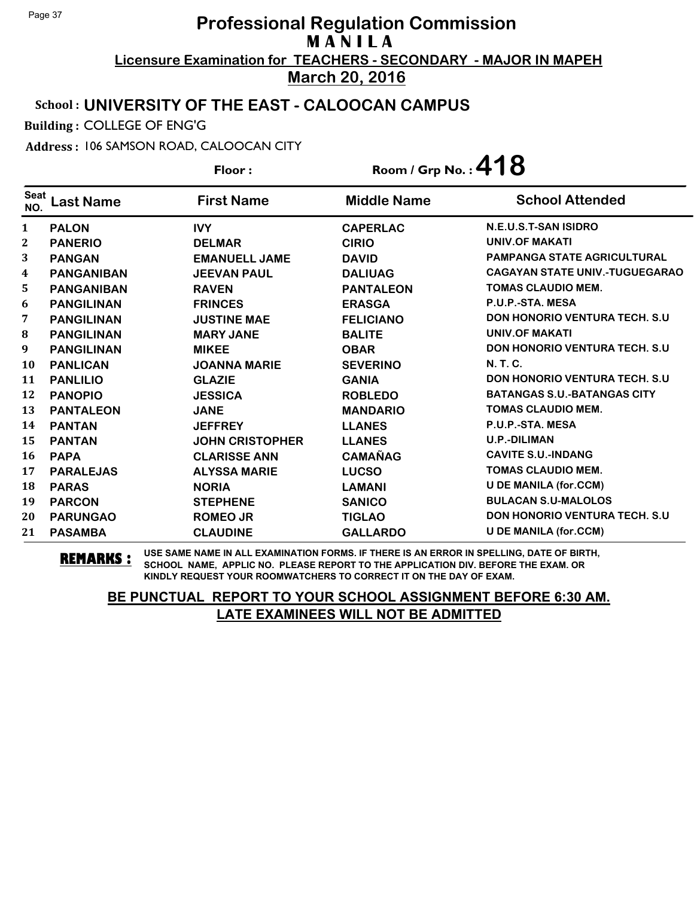# Professional Regulation Commission
## M A N I L A
### Licensure Examination for TEACHERS - SECONDARY - MAJOR IN MAPEH
### March 20, 2016

**School : UNIVERSITY OF THE EAST - CALOOCAN CAMPUS**

**Building :** COLLEGE OF ENG'G

**Address :** 106 SAMSON ROAD, CALOOCAN CITY

**Floor :** 

**Room / Grp No. : 418**

| Seat NO. | Last Name | First Name | Middle Name | School Attended |
|---|---|---|---|---|
| 1 | PALON | IVY | CAPERLAC | N.E.U.S.T-SAN ISIDRO |
| 2 | PANERIO | DELMAR | CIRIO | UNIV.OF MAKATI |
| 3 | PANGAN | EMANUELL JAME | DAVID | PAMPANGA STATE AGRICULTURAL |
| 4 | PANGANIBAN | JEEVAN PAUL | DALIUAG | CAGAYAN STATE UNIV.-TUGUEGARAO |
| 5 | PANGANIBAN | RAVEN | PANTALEON | TOMAS CLAUDIO MEM. |
| 6 | PANGILINAN | FRINCES | ERASGA | P.U.P.-STA. MESA |
| 7 | PANGILINAN | JUSTINE MAE | FELICIANO | DON HONORIO VENTURA TECH. S.U |
| 8 | PANGILINAN | MARY JANE | BALITE | UNIV.OF MAKATI |
| 9 | PANGILINAN | MIKEE | OBAR | DON HONORIO VENTURA TECH. S.U |
| 10 | PANLICAN | JOANNA MARIE | SEVERINO | N. T. C. |
| 11 | PANLILIO | GLAZIE | GANIA | DON HONORIO VENTURA TECH. S.U |
| 12 | PANOPIO | JESSICA | ROBLEDO | BATANGAS S.U.-BATANGAS CITY |
| 13 | PANTALEON | JANE | MANDARIO | TOMAS CLAUDIO MEM. |
| 14 | PANTAN | JEFFREY | LLANES | P.U.P.-STA. MESA |
| 15 | PANTAN | JOHN CRISTOPHER | LLANES | U.P.-DILIMAN |
| 16 | PAPA | CLARISSE ANN | CAMAÑAG | CAVITE S.U.-INDANG |
| 17 | PARALEJAS | ALYSSA MARIE | LUCSO | TOMAS CLAUDIO MEM. |
| 18 | PARAS | NORIA | LAMANI | U DE MANILA (for.CCM) |
| 19 | PARCON | STEPHENE | SANICO | BULACAN S.U-MALOLOS |
| 20 | PARUNGAO | ROMEO JR | TIGLAO | DON HONORIO VENTURA TECH. S.U |
| 21 | PASAMBA | CLAUDINE | GALLARDO | U DE MANILA (for.CCM) |

**REMARKS :** USE SAME NAME IN ALL EXAMINATION FORMS. IF THERE IS AN ERROR IN SPELLING, DATE OF BIRTH, SCHOOL NAME, APPLIC NO. PLEASE REPORT TO THE APPLICATION DIV. BEFORE THE EXAM. OR KINDLY REQUEST YOUR ROOMWATCHERS TO CORRECT IT ON THE DAY OF EXAM.

**BE PUNCTUAL REPORT TO YOUR SCHOOL ASSIGNMENT BEFORE 6:30 AM.**
**LATE EXAMINEES WILL NOT BE ADMITTED**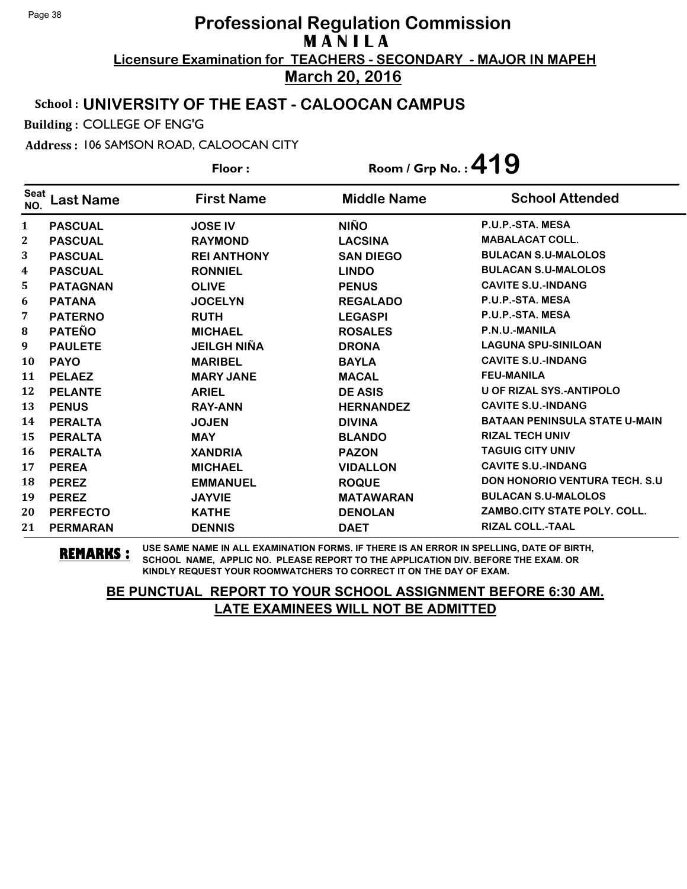# Professional Regulation Commission
## M A N I L A
**Licensure Examination for TEACHERS - SECONDARY - MAJOR IN MAPEH**
**March 20, 2016**

**School : UNIVERSITY OF THE EAST - CALOOCAN CAMPUS**

**Building :** COLLEGE OF ENG'G

**Address :** 106 SAMSON ROAD, CALOOCAN CITY

**Floor :** 

**Room / Grp No. : 419**

| Seat NO. | Last Name | First Name | Middle Name | School Attended |
|---|---|---|---|---|
| 1 | PASCUAL | JOSE IV | NIÑO | P.U.P.-STA. MESA |
| 2 | PASCUAL | RAYMOND | LACSINA | MABALACAT COLL. |
| 3 | PASCUAL | REI ANTHONY | SAN DIEGO | BULACAN S.U-MALOLOS |
| 4 | PASCUAL | RONNIEL | LINDO | BULACAN S.U-MALOLOS |
| 5 | PATAGNAN | OLIVE | PENUS | CAVITE S.U.-INDANG |
| 6 | PATANA | JOCELYN | REGALADO | P.U.P.-STA. MESA |
| 7 | PATERNO | RUTH | LEGASPI | P.U.P.-STA. MESA |
| 8 | PATEÑO | MICHAEL | ROSALES | P.N.U.-MANILA |
| 9 | PAULETE | JEILGH NIÑA | DRONA | LAGUNA SPU-SINILOAN |
| 10 | PAYO | MARIBEL | BAYLA | CAVITE S.U.-INDANG |
| 11 | PELAEZ | MARY JANE | MACAL | FEU-MANILA |
| 12 | PELANTE | ARIEL | DE ASIS | U OF RIZAL SYS.-ANTIPOLO |
| 13 | PENUS | RAY-ANN | HERNANDEZ | CAVITE S.U.-INDANG |
| 14 | PERALTA | JOJEN | DIVINA | BATAAN PENINSULA STATE U-MAIN |
| 15 | PERALTA | MAY | BLANDO | RIZAL TECH UNIV |
| 16 | PERALTA | XANDRIA | PAZON | TAGUIG CITY UNIV |
| 17 | PEREA | MICHAEL | VIDALLON | CAVITE S.U.-INDANG |
| 18 | PEREZ | EMMANUEL | ROQUE | DON HONORIO VENTURA TECH. S.U |
| 19 | PEREZ | JAYVIE | MATAWARAN | BULACAN S.U-MALOLOS |
| 20 | PERFECTO | KATHE | DENOLAN | ZAMBO.CITY STATE POLY. COLL. |
| 21 | PERMARAN | DENNIS | DAET | RIZAL COLL.-TAAL |

**REMARKS :** USE SAME NAME IN ALL EXAMINATION FORMS. IF THERE IS AN ERROR IN SPELLING, DATE OF BIRTH, SCHOOL NAME, APPLIC NO. PLEASE REPORT TO THE APPLICATION DIV. BEFORE THE EXAM. OR KINDLY REQUEST YOUR ROOMWATCHERS TO CORRECT IT ON THE DAY OF EXAM.

**BE PUNCTUAL REPORT TO YOUR SCHOOL ASSIGNMENT BEFORE 6:30 AM.**
**LATE EXAMINEES WILL NOT BE ADMITTED**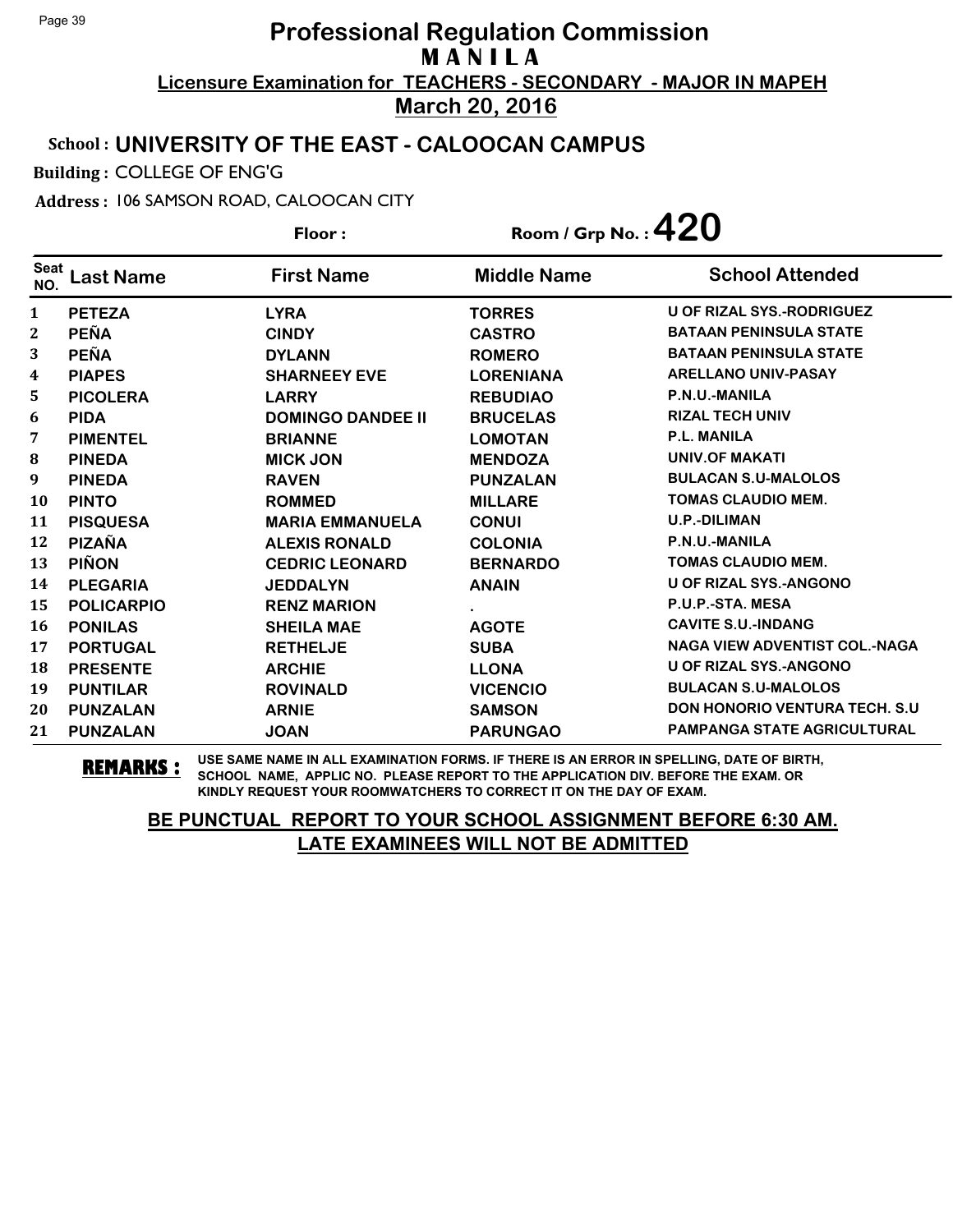# Professional Regulation Commission
## MANILA
**Licensure Examination for TEACHERS - SECONDARY - MAJOR IN MAPEH**

**March 20, 2016**

**School : UNIVERSITY OF THE EAST - CALOOCAN CAMPUS**

**Building :** COLLEGE OF ENG'G

**Address :** 106 SAMSON ROAD, CALOOCAN CITY

**Floor :** 

**Room / Grp No. : 420**

| Seat NO. | Last Name | First Name | Middle Name | School Attended |
|---|---|---|---|---|
| 1 | PETEZA | LYRA | TORRES | U OF RIZAL SYS.-RODRIGUEZ |
| 2 | PEÑA | CINDY | CASTRO | BATAAN PENINSULA STATE |
| 3 | PEÑA | DYLANN | ROMERO | BATAAN PENINSULA STATE |
| 4 | PIAPES | SHARNEEY EVE | LORENIANA | ARELLANO UNIV-PASAY |
| 5 | PICOLERA | LARRY | REBUDIAO | P.N.U.-MANILA |
| 6 | PIDA | DOMINGO DANDEE II | BRUCELAS | RIZAL TECH UNIV |
| 7 | PIMENTEL | BRIANNE | LOMOTAN | P.L. MANILA |
| 8 | PINEDA | MICK JON | MENDOZA | UNIV.OF MAKATI |
| 9 | PINEDA | RAVEN | PUNZALAN | BULACAN S.U-MALOLOS |
| 10 | PINTO | ROMMED | MILLARE | TOMAS CLAUDIO MEM. |
| 11 | PISQUESA | MARIA EMMANUELA | CONUI | U.P.-DILIMAN |
| 12 | PIZAÑA | ALEXIS RONALD | COLONIA | P.N.U.-MANILA |
| 13 | PIÑON | CEDRIC LEONARD | BERNARDO | TOMAS CLAUDIO MEM. |
| 14 | PLEGARIA | JEDDALYN | ANAIN | U OF RIZAL SYS.-ANGONO |
| 15 | POLICARPIO | RENZ MARION | . | P.U.P.-STA. MESA |
| 16 | PONILAS | SHEILA MAE | AGOTE | CAVITE S.U.-INDANG |
| 17 | PORTUGAL | RETHELJE | SUBA | NAGA VIEW ADVENTIST COL.-NAGA |
| 18 | PRESENTE | ARCHIE | LLONA | U OF RIZAL SYS.-ANGONO |
| 19 | PUNTILAR | ROVINALD | VICENCIO | BULACAN S.U-MALOLOS |
| 20 | PUNZALAN | ARNIE | SAMSON | DON HONORIO VENTURA TECH. S.U |
| 21 | PUNZALAN | JOAN | PARUNGAO | PAMPANGA STATE AGRICULTURAL |

**REMARKS :** USE SAME NAME IN ALL EXAMINATION FORMS. IF THERE IS AN ERROR IN SPELLING, DATE OF BIRTH, SCHOOL NAME, APPLIC NO. PLEASE REPORT TO THE APPLICATION DIV. BEFORE THE EXAM. OR KINDLY REQUEST YOUR ROOMWATCHERS TO CORRECT IT ON THE DAY OF EXAM.

**BE PUNCTUAL REPORT TO YOUR SCHOOL ASSIGNMENT BEFORE 6:30 AM.**
**LATE EXAMINEES WILL NOT BE ADMITTED**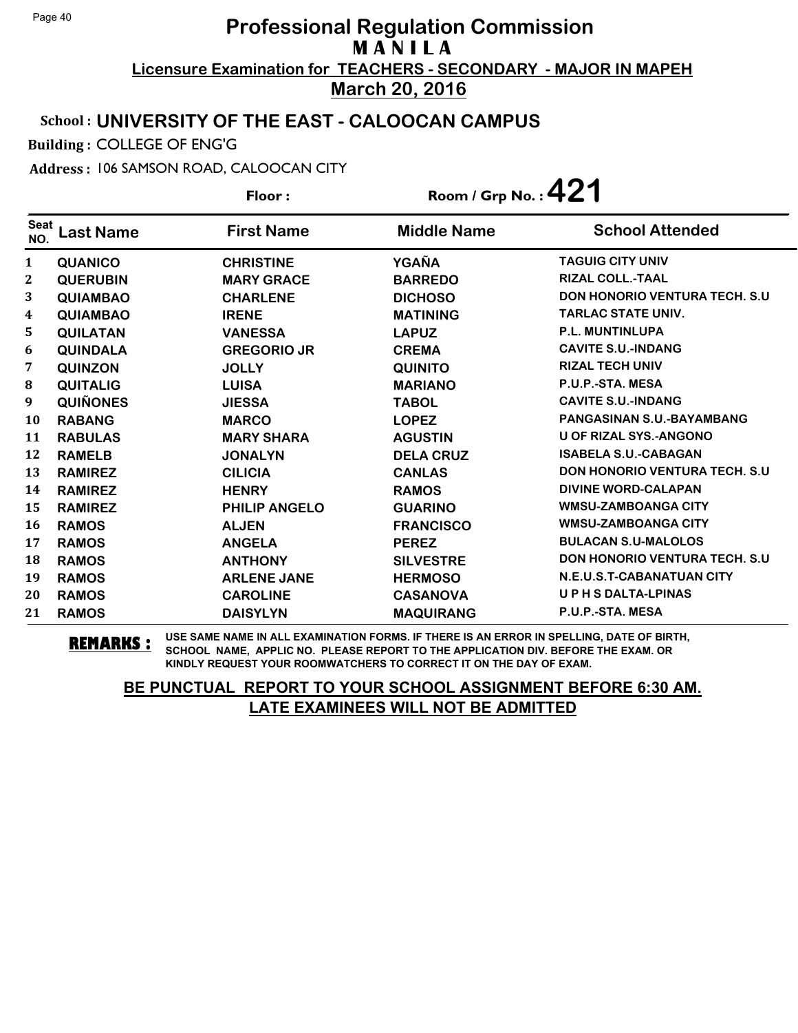# Professional Regulation Commission
## M A N I L A
**Licensure Examination for TEACHERS - SECONDARY - MAJOR IN MAPEH**
**March 20, 2016**

**School : UNIVERSITY OF THE EAST - CALOOCAN CAMPUS**

**Building :** COLLEGE OF ENG'G

**Address :** 106 SAMSON ROAD, CALOOCAN CITY

**Floor :** 

**Room / Grp No. : 421**

| Seat NO. | Last Name | First Name | Middle Name | School Attended |
|---|---|---|---|---|
| 1 | QUANICO | CHRISTINE | YGAÑA | TAGUIG CITY UNIV |
| 2 | QUERUBIN | MARY GRACE | BARREDO | RIZAL COLL.-TAAL |
| 3 | QUIAMBAO | CHARLENE | DICHOSO | DON HONORIO VENTURA TECH. S.U |
| 4 | QUIAMBAO | IRENE | MATINING | TARLAC STATE UNIV. |
| 5 | QUILATAN | VANESSA | LAPUZ | P.L. MUNTINLUPA |
| 6 | QUINDALA | GREGORIO JR | CREMA | CAVITE S.U.-INDANG |
| 7 | QUINZON | JOLLY | QUINITO | RIZAL TECH UNIV |
| 8 | QUITALIG | LUISA | MARIANO | P.U.P.-STA. MESA |
| 9 | QUIÑONES | JIESSA | TABOL | CAVITE S.U.-INDANG |
| 10 | RABANG | MARCO | LOPEZ | PANGASINAN S.U.-BAYAMBANG |
| 11 | RABULAS | MARY SHARA | AGUSTIN | U OF RIZAL SYS.-ANGONO |
| 12 | RAMELB | JONALYN | DELA CRUZ | ISABELA S.U.-CABAGAN |
| 13 | RAMIREZ | CILICIA | CANLAS | DON HONORIO VENTURA TECH. S.U |
| 14 | RAMIREZ | HENRY | RAMOS | DIVINE WORD-CALAPAN |
| 15 | RAMIREZ | PHILIP ANGELO | GUARINO | WMSU-ZAMBOANGA CITY |
| 16 | RAMOS | ALJEN | FRANCISCO | WMSU-ZAMBOANGA CITY |
| 17 | RAMOS | ANGELA | PEREZ | BULACAN S.U-MALOLOS |
| 18 | RAMOS | ANTHONY | SILVESTRE | DON HONORIO VENTURA TECH. S.U |
| 19 | RAMOS | ARLENE JANE | HERMOSO | N.E.U.S.T-CABANATUAN CITY |
| 20 | RAMOS | CAROLINE | CASANOVA | U P H S DALTA-LPINAS |
| 21 | RAMOS | DAISYLYN | MAQUIRANG | P.U.P.-STA. MESA |

**REMARKS :** USE SAME NAME IN ALL EXAMINATION FORMS. IF THERE IS AN ERROR IN SPELLING, DATE OF BIRTH, SCHOOL NAME, APPLIC NO. PLEASE REPORT TO THE APPLICATION DIV. BEFORE THE EXAM. OR KINDLY REQUEST YOUR ROOMWATCHERS TO CORRECT IT ON THE DAY OF EXAM.

**BE PUNCTUAL REPORT TO YOUR SCHOOL ASSIGNMENT BEFORE 6:30 AM.**
**LATE EXAMINEES WILL NOT BE ADMITTED**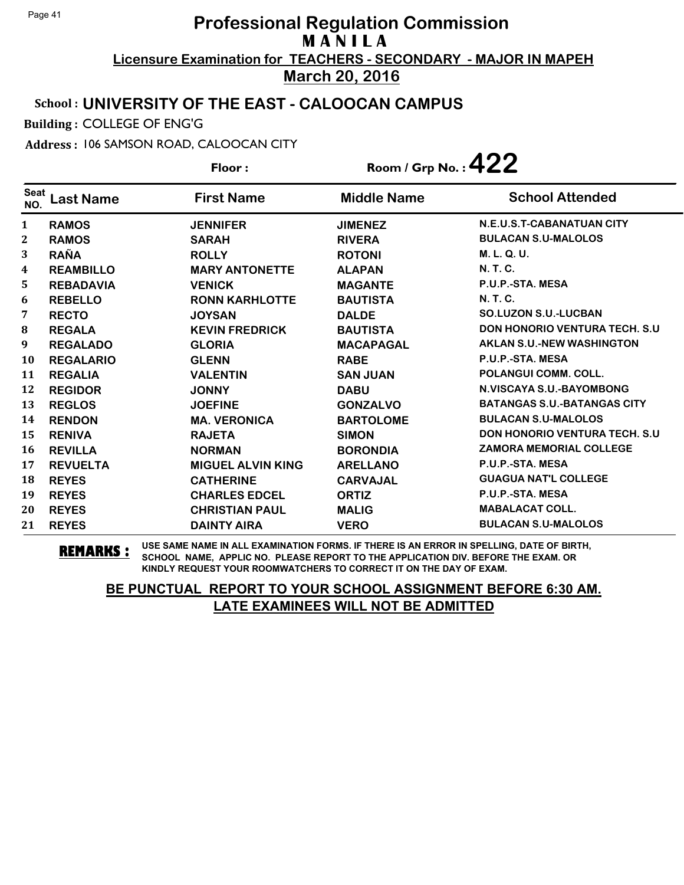# Professional Regulation Commission
## M A N I L A
### Licensure Examination for TEACHERS - SECONDARY - MAJOR IN MAPEH
### March 20, 2016

**School :** UNIVERSITY OF THE EAST - CALOOCAN CAMPUS

**Building :** COLLEGE OF ENG'G

**Address :** 106 SAMSON ROAD, CALOOCAN CITY

**Floor :**  **Room / Grp No. : 422**

| Seat NO. | Last Name | First Name | Middle Name | School Attended |
|---|---|---|---|---|
| 1 | RAMOS | JENNIFER | JIMENEZ | N.E.U.S.T-CABANATUAN CITY |
| 2 | RAMOS | SARAH | RIVERA | BULACAN S.U-MALOLOS |
| 3 | RAÑA | ROLLY | ROTONI | M. L. Q. U. |
| 4 | REAMBILLO | MARY ANTONETTE | ALAPAN | N. T. C. |
| 5 | REBADAVIA | VENICK | MAGANTE | P.U.P.-STA. MESA |
| 6 | REBELLO | RONN KARHLOTTE | BAUTISTA | N. T. C. |
| 7 | RECTO | JOYSAN | DALDE | SO.LUZON S.U.-LUCBAN |
| 8 | REGALA | KEVIN FREDRICK | BAUTISTA | DON HONORIO VENTURA TECH. S.U |
| 9 | REGALADO | GLORIA | MACAPAGAL | AKLAN S.U.-NEW WASHINGTON |
| 10 | REGALARIO | GLENN | RABE | P.U.P.-STA. MESA |
| 11 | REGALIA | VALENTIN | SAN JUAN | POLANGUI COMM. COLL. |
| 12 | REGIDOR | JONNY | DABU | N.VISCAYA S.U.-BAYOMBONG |
| 13 | REGLOS | JOEFINE | GONZALVO | BATANGAS S.U.-BATANGAS CITY |
| 14 | RENDON | MA. VERONICA | BARTOLOME | BULACAN S.U-MALOLOS |
| 15 | RENIVA | RAJETA | SIMON | DON HONORIO VENTURA TECH. S.U |
| 16 | REVILLA | NORMAN | BORONDIA | ZAMORA MEMORIAL COLLEGE |
| 17 | REVUELTA | MIGUEL ALVIN KING | ARELLANO | P.U.P.-STA. MESA |
| 18 | REYES | CATHERINE | CARVAJAL | GUAGUA NAT'L COLLEGE |
| 19 | REYES | CHARLES EDCEL | ORTIZ | P.U.P.-STA. MESA |
| 20 | REYES | CHRISTIAN PAUL | MALIG | MABALACAT COLL. |
| 21 | REYES | DAINTY AIRA | VERO | BULACAN S.U-MALOLOS |

**REMARKS :** USE SAME NAME IN ALL EXAMINATION FORMS. IF THERE IS AN ERROR IN SPELLING, DATE OF BIRTH, SCHOOL NAME, APPLIC NO. PLEASE REPORT TO THE APPLICATION DIV. BEFORE THE EXAM. OR KINDLY REQUEST YOUR ROOMWATCHERS TO CORRECT IT ON THE DAY OF EXAM.

**BE PUNCTUAL REPORT TO YOUR SCHOOL ASSIGNMENT BEFORE 6:30 AM. LATE EXAMINEES WILL NOT BE ADMITTED**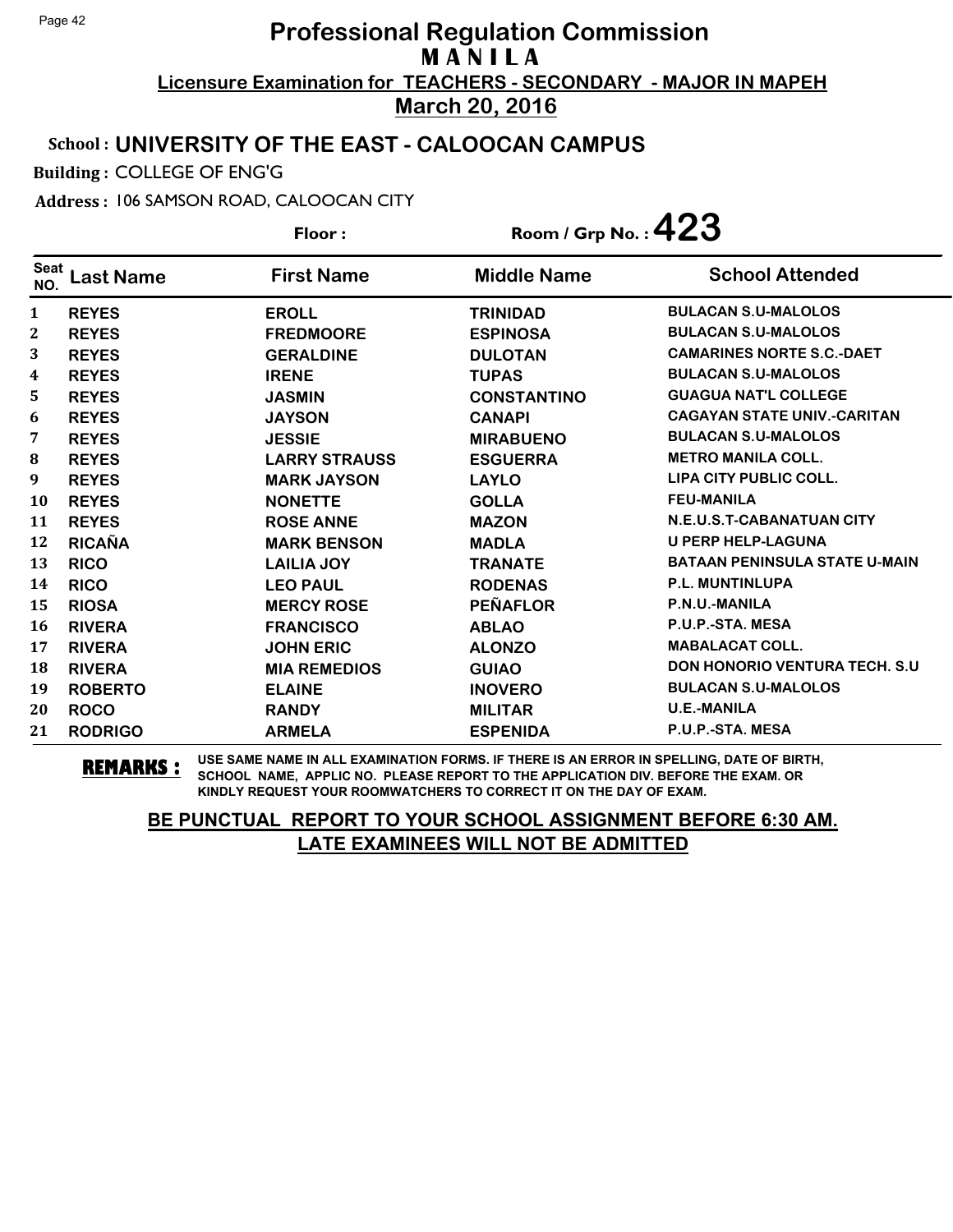# Professional Regulation Commission
## M A N I L A
### Licensure Examination for TEACHERS - SECONDARY - MAJOR IN MAPEH
### March 20, 2016

**School :** UNIVERSITY OF THE EAST - CALOOCAN CAMPUS

**Building :** COLLEGE OF ENG'G

**Address :** 106 SAMSON ROAD, CALOOCAN CITY

**Floor :** 

**Room / Grp No. : 423**

| Seat NO. | Last Name | First Name | Middle Name | School Attended |
|---|---|---|---|---|
| 1 | REYES | EROLL | TRINIDAD | BULACAN S.U-MALOLOS |
| 2 | REYES | FREDMOORE | ESPINOSA | BULACAN S.U-MALOLOS |
| 3 | REYES | GERALDINE | DULOTAN | CAMARINES NORTE S.C.-DAET |
| 4 | REYES | IRENE | TUPAS | BULACAN S.U-MALOLOS |
| 5 | REYES | JASMIN | CONSTANTINO | GUAGUA NAT'L COLLEGE |
| 6 | REYES | JAYSON | CANAPI | CAGAYAN STATE UNIV.-CARITAN |
| 7 | REYES | JESSIE | MIRABUENO | BULACAN S.U-MALOLOS |
| 8 | REYES | LARRY STRAUSS | ESGUERRA | METRO MANILA COLL. |
| 9 | REYES | MARK JAYSON | LAYLO | LIPA CITY PUBLIC COLL. |
| 10 | REYES | NONETTE | GOLLA | FEU-MANILA |
| 11 | REYES | ROSE ANNE | MAZON | N.E.U.S.T-CABANATUAN CITY |
| 12 | RICAÑA | MARK BENSON | MADLA | U PERP HELP-LAGUNA |
| 13 | RICO | LAILIA JOY | TRANATE | BATAAN PENINSULA STATE U-MAIN |
| 14 | RICO | LEO PAUL | RODENAS | P.L. MUNTINLUPA |
| 15 | RIOSA | MERCY ROSE | PEÑAFLOR | P.N.U.-MANILA |
| 16 | RIVERA | FRANCISCO | ABLAO | P.U.P.-STA. MESA |
| 17 | RIVERA | JOHN ERIC | ALONZO | MABALACAT COLL. |
| 18 | RIVERA | MIA REMEDIOS | GUIAO | DON HONORIO VENTURA TECH. S.U |
| 19 | ROBERTO | ELAINE | INOVERO | BULACAN S.U-MALOLOS |
| 20 | ROCO | RANDY | MILITAR | U.E.-MANILA |
| 21 | RODRIGO | ARMELA | ESPENIDA | P.U.P.-STA. MESA |

**REMARKS :** USE SAME NAME IN ALL EXAMINATION FORMS. IF THERE IS AN ERROR IN SPELLING, DATE OF BIRTH, SCHOOL NAME, APPLIC NO. PLEASE REPORT TO THE APPLICATION DIV. BEFORE THE EXAM. OR KINDLY REQUEST YOUR ROOMWATCHERS TO CORRECT IT ON THE DAY OF EXAM.

**BE PUNCTUAL REPORT TO YOUR SCHOOL ASSIGNMENT BEFORE 6:30 AM.**
**LATE EXAMINEES WILL NOT BE ADMITTED**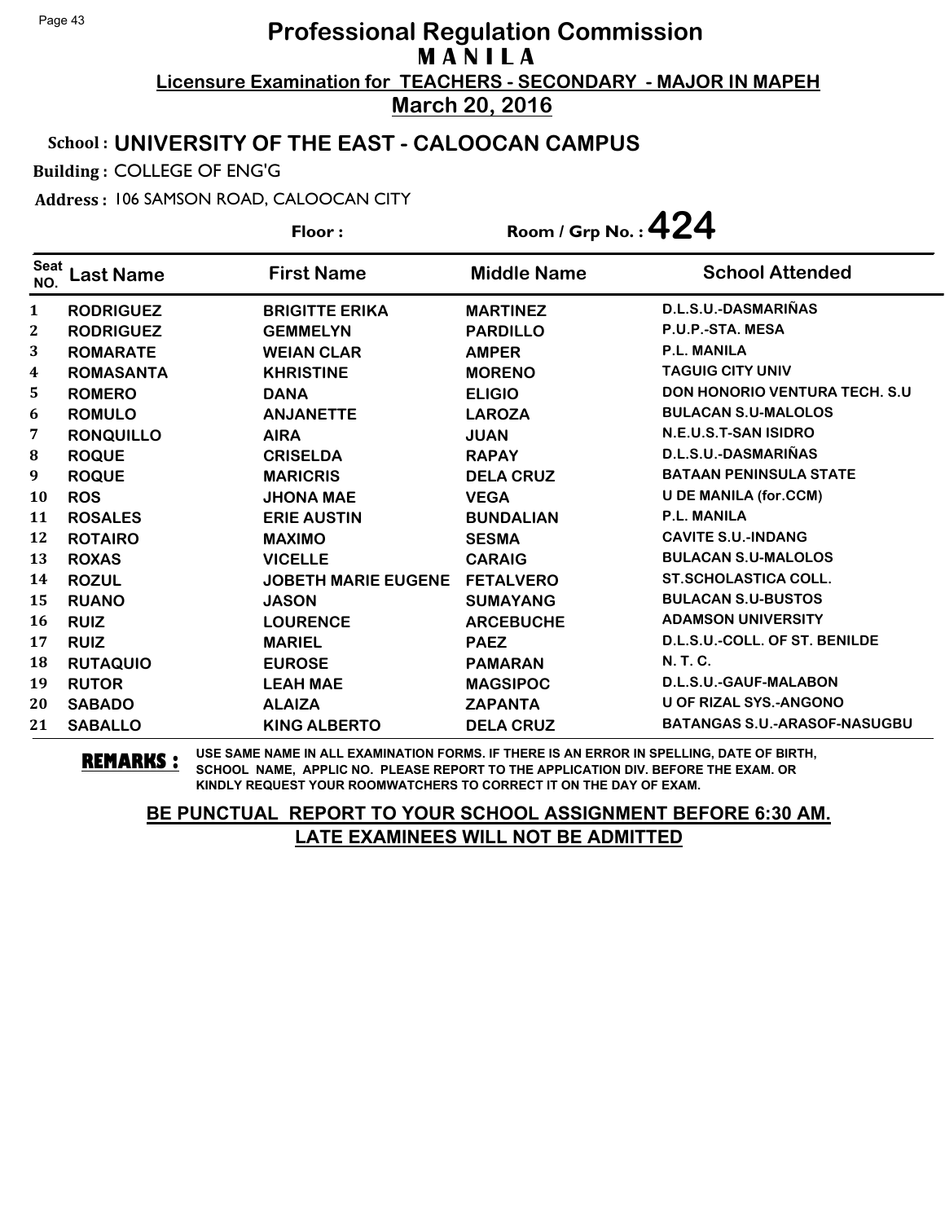# Professional Regulation Commission
## M A N I L A
### Licensure Examination for TEACHERS - SECONDARY - MAJOR IN MAPEH
### March 20, 2016

**School : UNIVERSITY OF THE EAST - CALOOCAN CAMPUS**

**Building :** COLLEGE OF ENG'G

**Address :** 106 SAMSON ROAD, CALOOCAN CITY

**Floor :** **Room / Grp No. : 424**

| Seat NO. | Last Name | First Name | Middle Name | School Attended |
|---|---|---|---|---|
| 1 | RODRIGUEZ | BRIGITTE ERIKA | MARTINEZ | D.L.S.U.-DASMARIÑAS |
| 2 | RODRIGUEZ | GEMMELYN | PARDILLO | P.U.P.-STA. MESA |
| 3 | ROMARATE | WEIAN CLAR | AMPER | P.L. MANILA |
| 4 | ROMASANTA | KHRISTINE | MORENO | TAGUIG CITY UNIV |
| 5 | ROMERO | DANA | ELIGIO | DON HONORIO VENTURA TECH. S.U |
| 6 | ROMULO | ANJANETTE | LAROZA | BULACAN S.U-MALOLOS |
| 7 | RONQUILLO | AIRA | JUAN | N.E.U.S.T-SAN ISIDRO |
| 8 | ROQUE | CRISELDA | RAPAY | D.L.S.U.-DASMARIÑAS |
| 9 | ROQUE | MARICRIS | DELA CRUZ | BATAAN PENINSULA STATE |
| 10 | ROS | JHONA MAE | VEGA | U DE MANILA (for.CCM) |
| 11 | ROSALES | ERIE AUSTIN | BUNDALIAN | P.L. MANILA |
| 12 | ROTAIRO | MAXIMO | SESMA | CAVITE S.U.-INDANG |
| 13 | ROXAS | VICELLE | CARAIG | BULACAN S.U-MALOLOS |
| 14 | ROZUL | JOBETH MARIE EUGENE | FETALVERO | ST.SCHOLASTICA COLL. |
| 15 | RUANO | JASON | SUMAYANG | BULACAN S.U-BUSTOS |
| 16 | RUIZ | LOURENCE | ARCEBUCHE | ADAMSON UNIVERSITY |
| 17 | RUIZ | MARIEL | PAEZ | D.L.S.U.-COLL. OF ST. BENILDE |
| 18 | RUTAQUIO | EUROSE | PAMARAN | N. T. C. |
| 19 | RUTOR | LEAH MAE | MAGSIPOC | D.L.S.U.-GAUF-MALABON |
| 20 | SABADO | ALAIZA | ZAPANTA | U OF RIZAL SYS.-ANGONO |
| 21 | SABALLO | KING ALBERTO | DELA CRUZ | BATANGAS S.U.-ARASOF-NASUGBU |

**REMARKS :** USE SAME NAME IN ALL EXAMINATION FORMS. IF THERE IS AN ERROR IN SPELLING, DATE OF BIRTH, SCHOOL NAME, APPLIC NO. PLEASE REPORT TO THE APPLICATION DIV. BEFORE THE EXAM. OR KINDLY REQUEST YOUR ROOMWATCHERS TO CORRECT IT ON THE DAY OF EXAM.

**BE PUNCTUAL REPORT TO YOUR SCHOOL ASSIGNMENT BEFORE 6:30 AM.**
**LATE EXAMINEES WILL NOT BE ADMITTED**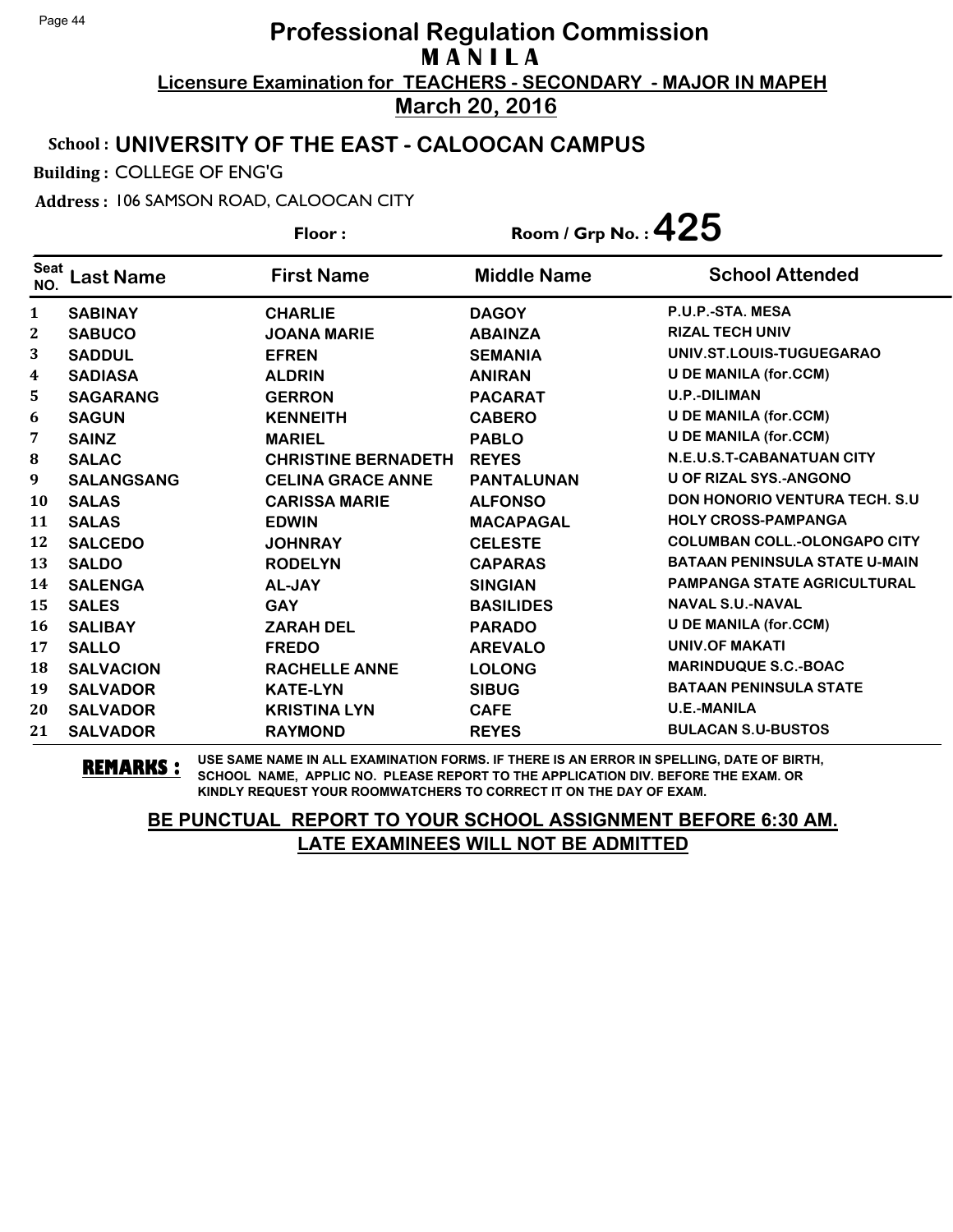# Professional Regulation Commission
## M A N I L A
### Licensure Examination for TEACHERS - SECONDARY - MAJOR IN MAPEH
### March 20, 2016

**School :** UNIVERSITY OF THE EAST - CALOOCAN CAMPUS

**Building :** COLLEGE OF ENG'G

**Address :** 106 SAMSON ROAD, CALOOCAN CITY

**Floor :**  **Room / Grp No. : 425**

| Seat NO. | Last Name | First Name | Middle Name | School Attended |
|---|---|---|---|---|
| 1 | SABINAY | CHARLIE | DAGOY | P.U.P.-STA. MESA |
| 2 | SABUCO | JOANA MARIE | ABAINZA | RIZAL TECH UNIV |
| 3 | SADDUL | EFREN | SEMANIA | UNIV.ST.LOUIS-TUGUEGARAO |
| 4 | SADIASA | ALDRIN | ANIRAN | U DE MANILA (for.CCM) |
| 5 | SAGARANG | GERRON | PACARAT | U.P.-DILIMAN |
| 6 | SAGUN | KENNEITH | CABERO | U DE MANILA (for.CCM) |
| 7 | SAINZ | MARIEL | PABLO | U DE MANILA (for.CCM) |
| 8 | SALAC | CHRISTINE BERNADETH | REYES | N.E.U.S.T-CABANATUAN CITY |
| 9 | SALANGSANG | CELINA GRACE ANNE | PANTALUNAN | U OF RIZAL SYS.-ANGONO |
| 10 | SALAS | CARISSA MARIE | ALFONSO | DON HONORIO VENTURA TECH. S.U |
| 11 | SALAS | EDWIN | MACAPAGAL | HOLY CROSS-PAMPANGA |
| 12 | SALCEDO | JOHNRAY | CELESTE | COLUMBAN COLL.-OLONGAPO CITY |
| 13 | SALDO | RODELYN | CAPARAS | BATAAN PENINSULA STATE U-MAIN |
| 14 | SALENGA | AL-JAY | SINGIAN | PAMPANGA STATE AGRICULTURAL |
| 15 | SALES | GAY | BASILIDES | NAVAL S.U.-NAVAL |
| 16 | SALIBAY | ZARAH DEL | PARADO | U DE MANILA (for.CCM) |
| 17 | SALLO | FREDO | AREVALO | UNIV.OF MAKATI |
| 18 | SALVACION | RACHELLE ANNE | LOLONG | MARINDUQUE S.C.-BOAC |
| 19 | SALVADOR | KATE-LYN | SIBUG | BATAAN PENINSULA STATE |
| 20 | SALVADOR | KRISTINA LYN | CAFE | U.E.-MANILA |
| 21 | SALVADOR | RAYMOND | REYES | BULACAN S.U-BUSTOS |

**REMARKS :** USE SAME NAME IN ALL EXAMINATION FORMS. IF THERE IS AN ERROR IN SPELLING, DATE OF BIRTH, SCHOOL NAME, APPLIC NO. PLEASE REPORT TO THE APPLICATION DIV. BEFORE THE EXAM. OR KINDLY REQUEST YOUR ROOMWATCHERS TO CORRECT IT ON THE DAY OF EXAM.

**BE PUNCTUAL REPORT TO YOUR SCHOOL ASSIGNMENT BEFORE 6:30 AM. LATE EXAMINEES WILL NOT BE ADMITTED**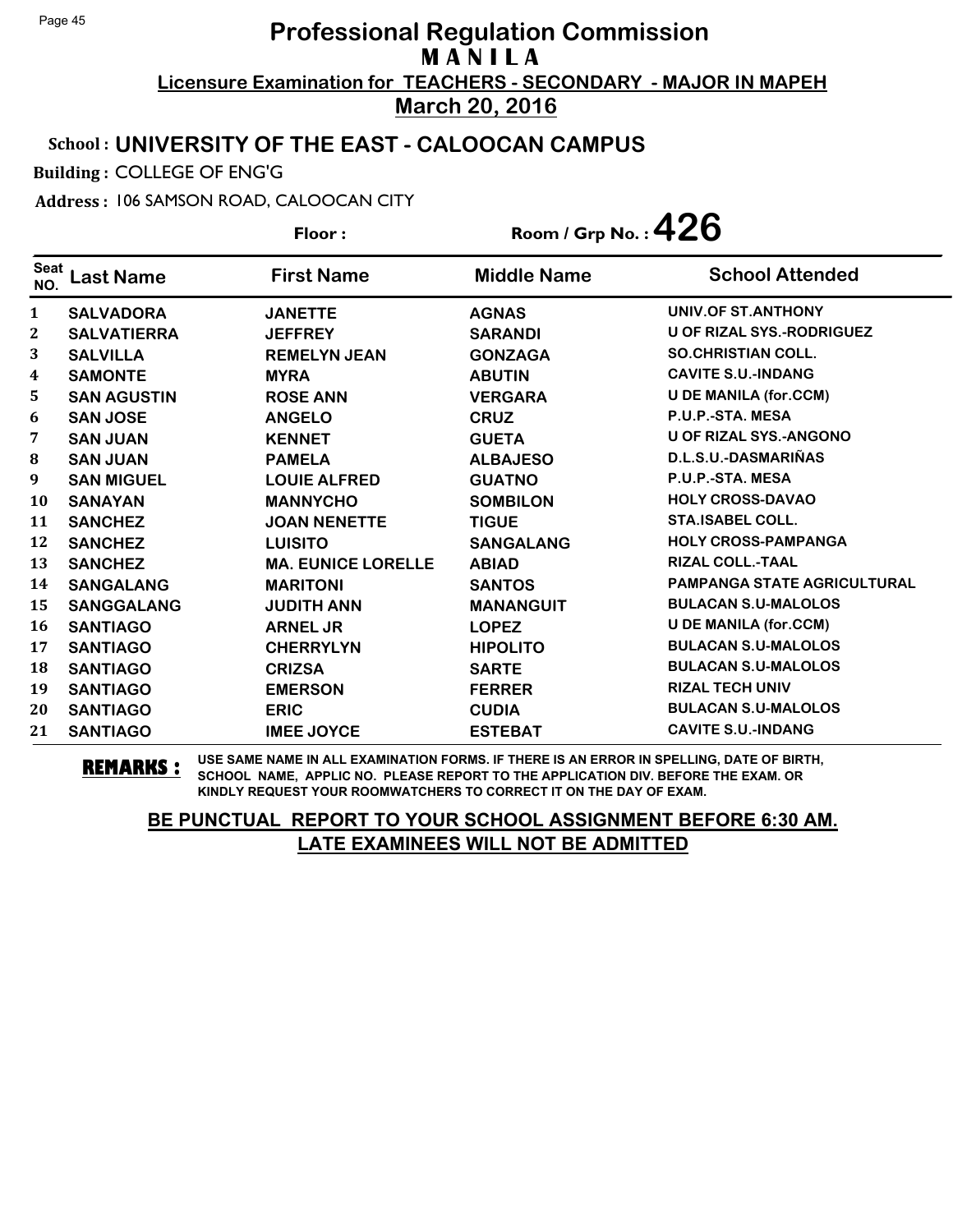# Professional Regulation Commission
## MANILA
**Licensure Examination for TEACHERS - SECONDARY - MAJOR IN MAPEH**
**March 20, 2016**

**School : UNIVERSITY OF THE EAST - CALOOCAN CAMPUS**

**Building :** COLLEGE OF ENG'G

**Address :** 106 SAMSON ROAD, CALOOCAN CITY

**Floor :** 

**Room / Grp No. : 426**

| Seat NO. | Last Name | First Name | Middle Name | School Attended |
|---|---|---|---|---|
| 1 | SALVADORA | JANETTE | AGNAS | UNIV.OF ST.ANTHONY |
| 2 | SALVATIERRA | JEFFREY | SARANDI | U OF RIZAL SYS.-RODRIGUEZ |
| 3 | SALVILLA | REMELYN JEAN | GONZAGA | SO.CHRISTIAN COLL. |
| 4 | SAMONTE | MYRA | ABUTIN | CAVITE S.U.-INDANG |
| 5 | SAN AGUSTIN | ROSE ANN | VERGARA | U DE MANILA (for.CCM) |
| 6 | SAN JOSE | ANGELO | CRUZ | P.U.P.-STA. MESA |
| 7 | SAN JUAN | KENNET | GUETA | U OF RIZAL SYS.-ANGONO |
| 8 | SAN JUAN | PAMELA | ALBAJESO | D.L.S.U.-DASMARIÑAS |
| 9 | SAN MIGUEL | LOUIE ALFRED | GUATNO | P.U.P.-STA. MESA |
| 10 | SANAYAN | MANNYCHO | SOMBILON | HOLY CROSS-DAVAO |
| 11 | SANCHEZ | JOAN NENETTE | TIGUE | STA.ISABEL COLL. |
| 12 | SANCHEZ | LUISITO | SANGALANG | HOLY CROSS-PAMPANGA |
| 13 | SANCHEZ | MA. EUNICE LORELLE | ABIAD | RIZAL COLL.-TAAL |
| 14 | SANGALANG | MARITONI | SANTOS | PAMPANGA STATE AGRICULTURAL |
| 15 | SANGGALANG | JUDITH ANN | MANANGUIT | BULACAN S.U-MALOLOS |
| 16 | SANTIAGO | ARNEL JR | LOPEZ | U DE MANILA (for.CCM) |
| 17 | SANTIAGO | CHERRYLYN | HIPOLITO | BULACAN S.U-MALOLOS |
| 18 | SANTIAGO | CRIZSA | SARTE | BULACAN S.U-MALOLOS |
| 19 | SANTIAGO | EMERSON | FERRER | RIZAL TECH UNIV |
| 20 | SANTIAGO | ERIC | CUDIA | BULACAN S.U-MALOLOS |
| 21 | SANTIAGO | IMEE JOYCE | ESTEBAT | CAVITE S.U.-INDANG |

**REMARKS :** USE SAME NAME IN ALL EXAMINATION FORMS. IF THERE IS AN ERROR IN SPELLING, DATE OF BIRTH, SCHOOL NAME, APPLIC NO. PLEASE REPORT TO THE APPLICATION DIV. BEFORE THE EXAM. OR KINDLY REQUEST YOUR ROOMWATCHERS TO CORRECT IT ON THE DAY OF EXAM.

**BE PUNCTUAL REPORT TO YOUR SCHOOL ASSIGNMENT BEFORE 6:30 AM. LATE EXAMINEES WILL NOT BE ADMITTED**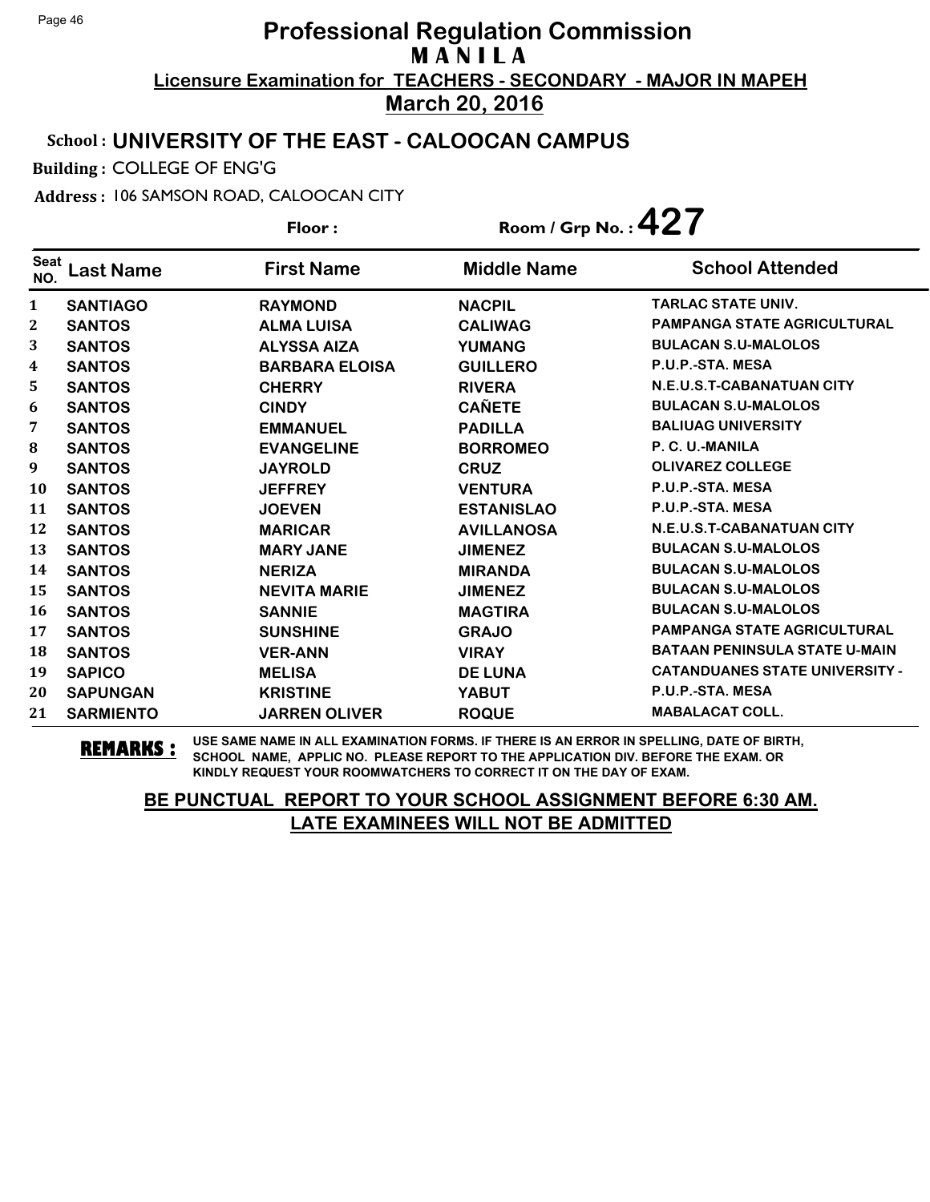# Professional Regulation Commission
## M A N I L A
### Licensure Examination for TEACHERS - SECONDARY - MAJOR IN MAPEH
### March 20, 2016

**School : UNIVERSITY OF THE EAST - CALOOCAN CAMPUS**

**Building :** COLLEGE OF ENG'G

**Address :** 106 SAMSON ROAD, CALOOCAN CITY

**Floor :** **Room / Grp No. : 427**

| Seat NO. | Last Name | First Name | Middle Name | School Attended |
|---|---|---|---|---|
| 1 | SANTIAGO | RAYMOND | NACPIL | TARLAC STATE UNIV. |
| 2 | SANTOS | ALMA LUISA | CALIWAG | PAMPANGA STATE AGRICULTURAL |
| 3 | SANTOS | ALYSSA AIZA | YUMANG | BULACAN S.U-MALOLOS |
| 4 | SANTOS | BARBARA ELOISA | GUILLERO | P.U.P.-STA. MESA |
| 5 | SANTOS | CHERRY | RIVERA | N.E.U.S.T-CABANATUAN CITY |
| 6 | SANTOS | CINDY | CAÑETE | BULACAN S.U-MALOLOS |
| 7 | SANTOS | EMMANUEL | PADILLA | BALIUAG UNIVERSITY |
| 8 | SANTOS | EVANGELINE | BORROMEO | P. C. U.-MANILA |
| 9 | SANTOS | JAYROLD | CRUZ | OLIVAREZ COLLEGE |
| 10 | SANTOS | JEFFREY | VENTURA | P.U.P.-STA. MESA |
| 11 | SANTOS | JOEVEN | ESTANISLAO | P.U.P.-STA. MESA |
| 12 | SANTOS | MARICAR | AVILLANOSA | N.E.U.S.T-CABANATUAN CITY |
| 13 | SANTOS | MARY JANE | JIMENEZ | BULACAN S.U-MALOLOS |
| 14 | SANTOS | NERIZA | MIRANDA | BULACAN S.U-MALOLOS |
| 15 | SANTOS | NEVITA MARIE | JIMENEZ | BULACAN S.U-MALOLOS |
| 16 | SANTOS | SANNIE | MAGTIRA | BULACAN S.U-MALOLOS |
| 17 | SANTOS | SUNSHINE | GRAJO | PAMPANGA STATE AGRICULTURAL |
| 18 | SANTOS | VER-ANN | VIRAY | BATAAN PENINSULA STATE U-MAIN |
| 19 | SAPICO | MELISA | DE LUNA | CATANDUANES STATE UNIVERSITY - |
| 20 | SAPUNGAN | KRISTINE | YABUT | P.U.P.-STA. MESA |
| 21 | SARMIENTO | JARREN OLIVER | ROQUE | MABALACAT COLL. |

**REMARKS :** USE SAME NAME IN ALL EXAMINATION FORMS. IF THERE IS AN ERROR IN SPELLING, DATE OF BIRTH, SCHOOL NAME, APPLIC NO. PLEASE REPORT TO THE APPLICATION DIV. BEFORE THE EXAM. OR KINDLY REQUEST YOUR ROOMWATCHERS TO CORRECT IT ON THE DAY OF EXAM.

**BE PUNCTUAL REPORT TO YOUR SCHOOL ASSIGNMENT BEFORE 6:30 AM. LATE EXAMINEES WILL NOT BE ADMITTED**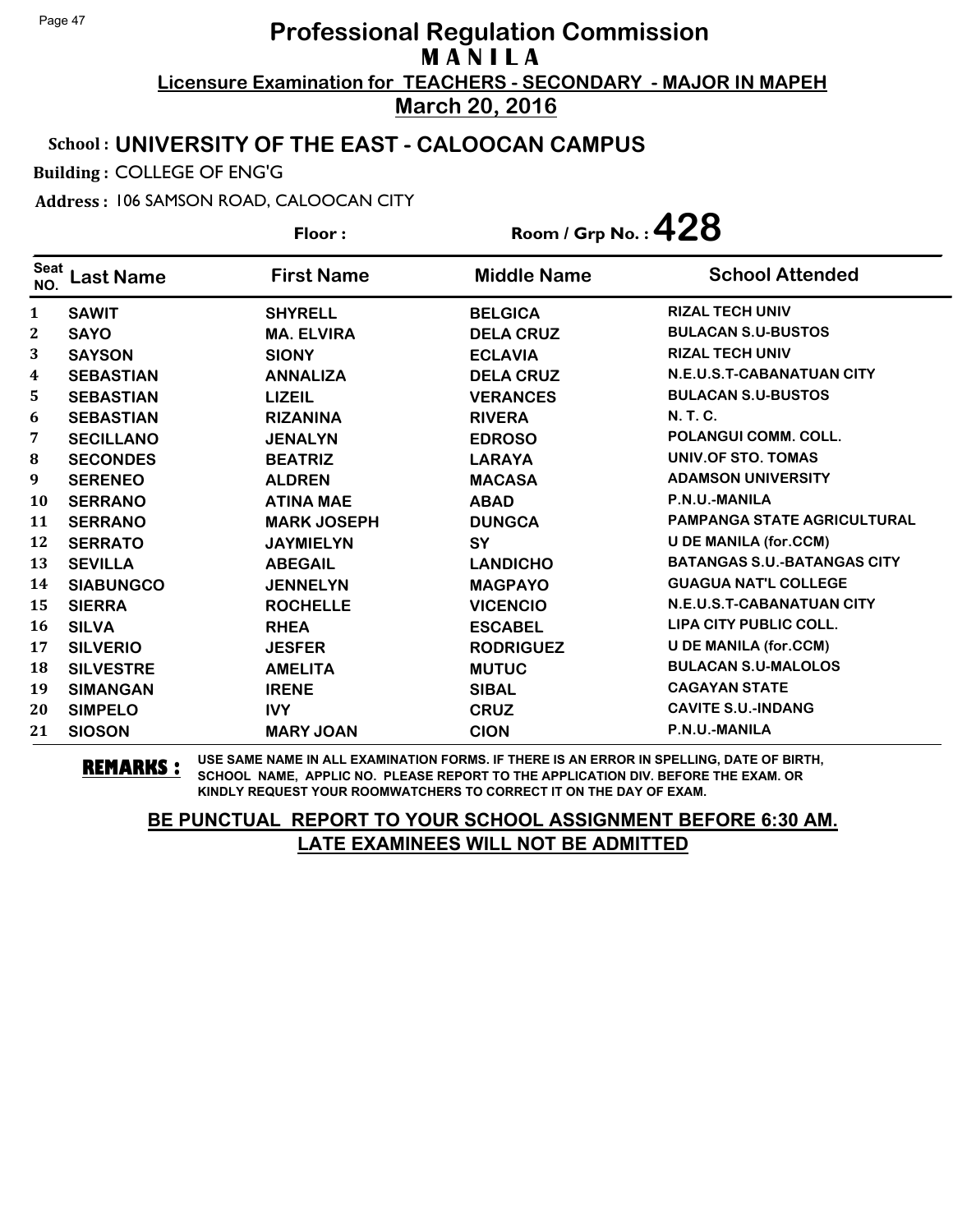# Professional Regulation Commission
## M A N I L A
### Licensure Examination for TEACHERS - SECONDARY - MAJOR IN MAPEH
### March 20, 2016

**School : UNIVERSITY OF THE EAST - CALOOCAN CAMPUS**

**Building :** COLLEGE OF ENG'G

**Address :** 106 SAMSON ROAD, CALOOCAN CITY

**Floor :** 

**Room / Grp No. : 428**

| Seat NO. | Last Name | First Name | Middle Name | School Attended |
|---|---|---|---|---|
| 1 | SAWIT | SHYRELL | BELGICA | RIZAL TECH UNIV |
| 2 | SAYO | MA. ELVIRA | DELA CRUZ | BULACAN S.U-BUSTOS |
| 3 | SAYSON | SIONY | ECLAVIA | RIZAL TECH UNIV |
| 4 | SEBASTIAN | ANNALIZA | DELA CRUZ | N.E.U.S.T-CABANATUAN CITY |
| 5 | SEBASTIAN | LIZEIL | VERANCES | BULACAN S.U-BUSTOS |
| 6 | SEBASTIAN | RIZANINA | RIVERA | N. T. C. |
| 7 | SECILLANO | JENALYN | EDROSO | POLANGUI COMM. COLL. |
| 8 | SECONDES | BEATRIZ | LARAYA | UNIV.OF STO. TOMAS |
| 9 | SERENEO | ALDREN | MACASA | ADAMSON UNIVERSITY |
| 10 | SERRANO | ATINA MAE | ABAD | P.N.U.-MANILA |
| 11 | SERRANO | MARK JOSEPH | DUNGCA | PAMPANGA STATE AGRICULTURAL |
| 12 | SERRATO | JAYMIELYN | SY | U DE MANILA (for.CCM) |
| 13 | SEVILLA | ABEGAIL | LANDICHO | BATANGAS S.U.-BATANGAS CITY |
| 14 | SIABUNGCO | JENNELYN | MAGPAYO | GUAGUA NAT'L COLLEGE |
| 15 | SIERRA | ROCHELLE | VICENCIO | N.E.U.S.T-CABANATUAN CITY |
| 16 | SILVA | RHEA | ESCABEL | LIPA CITY PUBLIC COLL. |
| 17 | SILVERIO | JESFER | RODRIGUEZ | U DE MANILA (for.CCM) |
| 18 | SILVESTRE | AMELITA | MUTUC | BULACAN S.U-MALOLOS |
| 19 | SIMANGAN | IRENE | SIBAL | CAGAYAN STATE |
| 20 | SIMPELO | IVY | CRUZ | CAVITE S.U.-INDANG |
| 21 | SIOSON | MARY JOAN | CION | P.N.U.-MANILA |

**REMARKS :** USE SAME NAME IN ALL EXAMINATION FORMS. IF THERE IS AN ERROR IN SPELLING, DATE OF BIRTH, SCHOOL NAME, APPLIC NO. PLEASE REPORT TO THE APPLICATION DIV. BEFORE THE EXAM. OR KINDLY REQUEST YOUR ROOMWATCHERS TO CORRECT IT ON THE DAY OF EXAM.

**BE PUNCTUAL REPORT TO YOUR SCHOOL ASSIGNMENT BEFORE 6:30 AM.**
**LATE EXAMINEES WILL NOT BE ADMITTED**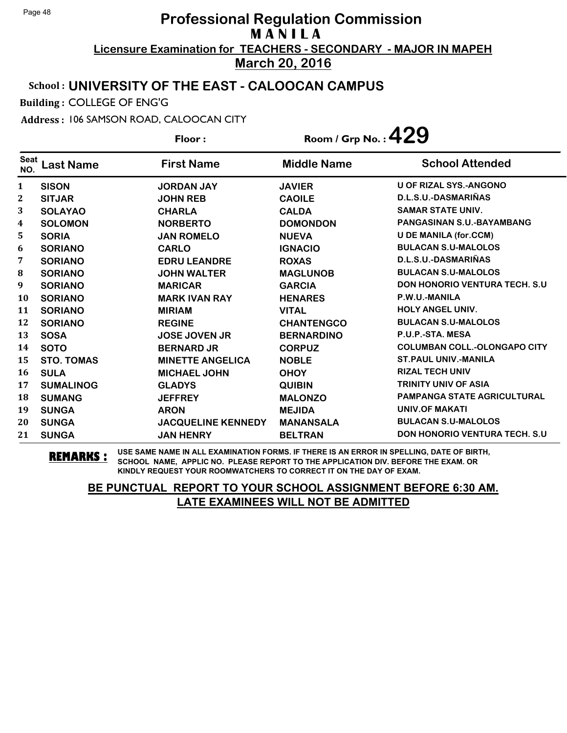# Professional Regulation Commission
## M A N I L A
### Licensure Examination for TEACHERS - SECONDARY - MAJOR IN MAPEH
### March 20, 2016

**School : UNIVERSITY OF THE EAST - CALOOCAN CAMPUS**

**Building :** COLLEGE OF ENG'G

**Address :** 106 SAMSON ROAD, CALOOCAN CITY

**Floor :** 

**Room / Grp No. : 429**

| Seat NO. | Last Name | First Name | Middle Name | School Attended |
|---|---|---|---|---|
| 1 | SISON | JORDAN JAY | JAVIER | U OF RIZAL SYS.-ANGONO |
| 2 | SITJAR | JOHN REB | CAOILE | D.L.S.U.-DASMARIÑAS |
| 3 | SOLAYAO | CHARLA | CALDA | SAMAR STATE UNIV. |
| 4 | SOLOMON | NORBERTO | DOMONDON | PANGASINAN S.U.-BAYAMBANG |
| 5 | SORIA | JAN ROMELO | NUEVA | U DE MANILA (for.CCM) |
| 6 | SORIANO | CARLO | IGNACIO | BULACAN S.U-MALOLOS |
| 7 | SORIANO | EDRU LEANDRE | ROXAS | D.L.S.U.-DASMARIÑAS |
| 8 | SORIANO | JOHN WALTER | MAGLUNOB | BULACAN S.U-MALOLOS |
| 9 | SORIANO | MARICAR | GARCIA | DON HONORIO VENTURA TECH. S.U |
| 10 | SORIANO | MARK IVAN RAY | HENARES | P.W.U.-MANILA |
| 11 | SORIANO | MIRIAM | VITAL | HOLY ANGEL UNIV. |
| 12 | SORIANO | REGINE | CHANTENGCO | BULACAN S.U-MALOLOS |
| 13 | SOSA | JOSE JOVEN JR | BERNARDINO | P.U.P.-STA. MESA |
| 14 | SOTO | BERNARD JR | CORPUZ | COLUMBAN COLL.-OLONGAPO CITY |
| 15 | STO. TOMAS | MINETTE ANGELICA | NOBLE | ST.PAUL UNIV.-MANILA |
| 16 | SULA | MICHAEL JOHN | OHOY | RIZAL TECH UNIV |
| 17 | SUMALINOG | GLADYS | QUIBIN | TRINITY UNIV OF ASIA |
| 18 | SUMANG | JEFFREY | MALONZO | PAMPANGA STATE AGRICULTURAL |
| 19 | SUNGA | ARON | MEJIDA | UNIV.OF MAKATI |
| 20 | SUNGA | JACQUELINE KENNEDY | MANANSALA | BULACAN S.U-MALOLOS |
| 21 | SUNGA | JAN HENRY | BELTRAN | DON HONORIO VENTURA TECH. S.U |

**REMARKS :** USE SAME NAME IN ALL EXAMINATION FORMS. IF THERE IS AN ERROR IN SPELLING, DATE OF BIRTH, SCHOOL NAME, APPLIC NO. PLEASE REPORT TO THE APPLICATION DIV. BEFORE THE EXAM. OR KINDLY REQUEST YOUR ROOMWATCHERS TO CORRECT IT ON THE DAY OF EXAM.

**BE PUNCTUAL REPORT TO YOUR SCHOOL ASSIGNMENT BEFORE 6:30 AM.**
**LATE EXAMINEES WILL NOT BE ADMITTED**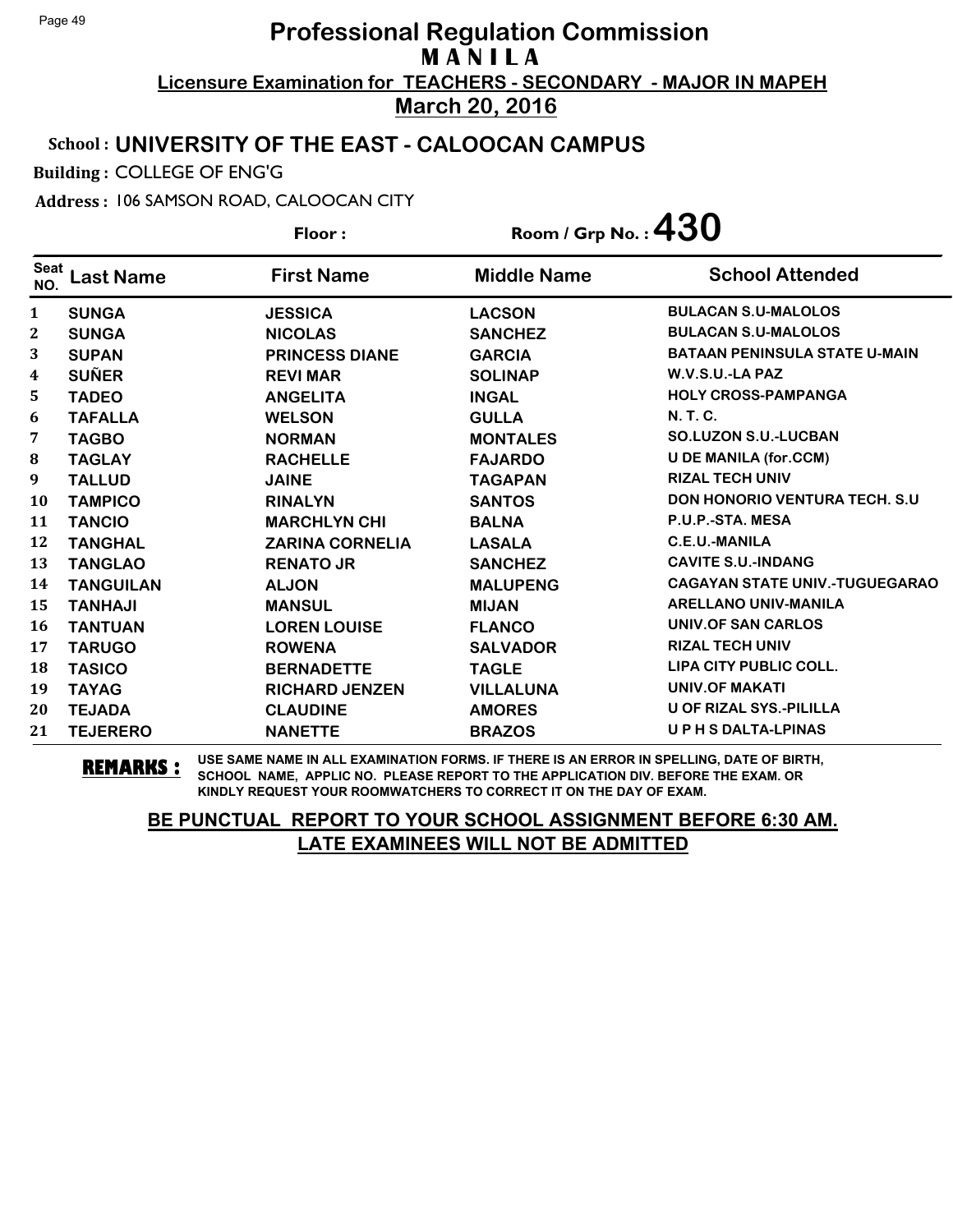# Professional Regulation Commission
## MANILA
### Licensure Examination for TEACHERS - SECONDARY - MAJOR IN MAPEH
### March 20, 2016

**School : UNIVERSITY OF THE EAST - CALOOCAN CAMPUS**

**Building :** COLLEGE OF ENG'G

**Address :** 106 SAMSON ROAD, CALOOCAN CITY

**Floor :** **Room / Grp No. : 430**

| Seat NO. | Last Name | First Name | Middle Name | School Attended |
|---|---|---|---|---|
| 1 | SUNGA | JESSICA | LACSON | BULACAN S.U-MALOLOS |
| 2 | SUNGA | NICOLAS | SANCHEZ | BULACAN S.U-MALOLOS |
| 3 | SUPAN | PRINCESS DIANE | GARCIA | BATAAN PENINSULA STATE U-MAIN |
| 4 | SUÑER | REVI MAR | SOLINAP | W.V.S.U.-LA PAZ |
| 5 | TADEO | ANGELITA | INGAL | HOLY CROSS-PAMPANGA |
| 6 | TAFALLA | WELSON | GULLA | N. T. C. |
| 7 | TAGBO | NORMAN | MONTALES | SO.LUZON S.U.-LUCBAN |
| 8 | TAGLAY | RACHELLE | FAJARDO | U DE MANILA (for.CCM) |
| 9 | TALLUD | JAINE | TAGAPAN | RIZAL TECH UNIV |
| 10 | TAMPICO | RINALYN | SANTOS | DON HONORIO VENTURA TECH. S.U |
| 11 | TANCIO | MARCHLYN CHI | BALNA | P.U.P.-STA. MESA |
| 12 | TANGHAL | ZARINA CORNELIA | LASALA | C.E.U.-MANILA |
| 13 | TANGLAO | RENATO JR | SANCHEZ | CAVITE S.U.-INDANG |
| 14 | TANGUILAN | ALJON | MALUPENG | CAGAYAN STATE UNIV.-TUGUEGARAO |
| 15 | TANHAJI | MANSUL | MIJAN | ARELLANO UNIV-MANILA |
| 16 | TANTUAN | LOREN LOUISE | FLANCO | UNIV.OF SAN CARLOS |
| 17 | TARUGO | ROWENA | SALVADOR | RIZAL TECH UNIV |
| 18 | TASICO | BERNADETTE | TAGLE | LIPA CITY PUBLIC COLL. |
| 19 | TAYAG | RICHARD JENZEN | VILLALUNA | UNIV.OF MAKATI |
| 20 | TEJADA | CLAUDINE | AMORES | U OF RIZAL SYS.-PILILLA |
| 21 | TEJERERO | NANETTE | BRAZOS | U P H S DALTA-LPINAS |

**REMARKS :** USE SAME NAME IN ALL EXAMINATION FORMS. IF THERE IS AN ERROR IN SPELLING, DATE OF BIRTH, SCHOOL NAME, APPLIC NO. PLEASE REPORT TO THE APPLICATION DIV. BEFORE THE EXAM. OR KINDLY REQUEST YOUR ROOMWATCHERS TO CORRECT IT ON THE DAY OF EXAM.

**BE PUNCTUAL REPORT TO YOUR SCHOOL ASSIGNMENT BEFORE 6:30 AM. LATE EXAMINEES WILL NOT BE ADMITTED**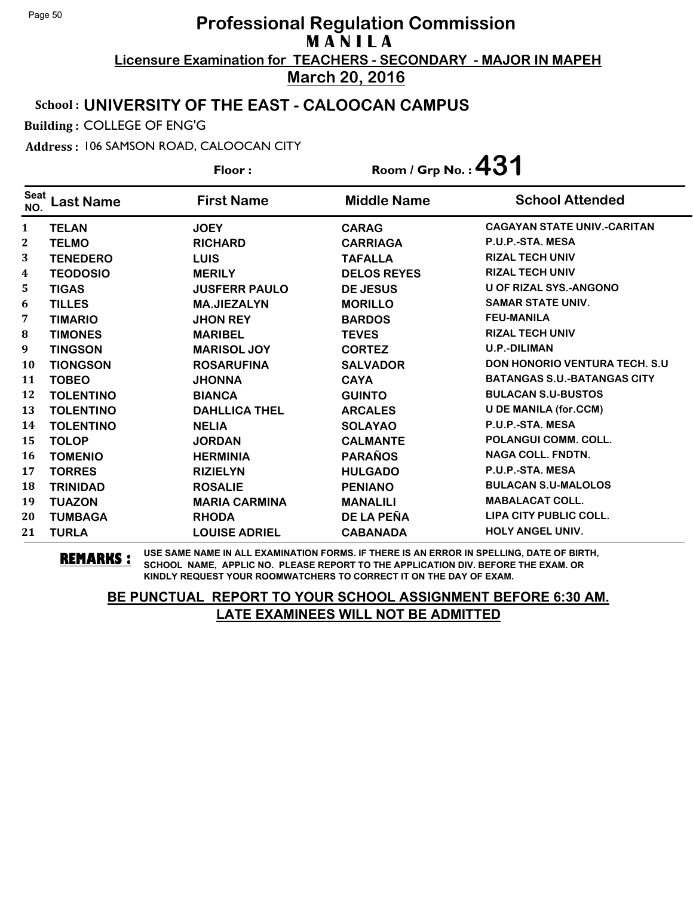# Professional Regulation Commission
## MANILA
**Licensure Examination for TEACHERS - SECONDARY - MAJOR IN MAPEH**

**March 20, 2016**

**School : UNIVERSITY OF THE EAST - CALOOCAN CAMPUS**

**Building :** COLLEGE OF ENG'G

**Address :** 106 SAMSON ROAD, CALOOCAN CITY

**Floor :** **Room / Grp No. : 431**

| Seat NO. | Last Name | First Name | Middle Name | School Attended |
|---|---|---|---|---|
| 1 | TELAN | JOEY | CARAG | CAGAYAN STATE UNIV.-CARITAN |
| 2 | TELMO | RICHARD | CARRIAGA | P.U.P.-STA. MESA |
| 3 | TENEDERO | LUIS | TAFALLA | RIZAL TECH UNIV |
| 4 | TEODOSIO | MERILY | DELOS REYES | RIZAL TECH UNIV |
| 5 | TIGAS | JUSFERR PAULO | DE JESUS | U OF RIZAL SYS.-ANGONO |
| 6 | TILLES | MA.JIEZALYN | MORILLO | SAMAR STATE UNIV. |
| 7 | TIMARIO | JHON REY | BARDOS | FEU-MANILA |
| 8 | TIMONES | MARIBEL | TEVES | RIZAL TECH UNIV |
| 9 | TINGSON | MARISOL JOY | CORTEZ | U.P.-DILIMAN |
| 10 | TIONGSON | ROSARUFINA | SALVADOR | DON HONORIO VENTURA TECH. S.U |
| 11 | TOBEO | JHONNA | CAYA | BATANGAS S.U.-BATANGAS CITY |
| 12 | TOLENTINO | BIANCA | GUINTO | BULACAN S.U-BUSTOS |
| 13 | TOLENTINO | DAHLLICA THEL | ARCALES | U DE MANILA (for.CCM) |
| 14 | TOLENTINO | NELIA | SOLAYAO | P.U.P.-STA. MESA |
| 15 | TOLOP | JORDAN | CALMANTE | POLANGUI COMM. COLL. |
| 16 | TOMENIO | HERMINIA | PARAÑOS | NAGA COLL. FNDTN. |
| 17 | TORRES | RIZIELYN | HULGADO | P.U.P.-STA. MESA |
| 18 | TRINIDAD | ROSALIE | PENIANO | BULACAN S.U-MALOLOS |
| 19 | TUAZON | MARIA CARMINA | MANALILI | MABALACAT COLL. |
| 20 | TUMBAGA | RHODA | DE LA PEÑA | LIPA CITY PUBLIC COLL. |
| 21 | TURLA | LOUISE ADRIEL | CABANADA | HOLY ANGEL UNIV. |

**REMARKS :** USE SAME NAME IN ALL EXAMINATION FORMS. IF THERE IS AN ERROR IN SPELLING, DATE OF BIRTH, SCHOOL NAME, APPLIC NO. PLEASE REPORT TO THE APPLICATION DIV. BEFORE THE EXAM. OR KINDLY REQUEST YOUR ROOMWATCHERS TO CORRECT IT ON THE DAY OF EXAM.

**BE PUNCTUAL REPORT TO YOUR SCHOOL ASSIGNMENT BEFORE 6:30 AM. LATE EXAMINEES WILL NOT BE ADMITTED**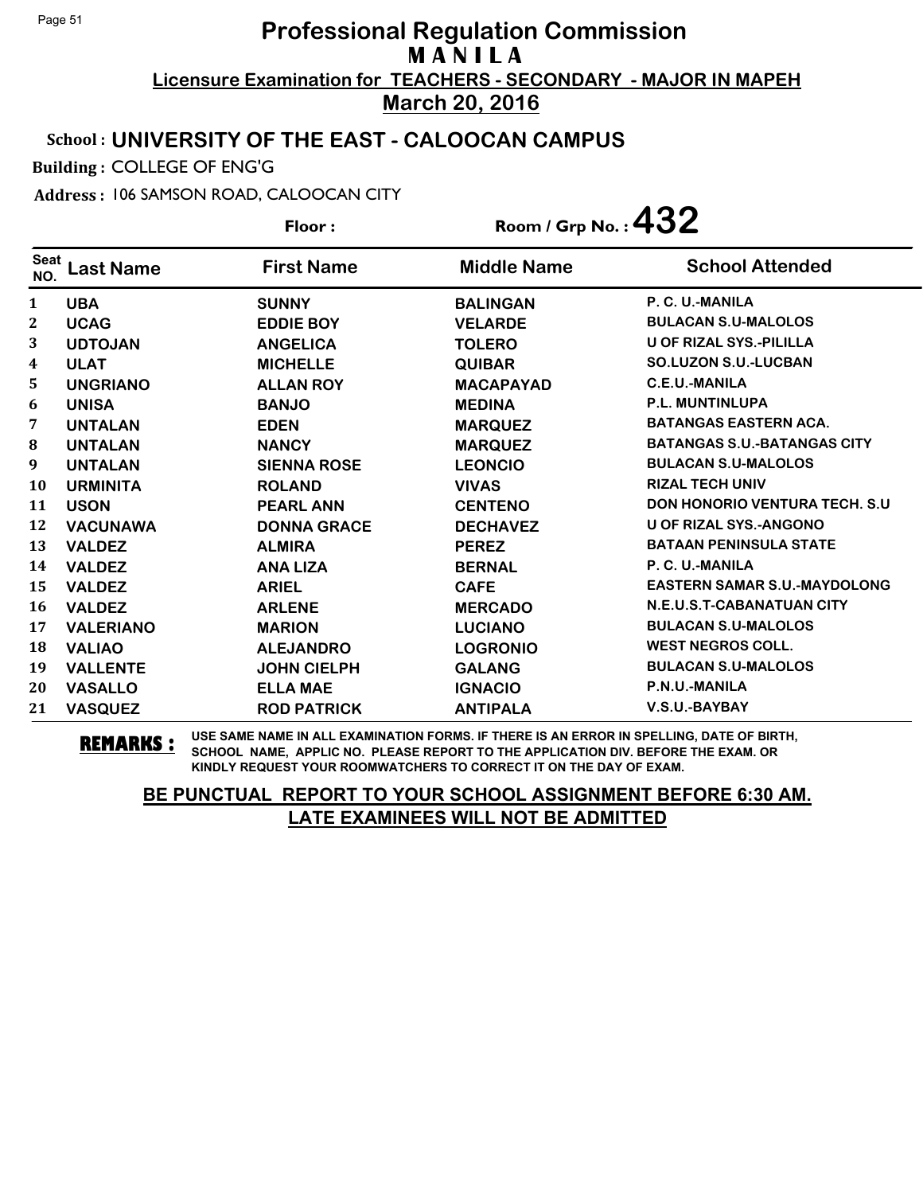# Professional Regulation Commission
## M A N I L A
### Licensure Examination for TEACHERS - SECONDARY - MAJOR IN MAPEH
### March 20, 2016

**School :** UNIVERSITY OF THE EAST - CALOOCAN CAMPUS

**Building :** COLLEGE OF ENG'G

**Address :** 106 SAMSON ROAD, CALOOCAN CITY

**Floor :**

**Room / Grp No. :** 432

| Seat NO. | Last Name | First Name | Middle Name | School Attended |
|---|---|---|---|---|
| 1 | UBA | SUNNY | BALINGAN | P. C. U.-MANILA |
| 2 | UCAG | EDDIE BOY | VELARDE | BULACAN S.U-MALOLOS |
| 3 | UDTOJAN | ANGELICA | TOLERO | U OF RIZAL SYS.-PILILLA |
| 4 | ULAT | MICHELLE | QUIBAR | SO.LUZON S.U.-LUCBAN |
| 5 | UNGRIANO | ALLAN ROY | MACAPAYAD | C.E.U.-MANILA |
| 6 | UNISA | BANJO | MEDINA | P.L. MUNTINLUPA |
| 7 | UNTALAN | EDEN | MARQUEZ | BATANGAS EASTERN ACA. |
| 8 | UNTALAN | NANCY | MARQUEZ | BATANGAS S.U.-BATANGAS CITY |
| 9 | UNTALAN | SIENNA ROSE | LEONCIO | BULACAN S.U-MALOLOS |
| 10 | URMINITA | ROLAND | VIVAS | RIZAL TECH UNIV |
| 11 | USON | PEARL ANN | CENTENO | DON HONORIO VENTURA TECH. S.U |
| 12 | VACUNAWA | DONNA GRACE | DECHAVEZ | U OF RIZAL SYS.-ANGONO |
| 13 | VALDEZ | ALMIRA | PEREZ | BATAAN PENINSULA STATE |
| 14 | VALDEZ | ANA LIZA | BERNAL | P. C. U.-MANILA |
| 15 | VALDEZ | ARIEL | CAFE | EASTERN SAMAR S.U.-MAYDOLONG |
| 16 | VALDEZ | ARLENE | MERCADO | N.E.U.S.T-CABANATUAN CITY |
| 17 | VALERIANO | MARION | LUCIANO | BULACAN S.U-MALOLOS |
| 18 | VALIAO | ALEJANDRO | LOGRONIO | WEST NEGROS COLL. |
| 19 | VALLENTE | JOHN CIELPH | GALANG | BULACAN S.U-MALOLOS |
| 20 | VASALLO | ELLA MAE | IGNACIO | P.N.U.-MANILA |
| 21 | VASQUEZ | ROD PATRICK | ANTIPALA | V.S.U.-BAYBAY |

**REMARKS :** USE SAME NAME IN ALL EXAMINATION FORMS. IF THERE IS AN ERROR IN SPELLING, DATE OF BIRTH, SCHOOL NAME, APPLIC NO. PLEASE REPORT TO THE APPLICATION DIV. BEFORE THE EXAM. OR KINDLY REQUEST YOUR ROOMWATCHERS TO CORRECT IT ON THE DAY OF EXAM.

**BE PUNCTUAL REPORT TO YOUR SCHOOL ASSIGNMENT BEFORE 6:30 AM.**
**LATE EXAMINEES WILL NOT BE ADMITTED**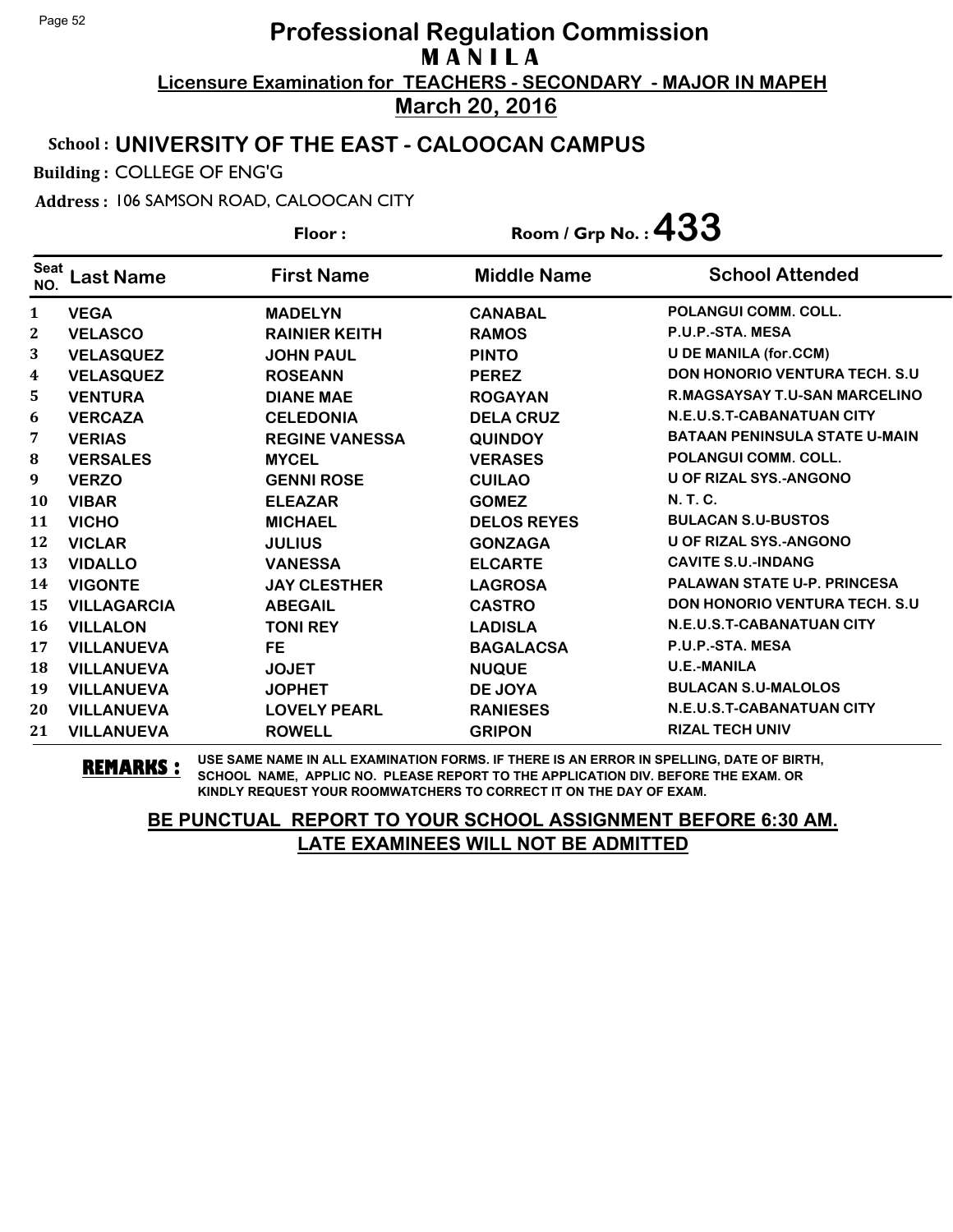# Professional Regulation Commission
## MANILA
**Licensure Examination for TEACHERS - SECONDARY - MAJOR IN MAPEH**
**March 20, 2016**

**School : UNIVERSITY OF THE EAST - CALOOCAN CAMPUS**

**Building :** COLLEGE OF ENG'G

**Address :** 106 SAMSON ROAD, CALOOCAN CITY

**Floor :** | **Room / Grp No. : 433**

| Seat NO. | Last Name | First Name | Middle Name | School Attended |
|---|---|---|---|---|
| 1 | VEGA | MADELYN | CANABAL | POLANGUI COMM. COLL. |
| 2 | VELASCO | RAINIER KEITH | RAMOS | P.U.P.-STA. MESA |
| 3 | VELASQUEZ | JOHN PAUL | PINTO | U DE MANILA (for.CCM) |
| 4 | VELASQUEZ | ROSEANN | PEREZ | DON HONORIO VENTURA TECH. S.U |
| 5 | VENTURA | DIANE MAE | ROGAYAN | R.MAGSAYSAY T.U-SAN MARCELINO |
| 6 | VERCAZA | CELEDONIA | DELA CRUZ | N.E.U.S.T-CABANATUAN CITY |
| 7 | VERIAS | REGINE VANESSA | QUINDOY | BATAAN PENINSULA STATE U-MAIN |
| 8 | VERSALES | MYCEL | VERASES | POLANGUI COMM. COLL. |
| 9 | VERZO | GENNI ROSE | CUILAO | U OF RIZAL SYS.-ANGONO |
| 10 | VIBAR | ELEAZAR | GOMEZ | N. T. C. |
| 11 | VICHO | MICHAEL | DELOS REYES | BULACAN S.U-BUSTOS |
| 12 | VICLAR | JULIUS | GONZAGA | U OF RIZAL SYS.-ANGONO |
| 13 | VIDALLO | VANESSA | ELCARTE | CAVITE S.U.-INDANG |
| 14 | VIGONTE | JAY CLESTHER | LAGROSA | PALAWAN STATE U-P. PRINCESA |
| 15 | VILLAGARCIA | ABEGAIL | CASTRO | DON HONORIO VENTURA TECH. S.U |
| 16 | VILLALON | TONI REY | LADISLA | N.E.U.S.T-CABANATUAN CITY |
| 17 | VILLANUEVA | FE | BAGALACSA | P.U.P.-STA. MESA |
| 18 | VILLANUEVA | JOJET | NUQUE | U.E.-MANILA |
| 19 | VILLANUEVA | JOPHET | DE JOYA | BULACAN S.U-MALOLOS |
| 20 | VILLANUEVA | LOVELY PEARL | RANIESES | N.E.U.S.T-CABANATUAN CITY |
| 21 | VILLANUEVA | ROWELL | GRIPON | RIZAL TECH UNIV |

**REMARKS :** USE SAME NAME IN ALL EXAMINATION FORMS. IF THERE IS AN ERROR IN SPELLING, DATE OF BIRTH, SCHOOL NAME, APPLIC NO. PLEASE REPORT TO THE APPLICATION DIV. BEFORE THE EXAM. OR KINDLY REQUEST YOUR ROOMWATCHERS TO CORRECT IT ON THE DAY OF EXAM.

**BE PUNCTUAL REPORT TO YOUR SCHOOL ASSIGNMENT BEFORE 6:30 AM.**
**LATE EXAMINEES WILL NOT BE ADMITTED**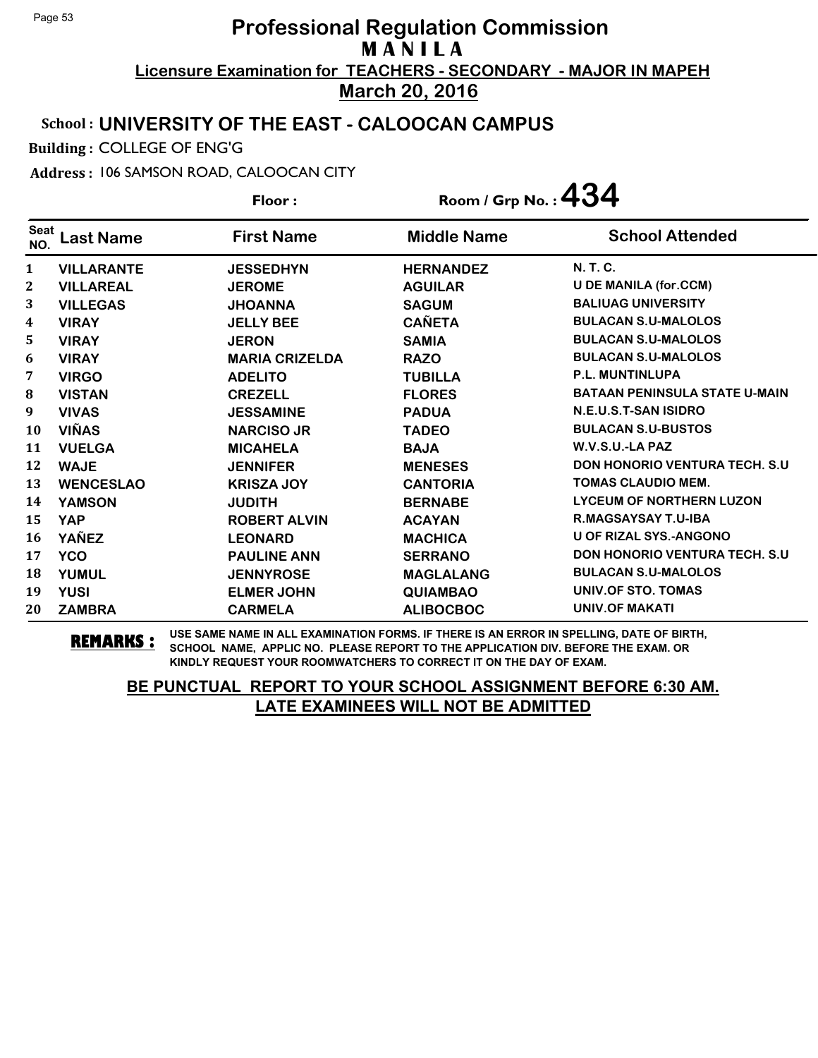# Professional Regulation Commission

## M A N I L A

**Licensure Examination for TEACHERS - SECONDARY - MAJOR IN MAPEH**

**March 20, 2016**

**School : UNIVERSITY OF THE EAST - CALOOCAN CAMPUS**

**Building :** COLLEGE OF ENG'G

**Address :** 106 SAMSON ROAD, CALOOCAN CITY

**Floor :** 

**Room / Grp No. : 434**

| Seat NO. | Last Name | First Name | Middle Name | School Attended |
|---|---|---|---|---|
| 1 | VILLARANTE | JESSEDHYN | HERNANDEZ | N. T. C. |
| 2 | VILLAREAL | JEROME | AGUILAR | U DE MANILA (for.CCM) |
| 3 | VILLEGAS | JHOANNA | SAGUM | BALIUAG UNIVERSITY |
| 4 | VIRAY | JELLY BEE | CAÑETA | BULACAN S.U-MALOLOS |
| 5 | VIRAY | JERON | SAMIA | BULACAN S.U-MALOLOS |
| 6 | VIRAY | MARIA CRIZELDA | RAZO | BULACAN S.U-MALOLOS |
| 7 | VIRGO | ADELITO | TUBILLA | P.L. MUNTINLUPA |
| 8 | VISTAN | CREZELL | FLORES | BATAAN PENINSULA STATE U-MAIN |
| 9 | VIVAS | JESSAMINE | PADUA | N.E.U.S.T-SAN ISIDRO |
| 10 | VIÑAS | NARCISO JR | TADEO | BULACAN S.U-BUSTOS |
| 11 | VUELGA | MICAHELA | BAJA | W.V.S.U.-LA PAZ |
| 12 | WAJE | JENNIFER | MENESES | DON HONORIO VENTURA TECH. S.U |
| 13 | WENCESLAO | KRISZA JOY | CANTORIA | TOMAS CLAUDIO MEM. |
| 14 | YAMSON | JUDITH | BERNABE | LYCEUM OF NORTHERN LUZON |
| 15 | YAP | ROBERT ALVIN | ACAYAN | R.MAGSAYSAY T.U-IBA |
| 16 | YAÑEZ | LEONARD | MACHICA | U OF RIZAL SYS.-ANGONO |
| 17 | YCO | PAULINE ANN | SERRANO | DON HONORIO VENTURA TECH. S.U |
| 18 | YUMUL | JENNYROSE | MAGLALANG | BULACAN S.U-MALOLOS |
| 19 | YUSI | ELMER JOHN | QUIAMBAO | UNIV.OF STO. TOMAS |
| 20 | ZAMBRA | CARMELA | ALIBOCBOC | UNIV.OF MAKATI |

**REMARKS :** USE SAME NAME IN ALL EXAMINATION FORMS. IF THERE IS AN ERROR IN SPELLING, DATE OF BIRTH, SCHOOL NAME, APPLIC NO. PLEASE REPORT TO THE APPLICATION DIV. BEFORE THE EXAM. OR KINDLY REQUEST YOUR ROOMWATCHERS TO CORRECT IT ON THE DAY OF EXAM.

**BE PUNCTUAL REPORT TO YOUR SCHOOL ASSIGNMENT BEFORE 6:30 AM. LATE EXAMINEES WILL NOT BE ADMITTED**